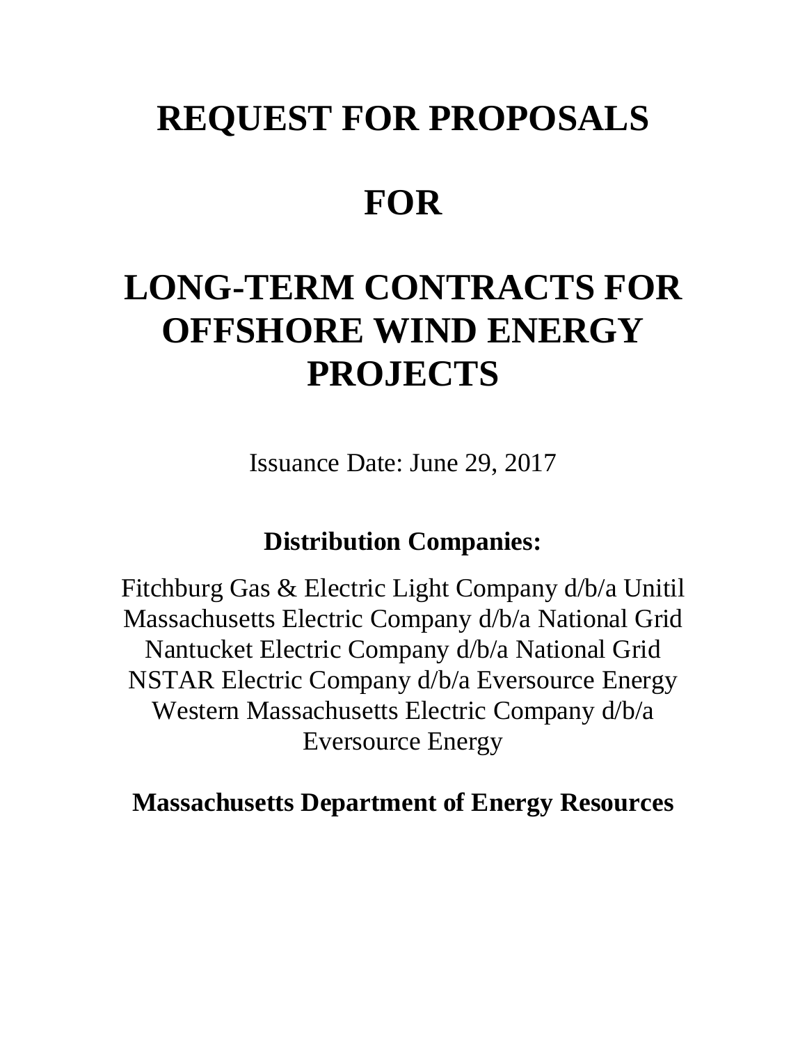# REQUEST FOR PROPOSALS

# FOR

# LONG-TERM CONTRACTS FOR OFFSHORE WIND ENERGY PROJECTS

Issuance Date: June 29, 2017

**Distribution Companies:**

Fitchburg Gas & Electric Light Company d/b/a Unitil
Massachusetts Electric Company d/b/a National Grid
Nantucket Electric Company d/b/a National Grid
NSTAR Electric Company d/b/a Eversource Energy
Western Massachusetts Electric Company d/b/a Eversource Energy

**Massachusetts Department of Energy Resources**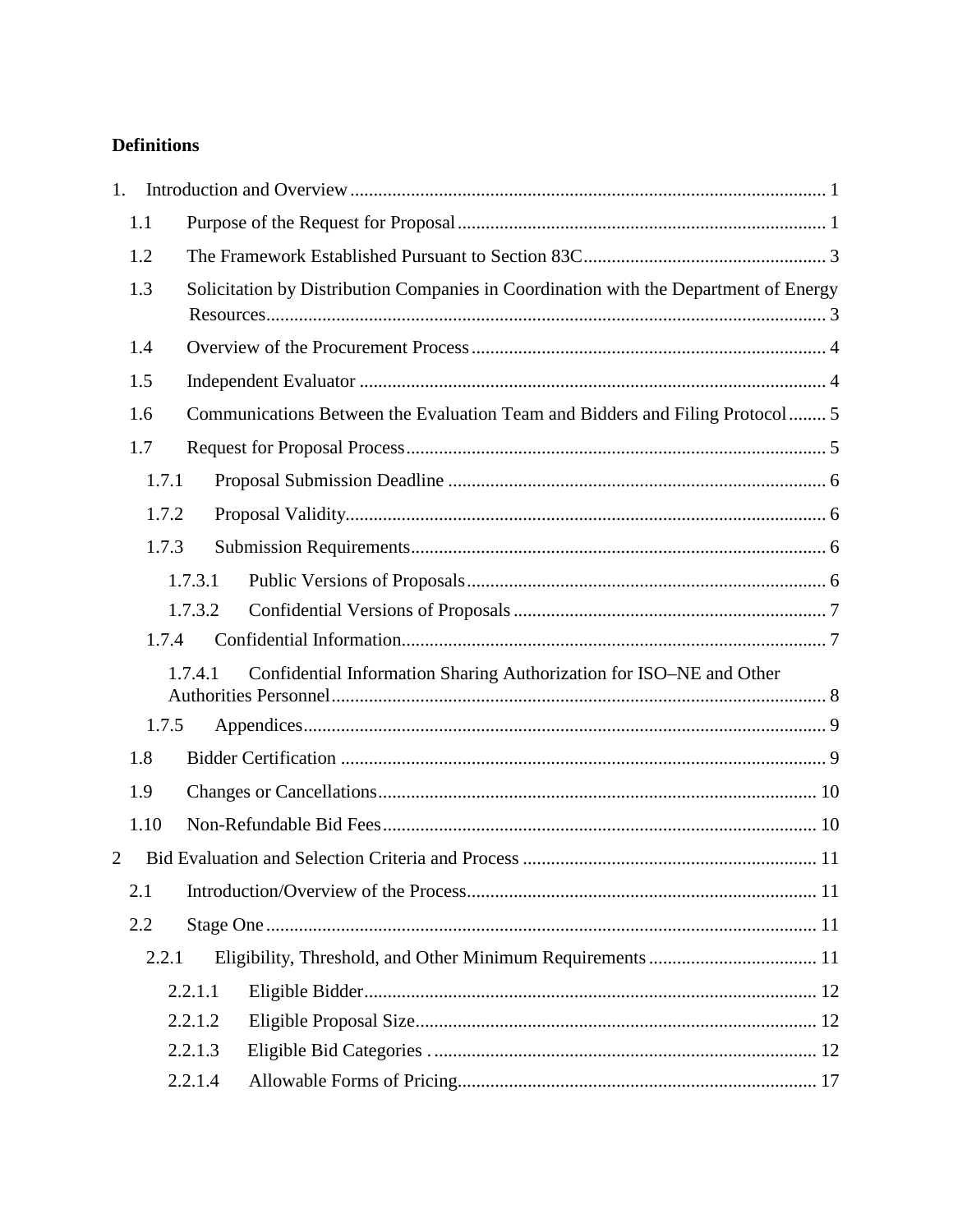**Definitions**

1. Introduction and Overview ..................................................................................................... 1
   - 1.1 Purpose of the Request for Proposal .............................................................................. 1
   - 1.2 The Framework Established Pursuant to Section 83C .................................................... 3
   - 1.3 Solicitation by Distribution Companies in Coordination with the Department of Energy Resources ....................................................................................................................... 3
   - 1.4 Overview of the Procurement Process ........................................................................... 4
   - 1.5 Independent Evaluator .................................................................................................. 4
   - 1.6 Communications Between the Evaluation Team and Bidders and Filing Protocol ........ 5
   - 1.7 Request for Proposal Process ......................................................................................... 5
     - 1.7.1 Proposal Submission Deadline ................................................................................ 6
     - 1.7.2 Proposal Validity ...................................................................................................... 6
     - 1.7.3 Submission Requirements ........................................................................................ 6
       - 1.7.3.1 Public Versions of Proposals ............................................................................ 6
       - 1.7.3.2 Confidential Versions of Proposals .................................................................. 7
     - 1.7.4 Confidential Information .......................................................................................... 7
       - 1.7.4.1 Confidential Information Sharing Authorization for ISO–NE and Other Authorities Personnel ......................................................................................................... 8
     - 1.7.5 Appendices ............................................................................................................... 9
   - 1.8 Bidder Certification ....................................................................................................... 9
   - 1.9 Changes or Cancellations ............................................................................................. 10
   - 1.10 Non-Refundable Bid Fees ............................................................................................ 10
2. Bid Evaluation and Selection Criteria and Process .............................................................. 11
   - 2.1 Introduction/Overview of the Process .......................................................................... 11
   - 2.2 Stage One ..................................................................................................................... 11
     - 2.2.1 Eligibility, Threshold, and Other Minimum Requirements .................................... 11
       - 2.2.1.1 Eligible Bidder ................................................................................................ 12
       - 2.2.1.2 Eligible Proposal Size ..................................................................................... 12
       - 2.2.1.3 Eligible Bid Categories . .................................................................................. 12
       - 2.2.1.4 Allowable Forms of Pricing ............................................................................ 17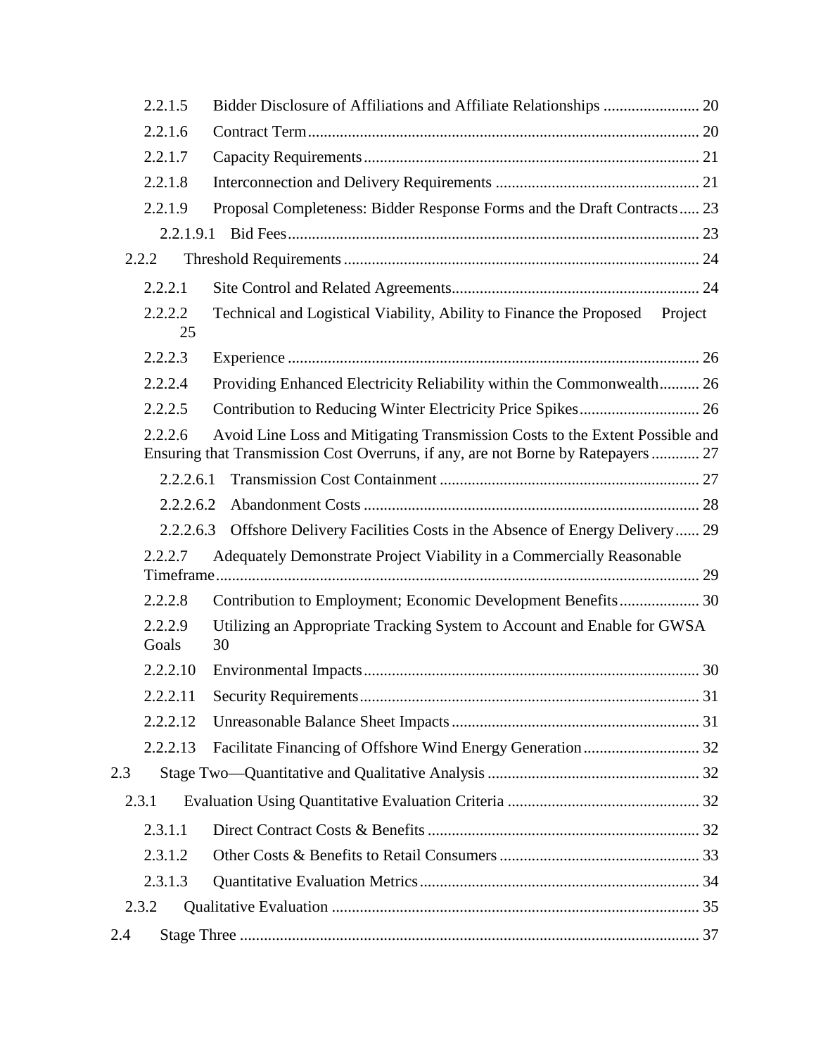2.2.1.5 Bidder Disclosure of Affiliations and Affiliate Relationships ........................ 20

2.2.1.6 Contract Term ................................................................................................ 20

2.2.1.7 Capacity Requirements .................................................................................. 21

2.2.1.8 Interconnection and Delivery Requirements .................................................. 21

2.2.1.9 Proposal Completeness: Bidder Response Forms and the Draft Contracts ..... 23

2.2.1.9.1 Bid Fees ..................................................................................................... 23

2.2.2 Threshold Requirements ........................................................................................ 24

2.2.2.1 Site Control and Related Agreements ............................................................. 24

2.2.2.2 Technical and Logistical Viability, Ability to Finance the Proposed Project 25

2.2.2.3 Experience ...................................................................................................... 26

2.2.2.4 Providing Enhanced Electricity Reliability within the Commonwealth .......... 26

2.2.2.5 Contribution to Reducing Winter Electricity Price Spikes .............................. 26

2.2.2.6 Avoid Line Loss and Mitigating Transmission Costs to the Extent Possible and Ensuring that Transmission Cost Overruns, if any, are not Borne by Ratepayers ............ 27

2.2.2.6.1 Transmission Cost Containment ................................................................. 27

2.2.2.6.2 Abandonment Costs ................................................................................... 28

2.2.2.6.3 Offshore Delivery Facilities Costs in the Absence of Energy Delivery ...... 29

2.2.2.7 Adequately Demonstrate Project Viability in a Commercially Reasonable Timeframe ........................................................................................................................ 29

2.2.2.8 Contribution to Employment; Economic Development Benefits .................... 30

2.2.2.9 Utilizing an Appropriate Tracking System to Account and Enable for GWSA Goals 30

2.2.2.10 Environmental Impacts ................................................................................... 30

2.2.2.11 Security Requirements .................................................................................... 31

2.2.2.12 Unreasonable Balance Sheet Impacts ............................................................. 31

2.2.2.13 Facilitate Financing of Offshore Wind Energy Generation ............................ 32

2.3 Stage Two—Quantitative and Qualitative Analysis .................................................... 32

2.3.1 Evaluation Using Quantitative Evaluation Criteria ................................................ 32

2.3.1.1 Direct Contract Costs & Benefits .................................................................... 32

2.3.1.2 Other Costs & Benefits to Retail Consumers .................................................. 33

2.3.1.3 Quantitative Evaluation Metrics ...................................................................... 34

2.3.2 Qualitative Evaluation ........................................................................................... 35

2.4 Stage Three .................................................................................................................. 37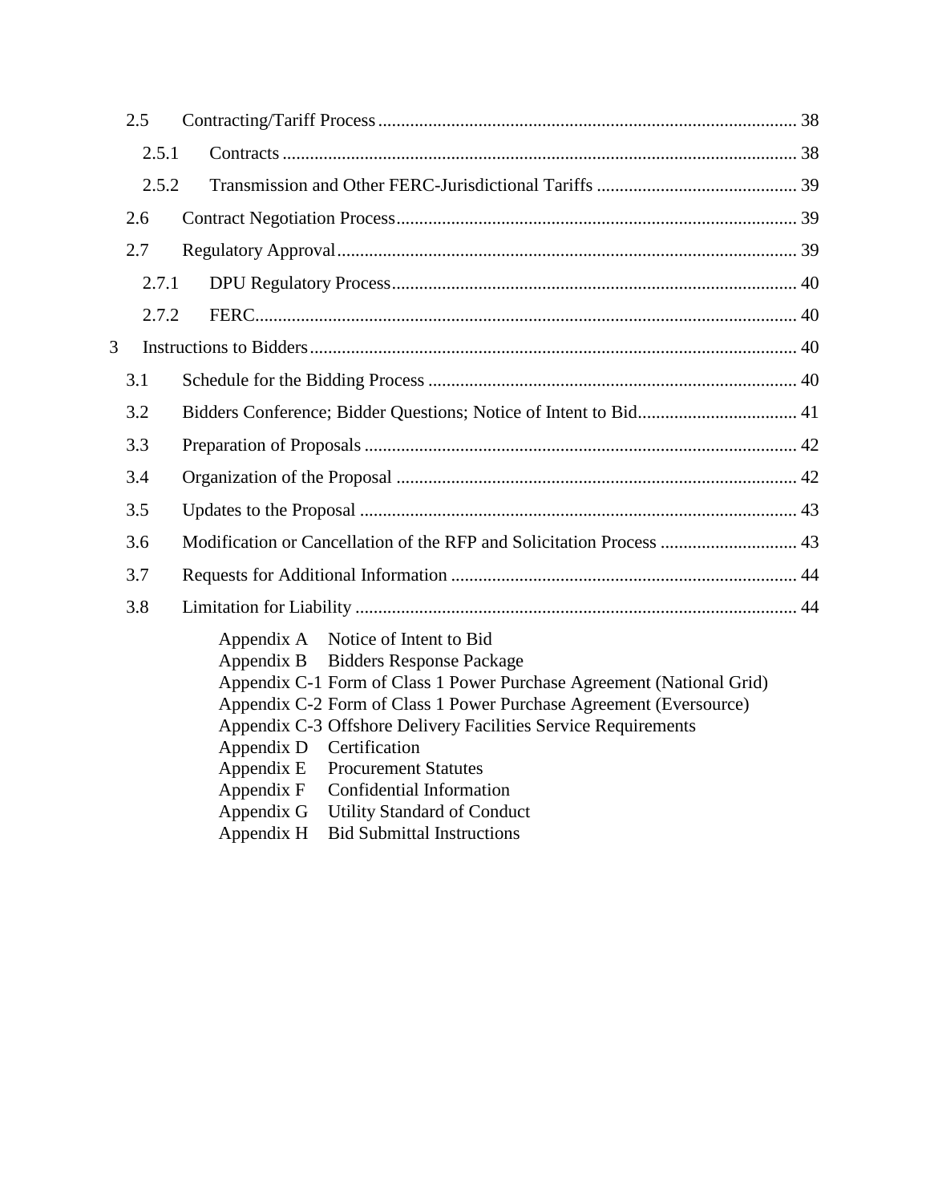2.5 Contracting/Tariff Process ........................................................................................... 38

2.5.1 Contracts ................................................................................................................. 38

2.5.2 Transmission and Other FERC-Jurisdictional Tariffs ............................................ 39

2.6 Contract Negotiation Process....................................................................................... 39

2.7 Regulatory Approval.................................................................................................... 39

2.7.1 DPU Regulatory Process........................................................................................ 40

2.7.2 FERC...................................................................................................................... 40

3 Instructions to Bidders.......................................................................................................... 40

3.1 Schedule for the Bidding Process ................................................................................ 40

3.2 Bidders Conference; Bidder Questions; Notice of Intent to Bid.................................. 41

3.3 Preparation of Proposals .............................................................................................. 42

3.4 Organization of the Proposal ....................................................................................... 42

3.5 Updates to the Proposal ............................................................................................... 43

3.6 Modification or Cancellation of the RFP and Solicitation Process .............................. 43

3.7 Requests for Additional Information ........................................................................... 44

3.8 Limitation for Liability ................................................................................................ 44

Appendix A Notice of Intent to Bid
Appendix B Bidders Response Package
Appendix C-1 Form of Class 1 Power Purchase Agreement (National Grid)
Appendix C-2 Form of Class 1 Power Purchase Agreement (Eversource)
Appendix C-3 Offshore Delivery Facilities Service Requirements
Appendix D Certification
Appendix E Procurement Statutes
Appendix F Confidential Information
Appendix G Utility Standard of Conduct
Appendix H Bid Submittal Instructions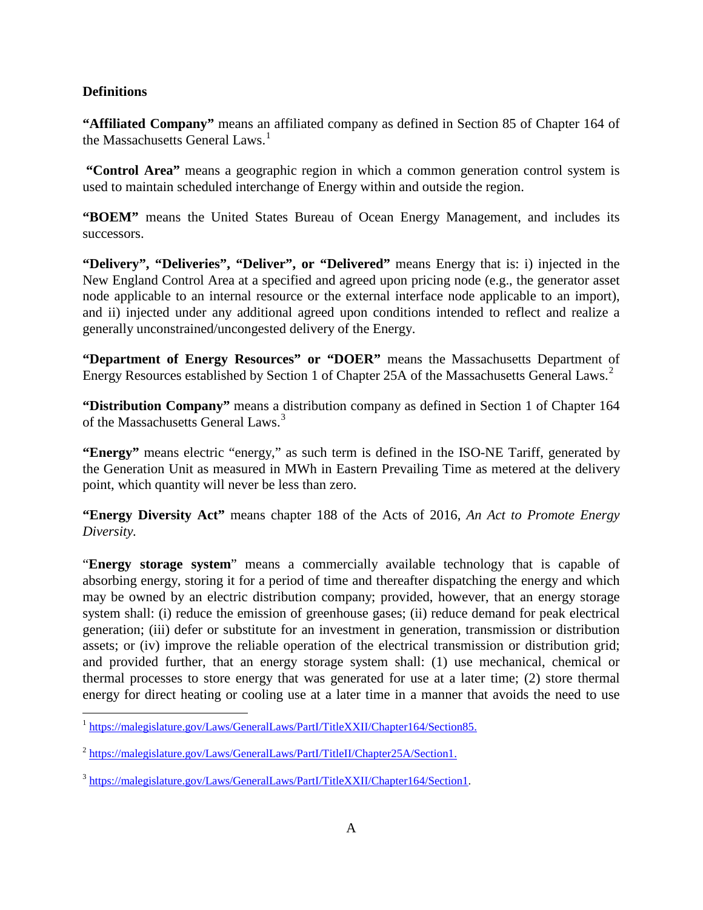**Definitions**

**"Affiliated Company"** means an affiliated company as defined in Section 85 of Chapter 164 of the Massachusetts General Laws.[1]

**"Control Area"** means a geographic region in which a common generation control system is used to maintain scheduled interchange of Energy within and outside the region.

**"BOEM"** means the United States Bureau of Ocean Energy Management, and includes its successors.

**"Delivery", "Deliveries", "Deliver", or "Delivered"** means Energy that is: i) injected in the New England Control Area at a specified and agreed upon pricing node (e.g., the generator asset node applicable to an internal resource or the external interface node applicable to an import), and ii) injected under any additional agreed upon conditions intended to reflect and realize a generally unconstrained/uncongested delivery of the Energy.

**"Department of Energy Resources" or "DOER"** means the Massachusetts Department of Energy Resources established by Section 1 of Chapter 25A of the Massachusetts General Laws.[2]

**"Distribution Company"** means a distribution company as defined in Section 1 of Chapter 164 of the Massachusetts General Laws.[3]

**"Energy"** means electric "energy," as such term is defined in the ISO-NE Tariff, generated by the Generation Unit as measured in MWh in Eastern Prevailing Time as metered at the delivery point, which quantity will never be less than zero.

**"Energy Diversity Act"** means chapter 188 of the Acts of 2016, *An Act to Promote Energy Diversity.*

"**Energy storage system**" means a commercially available technology that is capable of absorbing energy, storing it for a period of time and thereafter dispatching the energy and which may be owned by an electric distribution company; provided, however, that an energy storage system shall: (i) reduce the emission of greenhouse gases; (ii) reduce demand for peak electrical generation; (iii) defer or substitute for an investment in generation, transmission or distribution assets; or (iv) improve the reliable operation of the electrical transmission or distribution grid; and provided further, that an energy storage system shall: (1) use mechanical, chemical or thermal processes to store energy that was generated for use at a later time; (2) store thermal energy for direct heating or cooling use at a later time in a manner that avoids the need to use

---

[1] https://malegislature.gov/Laws/GeneralLaws/PartI/TitleXXII/Chapter164/Section85.

[2] https://malegislature.gov/Laws/GeneralLaws/PartI/TitleII/Chapter25A/Section1.

[3] https://malegislature.gov/Laws/GeneralLaws/PartI/TitleXXII/Chapter164/Section1.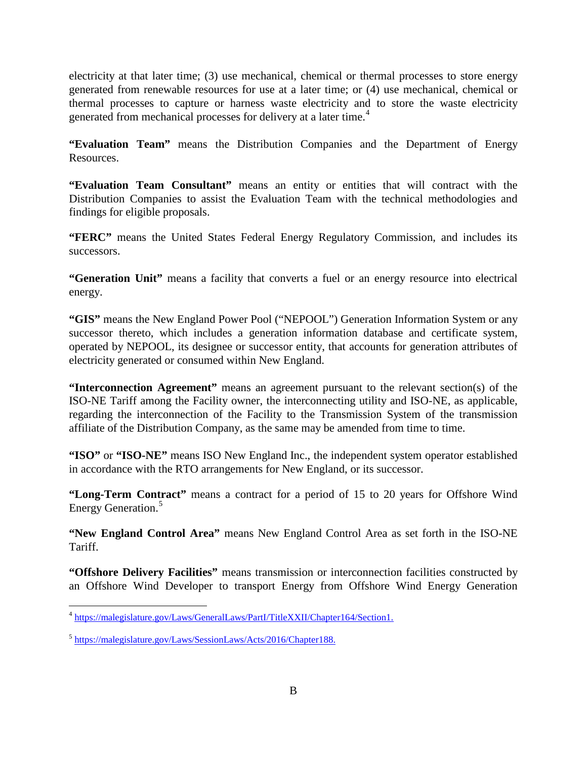electricity at that later time; (3) use mechanical, chemical or thermal processes to store energy generated from renewable resources for use at a later time; or (4) use mechanical, chemical or thermal processes to capture or harness waste electricity and to store the waste electricity generated from mechanical processes for delivery at a later time.[4]

**"Evaluation Team"** means the Distribution Companies and the Department of Energy Resources.

**"Evaluation Team Consultant"** means an entity or entities that will contract with the Distribution Companies to assist the Evaluation Team with the technical methodologies and findings for eligible proposals.

**"FERC"** means the United States Federal Energy Regulatory Commission, and includes its successors.

**"Generation Unit"** means a facility that converts a fuel or an energy resource into electrical energy.

**"GIS"** means the New England Power Pool ("NEPOOL") Generation Information System or any successor thereto, which includes a generation information database and certificate system, operated by NEPOOL, its designee or successor entity, that accounts for generation attributes of electricity generated or consumed within New England.

**"Interconnection Agreement"** means an agreement pursuant to the relevant section(s) of the ISO-NE Tariff among the Facility owner, the interconnecting utility and ISO-NE, as applicable, regarding the interconnection of the Facility to the Transmission System of the transmission affiliate of the Distribution Company, as the same may be amended from time to time.

**"ISO"** or **"ISO-NE"** means ISO New England Inc., the independent system operator established in accordance with the RTO arrangements for New England, or its successor.

**"Long-Term Contract"** means a contract for a period of 15 to 20 years for Offshore Wind Energy Generation.[5]

**"New England Control Area"** means New England Control Area as set forth in the ISO-NE Tariff.

**"Offshore Delivery Facilities"** means transmission or interconnection facilities constructed by an Offshore Wind Developer to transport Energy from Offshore Wind Energy Generation

[4] https://malegislature.gov/Laws/GeneralLaws/PartI/TitleXXII/Chapter164/Section1.

[5] https://malegislature.gov/Laws/SessionLaws/Acts/2016/Chapter188.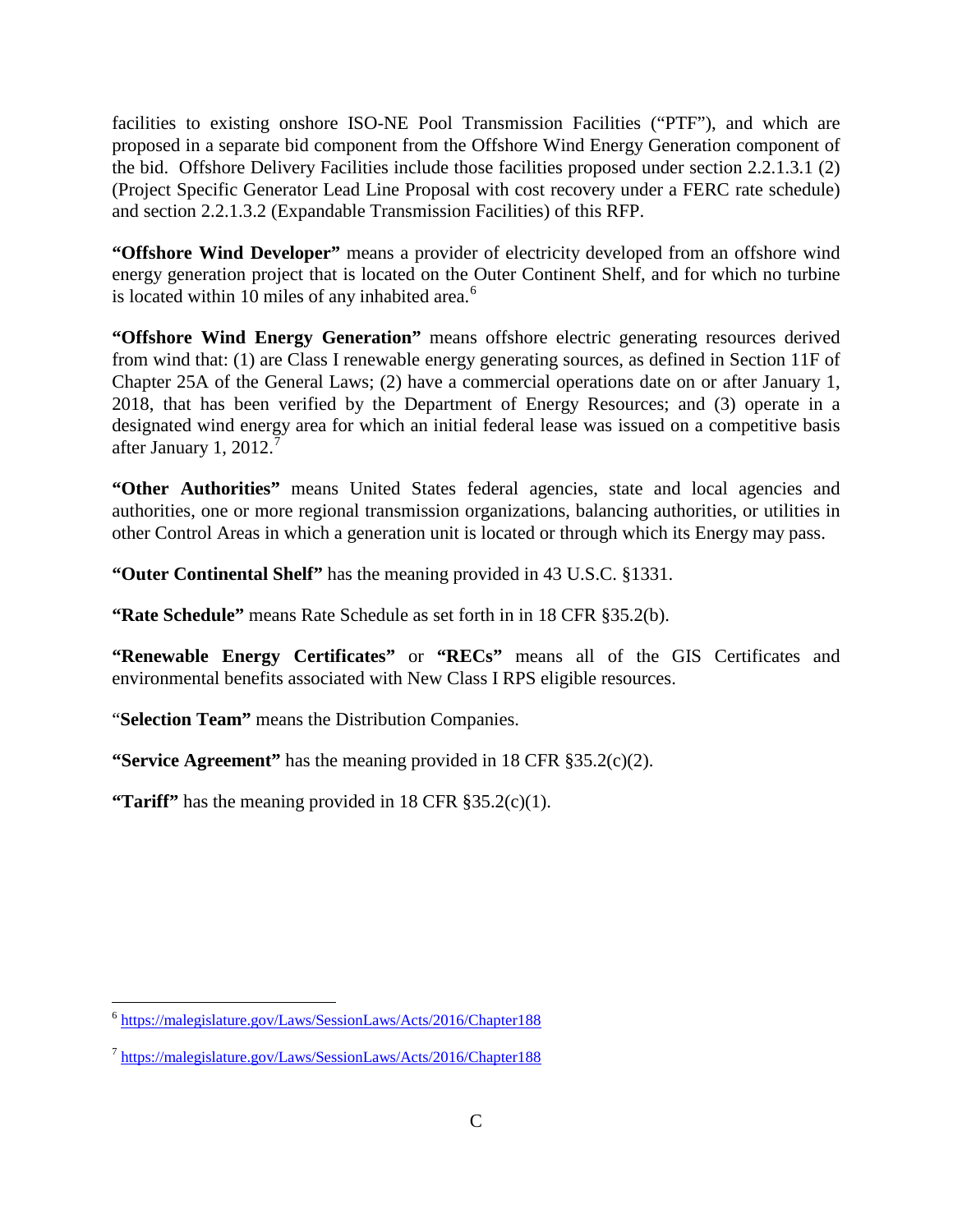facilities to existing onshore ISO-NE Pool Transmission Facilities ("PTF"), and which are proposed in a separate bid component from the Offshore Wind Energy Generation component of the bid. Offshore Delivery Facilities include those facilities proposed under section 2.2.1.3.1 (2) (Project Specific Generator Lead Line Proposal with cost recovery under a FERC rate schedule) and section 2.2.1.3.2 (Expandable Transmission Facilities) of this RFP.

**"Offshore Wind Developer"** means a provider of electricity developed from an offshore wind energy generation project that is located on the Outer Continent Shelf, and for which no turbine is located within 10 miles of any inhabited area.[6]

**"Offshore Wind Energy Generation"** means offshore electric generating resources derived from wind that: (1) are Class I renewable energy generating sources, as defined in Section 11F of Chapter 25A of the General Laws; (2) have a commercial operations date on or after January 1, 2018, that has been verified by the Department of Energy Resources; and (3) operate in a designated wind energy area for which an initial federal lease was issued on a competitive basis after January 1, 2012.[7]

**"Other Authorities"** means United States federal agencies, state and local agencies and authorities, one or more regional transmission organizations, balancing authorities, or utilities in other Control Areas in which a generation unit is located or through which its Energy may pass.

**"Outer Continental Shelf"** has the meaning provided in 43 U.S.C. §1331.

**"Rate Schedule"** means Rate Schedule as set forth in in 18 CFR §35.2(b).

**"Renewable Energy Certificates"** or **"RECs"** means all of the GIS Certificates and environmental benefits associated with New Class I RPS eligible resources.

"**Selection Team"** means the Distribution Companies.

**"Service Agreement"** has the meaning provided in 18 CFR §35.2(c)(2).

**"Tariff"** has the meaning provided in 18 CFR §35.2(c)(1).

---

[6] https://malegislature.gov/Laws/SessionLaws/Acts/2016/Chapter188

[7] https://malegislature.gov/Laws/SessionLaws/Acts/2016/Chapter188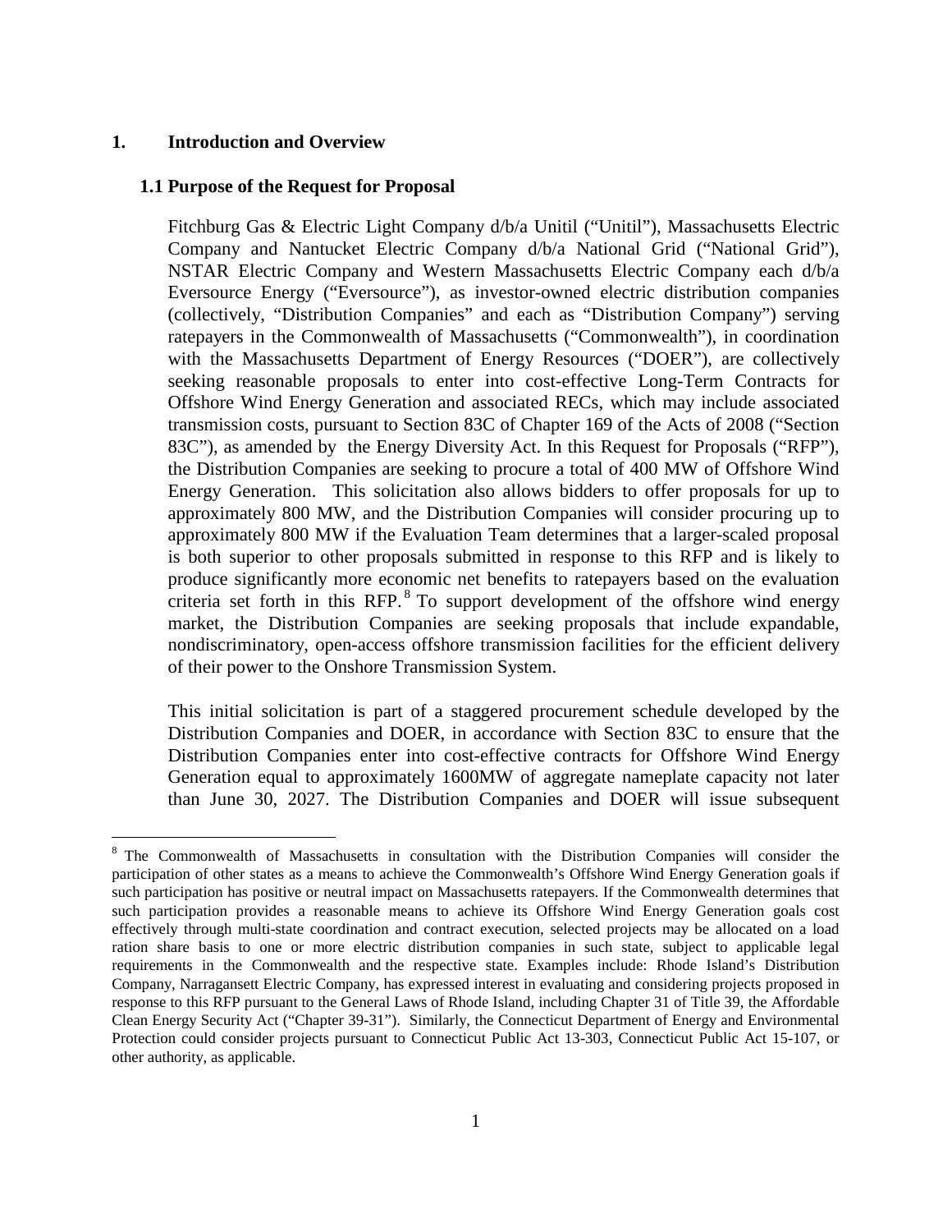## 1. Introduction and Overview

### 1.1 Purpose of the Request for Proposal

Fitchburg Gas & Electric Light Company d/b/a Unitil ("Unitil"), Massachusetts Electric Company and Nantucket Electric Company d/b/a National Grid ("National Grid"), NSTAR Electric Company and Western Massachusetts Electric Company each d/b/a Eversource Energy ("Eversource"), as investor-owned electric distribution companies (collectively, "Distribution Companies" and each as "Distribution Company") serving ratepayers in the Commonwealth of Massachusetts ("Commonwealth"), in coordination with the Massachusetts Department of Energy Resources ("DOER"), are collectively seeking reasonable proposals to enter into cost-effective Long-Term Contracts for Offshore Wind Energy Generation and associated RECs, which may include associated transmission costs, pursuant to Section 83C of Chapter 169 of the Acts of 2008 ("Section 83C"), as amended by the Energy Diversity Act. In this Request for Proposals ("RFP"), the Distribution Companies are seeking to procure a total of 400 MW of Offshore Wind Energy Generation. This solicitation also allows bidders to offer proposals for up to approximately 800 MW, and the Distribution Companies will consider procuring up to approximately 800 MW if the Evaluation Team determines that a larger-scaled proposal is both superior to other proposals submitted in response to this RFP and is likely to produce significantly more economic net benefits to ratepayers based on the evaluation criteria set forth in this RFP.[8] To support development of the offshore wind energy market, the Distribution Companies are seeking proposals that include expandable, nondiscriminatory, open-access offshore transmission facilities for the efficient delivery of their power to the Onshore Transmission System.

This initial solicitation is part of a staggered procurement schedule developed by the Distribution Companies and DOER, in accordance with Section 83C to ensure that the Distribution Companies enter into cost-effective contracts for Offshore Wind Energy Generation equal to approximately 1600MW of aggregate nameplate capacity not later than June 30, 2027. The Distribution Companies and DOER will issue subsequent

[8] The Commonwealth of Massachusetts in consultation with the Distribution Companies will consider the participation of other states as a means to achieve the Commonwealth's Offshore Wind Energy Generation goals if such participation has positive or neutral impact on Massachusetts ratepayers. If the Commonwealth determines that such participation provides a reasonable means to achieve its Offshore Wind Energy Generation goals cost effectively through multi-state coordination and contract execution, selected projects may be allocated on a load ration share basis to one or more electric distribution companies in such state, subject to applicable legal requirements in the Commonwealth and the respective state. Examples include: Rhode Island's Distribution Company, Narragansett Electric Company, has expressed interest in evaluating and considering projects proposed in response to this RFP pursuant to the General Laws of Rhode Island, including Chapter 31 of Title 39, the Affordable Clean Energy Security Act ("Chapter 39-31"). Similarly, the Connecticut Department of Energy and Environmental Protection could consider projects pursuant to Connecticut Public Act 13-303, Connecticut Public Act 15-107, or other authority, as applicable.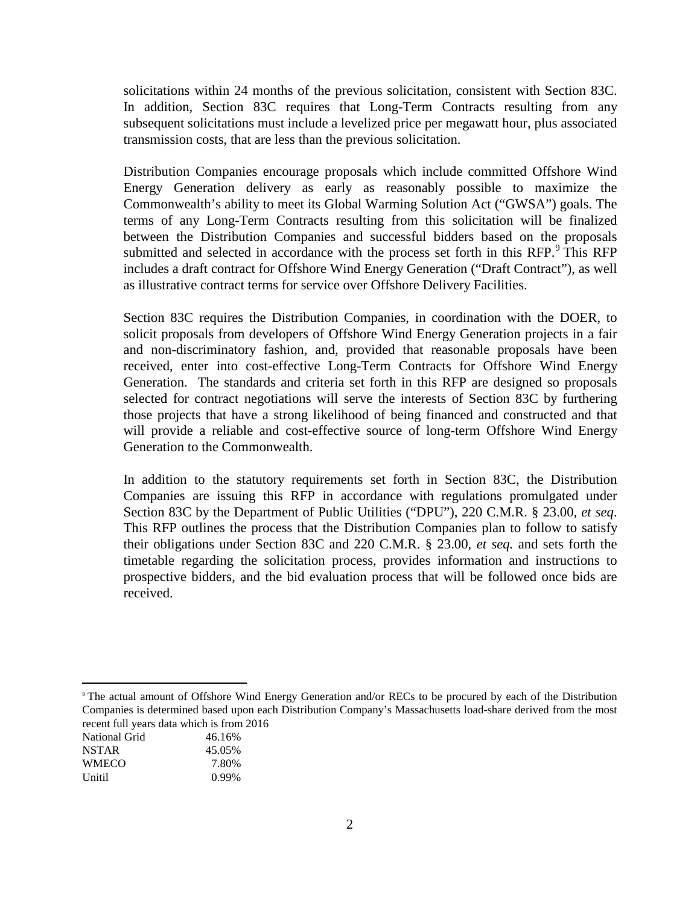solicitations within 24 months of the previous solicitation, consistent with Section 83C. In addition, Section 83C requires that Long-Term Contracts resulting from any subsequent solicitations must include a levelized price per megawatt hour, plus associated transmission costs, that are less than the previous solicitation.

Distribution Companies encourage proposals which include committed Offshore Wind Energy Generation delivery as early as reasonably possible to maximize the Commonwealth's ability to meet its Global Warming Solution Act ("GWSA") goals. The terms of any Long-Term Contracts resulting from this solicitation will be finalized between the Distribution Companies and successful bidders based on the proposals submitted and selected in accordance with the process set forth in this RFP.[9] This RFP includes a draft contract for Offshore Wind Energy Generation ("Draft Contract"), as well as illustrative contract terms for service over Offshore Delivery Facilities.

Section 83C requires the Distribution Companies, in coordination with the DOER, to solicit proposals from developers of Offshore Wind Energy Generation projects in a fair and non-discriminatory fashion, and, provided that reasonable proposals have been received, enter into cost-effective Long-Term Contracts for Offshore Wind Energy Generation. The standards and criteria set forth in this RFP are designed so proposals selected for contract negotiations will serve the interests of Section 83C by furthering those projects that have a strong likelihood of being financed and constructed and that will provide a reliable and cost-effective source of long-term Offshore Wind Energy Generation to the Commonwealth.

In addition to the statutory requirements set forth in Section 83C, the Distribution Companies are issuing this RFP in accordance with regulations promulgated under Section 83C by the Department of Public Utilities ("DPU"), 220 C.M.R. § 23.00, *et seq*. This RFP outlines the process that the Distribution Companies plan to follow to satisfy their obligations under Section 83C and 220 C.M.R. § 23.00, *et seq.* and sets forth the timetable regarding the solicitation process, provides information and instructions to prospective bidders, and the bid evaluation process that will be followed once bids are received.

---

[9] The actual amount of Offshore Wind Energy Generation and/or RECs to be procured by each of the Distribution Companies is determined based upon each Distribution Company's Massachusetts load-share derived from the most recent full years data which is from 2016

| | |
|---|---|
| National Grid | 46.16% |
| NSTAR | 45.05% |
| WMECO | 7.80% |
| Unitil | 0.99% |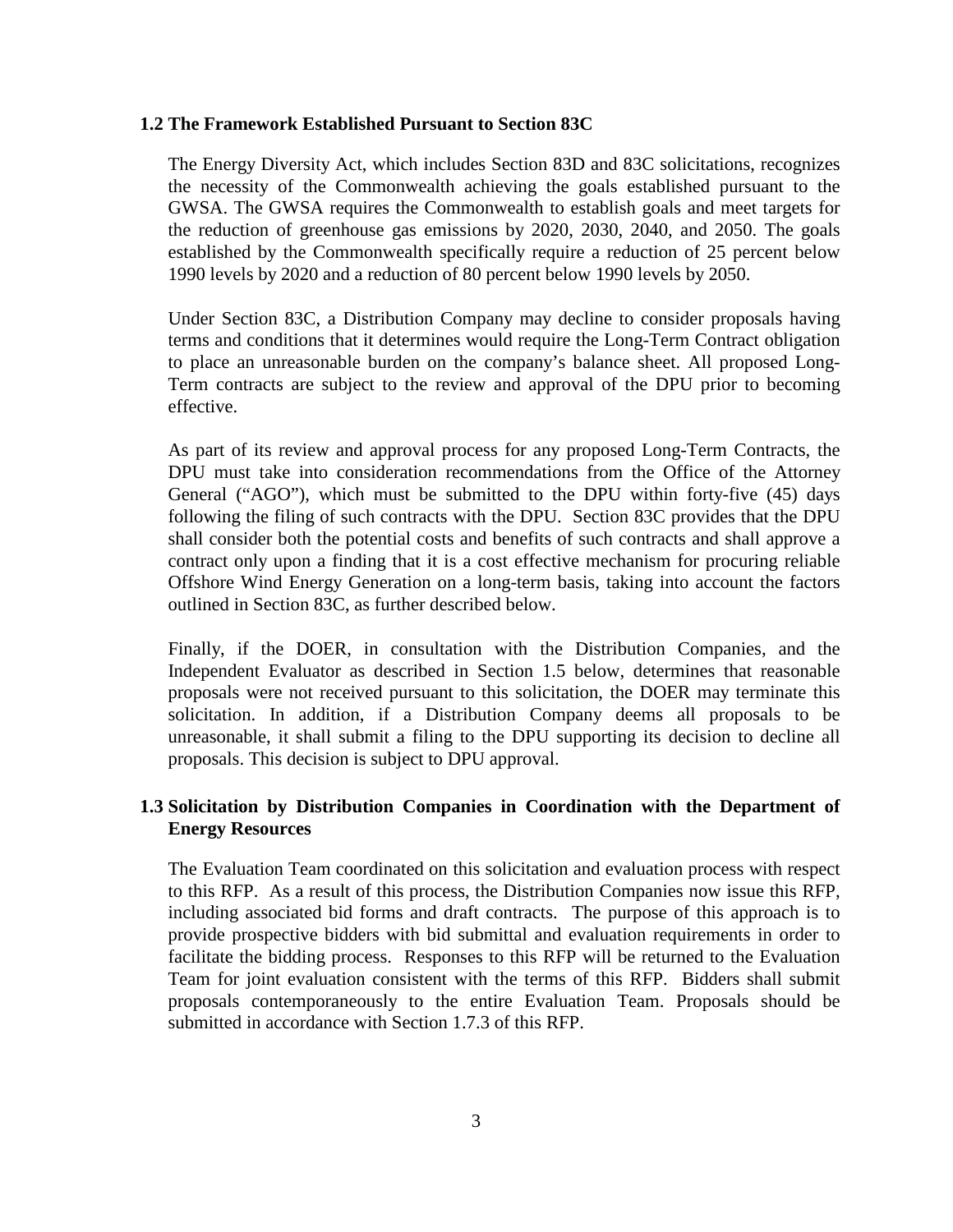### 1.2 The Framework Established Pursuant to Section 83C

The Energy Diversity Act, which includes Section 83D and 83C solicitations, recognizes the necessity of the Commonwealth achieving the goals established pursuant to the GWSA. The GWSA requires the Commonwealth to establish goals and meet targets for the reduction of greenhouse gas emissions by 2020, 2030, 2040, and 2050. The goals established by the Commonwealth specifically require a reduction of 25 percent below 1990 levels by 2020 and a reduction of 80 percent below 1990 levels by 2050.

Under Section 83C, a Distribution Company may decline to consider proposals having terms and conditions that it determines would require the Long-Term Contract obligation to place an unreasonable burden on the company's balance sheet. All proposed Long-Term contracts are subject to the review and approval of the DPU prior to becoming effective.

As part of its review and approval process for any proposed Long-Term Contracts, the DPU must take into consideration recommendations from the Office of the Attorney General ("AGO"), which must be submitted to the DPU within forty-five (45) days following the filing of such contracts with the DPU. Section 83C provides that the DPU shall consider both the potential costs and benefits of such contracts and shall approve a contract only upon a finding that it is a cost effective mechanism for procuring reliable Offshore Wind Energy Generation on a long-term basis, taking into account the factors outlined in Section 83C, as further described below.

Finally, if the DOER, in consultation with the Distribution Companies, and the Independent Evaluator as described in Section 1.5 below, determines that reasonable proposals were not received pursuant to this solicitation, the DOER may terminate this solicitation. In addition, if a Distribution Company deems all proposals to be unreasonable, it shall submit a filing to the DPU supporting its decision to decline all proposals. This decision is subject to DPU approval.

### 1.3 Solicitation by Distribution Companies in Coordination with the Department of Energy Resources

The Evaluation Team coordinated on this solicitation and evaluation process with respect to this RFP. As a result of this process, the Distribution Companies now issue this RFP, including associated bid forms and draft contracts. The purpose of this approach is to provide prospective bidders with bid submittal and evaluation requirements in order to facilitate the bidding process. Responses to this RFP will be returned to the Evaluation Team for joint evaluation consistent with the terms of this RFP. Bidders shall submit proposals contemporaneously to the entire Evaluation Team. Proposals should be submitted in accordance with Section 1.7.3 of this RFP.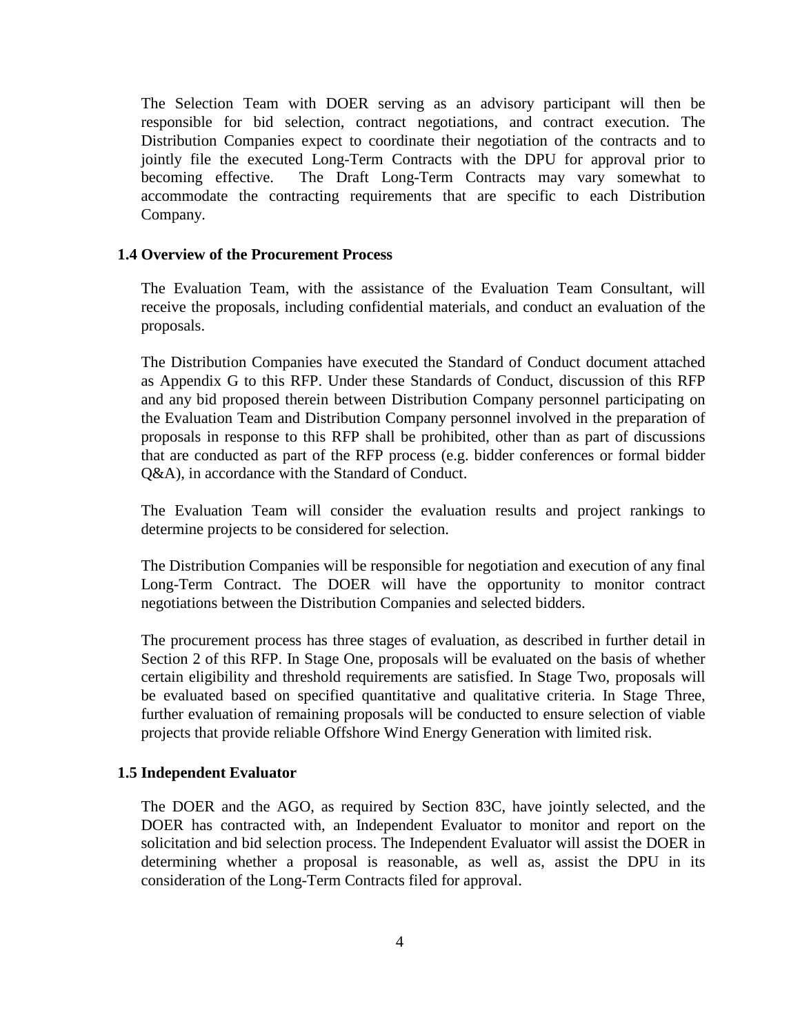The Selection Team with DOER serving as an advisory participant will then be responsible for bid selection, contract negotiations, and contract execution. The Distribution Companies expect to coordinate their negotiation of the contracts and to jointly file the executed Long-Term Contracts with the DPU for approval prior to becoming effective. The Draft Long-Term Contracts may vary somewhat to accommodate the contracting requirements that are specific to each Distribution Company.

### 1.4 Overview of the Procurement Process

The Evaluation Team, with the assistance of the Evaluation Team Consultant, will receive the proposals, including confidential materials, and conduct an evaluation of the proposals.

The Distribution Companies have executed the Standard of Conduct document attached as Appendix G to this RFP. Under these Standards of Conduct, discussion of this RFP and any bid proposed therein between Distribution Company personnel participating on the Evaluation Team and Distribution Company personnel involved in the preparation of proposals in response to this RFP shall be prohibited, other than as part of discussions that are conducted as part of the RFP process (e.g. bidder conferences or formal bidder Q&A), in accordance with the Standard of Conduct.

The Evaluation Team will consider the evaluation results and project rankings to determine projects to be considered for selection.

The Distribution Companies will be responsible for negotiation and execution of any final Long-Term Contract. The DOER will have the opportunity to monitor contract negotiations between the Distribution Companies and selected bidders.

The procurement process has three stages of evaluation, as described in further detail in Section 2 of this RFP. In Stage One, proposals will be evaluated on the basis of whether certain eligibility and threshold requirements are satisfied. In Stage Two, proposals will be evaluated based on specified quantitative and qualitative criteria. In Stage Three, further evaluation of remaining proposals will be conducted to ensure selection of viable projects that provide reliable Offshore Wind Energy Generation with limited risk.

### 1.5 Independent Evaluator

The DOER and the AGO, as required by Section 83C, have jointly selected, and the DOER has contracted with, an Independent Evaluator to monitor and report on the solicitation and bid selection process. The Independent Evaluator will assist the DOER in determining whether a proposal is reasonable, as well as, assist the DPU in its consideration of the Long-Term Contracts filed for approval.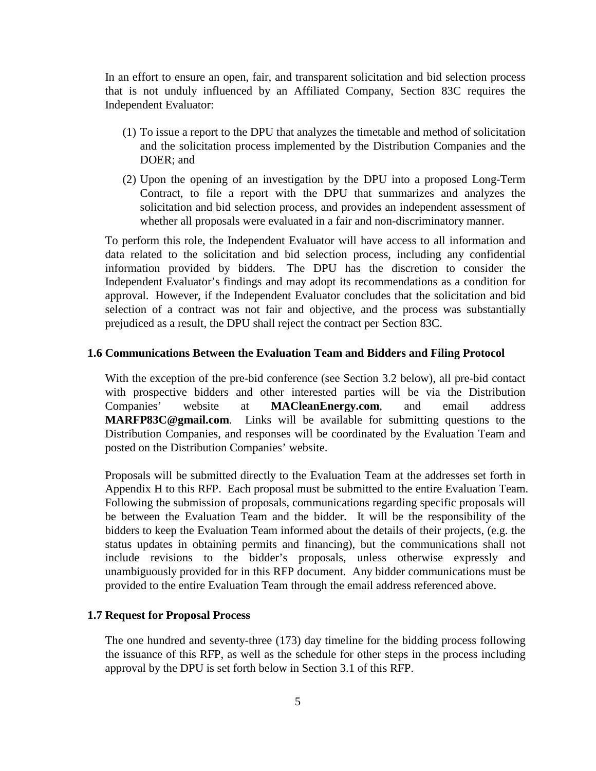In an effort to ensure an open, fair, and transparent solicitation and bid selection process that is not unduly influenced by an Affiliated Company, Section 83C requires the Independent Evaluator:

(1) To issue a report to the DPU that analyzes the timetable and method of solicitation and the solicitation process implemented by the Distribution Companies and the DOER; and

(2) Upon the opening of an investigation by the DPU into a proposed Long-Term Contract, to file a report with the DPU that summarizes and analyzes the solicitation and bid selection process, and provides an independent assessment of whether all proposals were evaluated in a fair and non-discriminatory manner.

To perform this role, the Independent Evaluator will have access to all information and data related to the solicitation and bid selection process, including any confidential information provided by bidders. The DPU has the discretion to consider the Independent Evaluator's findings and may adopt its recommendations as a condition for approval. However, if the Independent Evaluator concludes that the solicitation and bid selection of a contract was not fair and objective, and the process was substantially prejudiced as a result, the DPU shall reject the contract per Section 83C.

### 1.6 Communications Between the Evaluation Team and Bidders and Filing Protocol

With the exception of the pre-bid conference (see Section 3.2 below), all pre-bid contact with prospective bidders and other interested parties will be via the Distribution Companies' website at **MACleanEnergy.com**, and email address **MARFP83C@gmail.com**. Links will be available for submitting questions to the Distribution Companies, and responses will be coordinated by the Evaluation Team and posted on the Distribution Companies' website.

Proposals will be submitted directly to the Evaluation Team at the addresses set forth in Appendix H to this RFP. Each proposal must be submitted to the entire Evaluation Team. Following the submission of proposals, communications regarding specific proposals will be between the Evaluation Team and the bidder. It will be the responsibility of the bidders to keep the Evaluation Team informed about the details of their projects, (e.g. the status updates in obtaining permits and financing), but the communications shall not include revisions to the bidder's proposals, unless otherwise expressly and unambiguously provided for in this RFP document. Any bidder communications must be provided to the entire Evaluation Team through the email address referenced above.

### 1.7 Request for Proposal Process

The one hundred and seventy-three (173) day timeline for the bidding process following the issuance of this RFP, as well as the schedule for other steps in the process including approval by the DPU is set forth below in Section 3.1 of this RFP.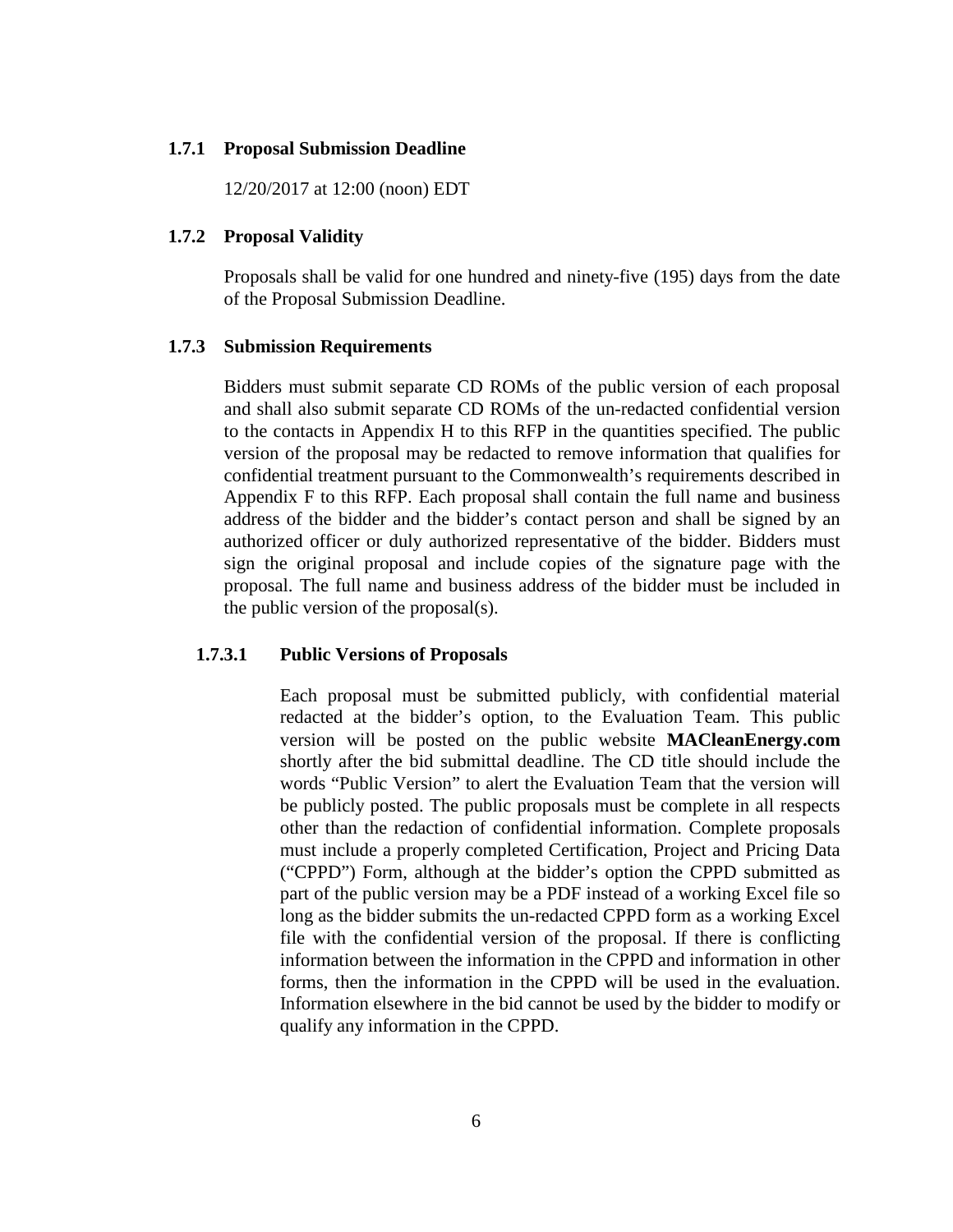### 1.7.1 Proposal Submission Deadline

12/20/2017 at 12:00 (noon) EDT

### 1.7.2 Proposal Validity

Proposals shall be valid for one hundred and ninety-five (195) days from the date of the Proposal Submission Deadline.

### 1.7.3 Submission Requirements

Bidders must submit separate CD ROMs of the public version of each proposal and shall also submit separate CD ROMs of the un-redacted confidential version to the contacts in Appendix H to this RFP in the quantities specified. The public version of the proposal may be redacted to remove information that qualifies for confidential treatment pursuant to the Commonwealth's requirements described in Appendix F to this RFP. Each proposal shall contain the full name and business address of the bidder and the bidder's contact person and shall be signed by an authorized officer or duly authorized representative of the bidder. Bidders must sign the original proposal and include copies of the signature page with the proposal. The full name and business address of the bidder must be included in the public version of the proposal(s).

#### 1.7.3.1 Public Versions of Proposals

Each proposal must be submitted publicly, with confidential material redacted at the bidder's option, to the Evaluation Team. This public version will be posted on the public website **MACleanEnergy.com** shortly after the bid submittal deadline. The CD title should include the words "Public Version" to alert the Evaluation Team that the version will be publicly posted. The public proposals must be complete in all respects other than the redaction of confidential information. Complete proposals must include a properly completed Certification, Project and Pricing Data ("CPPD") Form, although at the bidder's option the CPPD submitted as part of the public version may be a PDF instead of a working Excel file so long as the bidder submits the un-redacted CPPD form as a working Excel file with the confidential version of the proposal. If there is conflicting information between the information in the CPPD and information in other forms, then the information in the CPPD will be used in the evaluation. Information elsewhere in the bid cannot be used by the bidder to modify or qualify any information in the CPPD.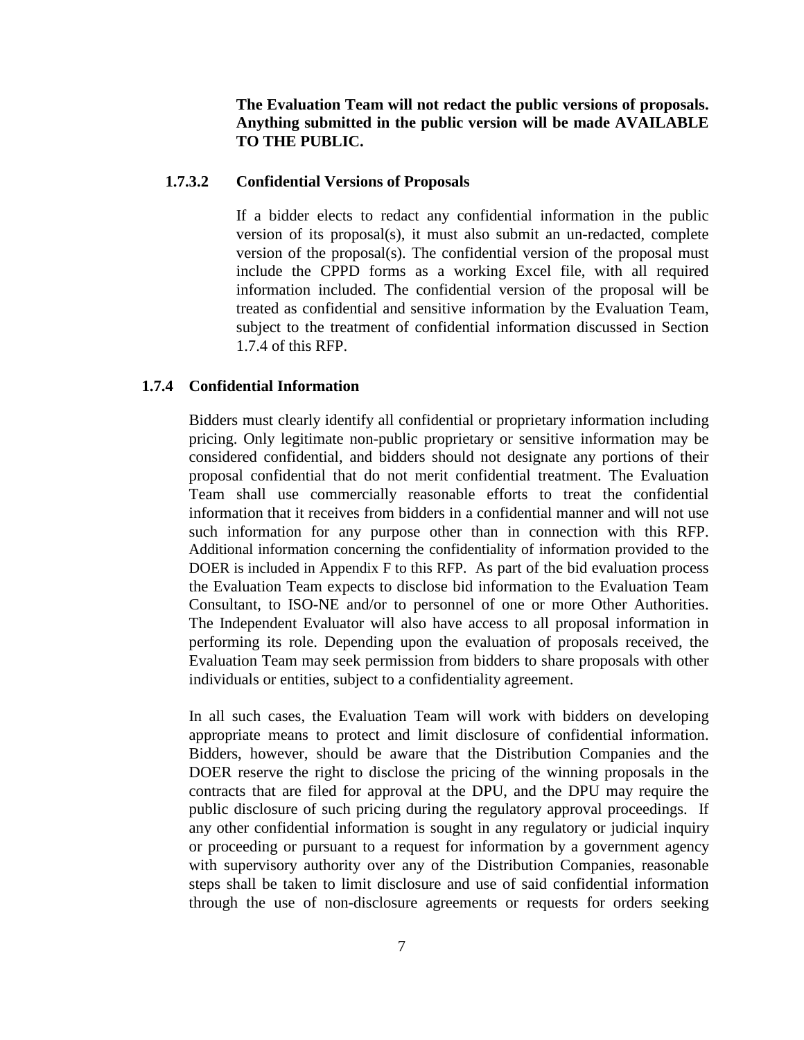**The Evaluation Team will not redact the public versions of proposals. Anything submitted in the public version will be made AVAILABLE TO THE PUBLIC.**

#### 1.7.3.2 Confidential Versions of Proposals

If a bidder elects to redact any confidential information in the public version of its proposal(s), it must also submit an un-redacted, complete version of the proposal(s). The confidential version of the proposal must include the CPPD forms as a working Excel file, with all required information included. The confidential version of the proposal will be treated as confidential and sensitive information by the Evaluation Team, subject to the treatment of confidential information discussed in Section 1.7.4 of this RFP.

### 1.7.4 Confidential Information

Bidders must clearly identify all confidential or proprietary information including pricing. Only legitimate non-public proprietary or sensitive information may be considered confidential, and bidders should not designate any portions of their proposal confidential that do not merit confidential treatment. The Evaluation Team shall use commercially reasonable efforts to treat the confidential information that it receives from bidders in a confidential manner and will not use such information for any purpose other than in connection with this RFP. Additional information concerning the confidentiality of information provided to the DOER is included in Appendix F to this RFP. As part of the bid evaluation process the Evaluation Team expects to disclose bid information to the Evaluation Team Consultant, to ISO-NE and/or to personnel of one or more Other Authorities. The Independent Evaluator will also have access to all proposal information in performing its role. Depending upon the evaluation of proposals received, the Evaluation Team may seek permission from bidders to share proposals with other individuals or entities, subject to a confidentiality agreement.

In all such cases, the Evaluation Team will work with bidders on developing appropriate means to protect and limit disclosure of confidential information. Bidders, however, should be aware that the Distribution Companies and the DOER reserve the right to disclose the pricing of the winning proposals in the contracts that are filed for approval at the DPU, and the DPU may require the public disclosure of such pricing during the regulatory approval proceedings. If any other confidential information is sought in any regulatory or judicial inquiry or proceeding or pursuant to a request for information by a government agency with supervisory authority over any of the Distribution Companies, reasonable steps shall be taken to limit disclosure and use of said confidential information through the use of non-disclosure agreements or requests for orders seeking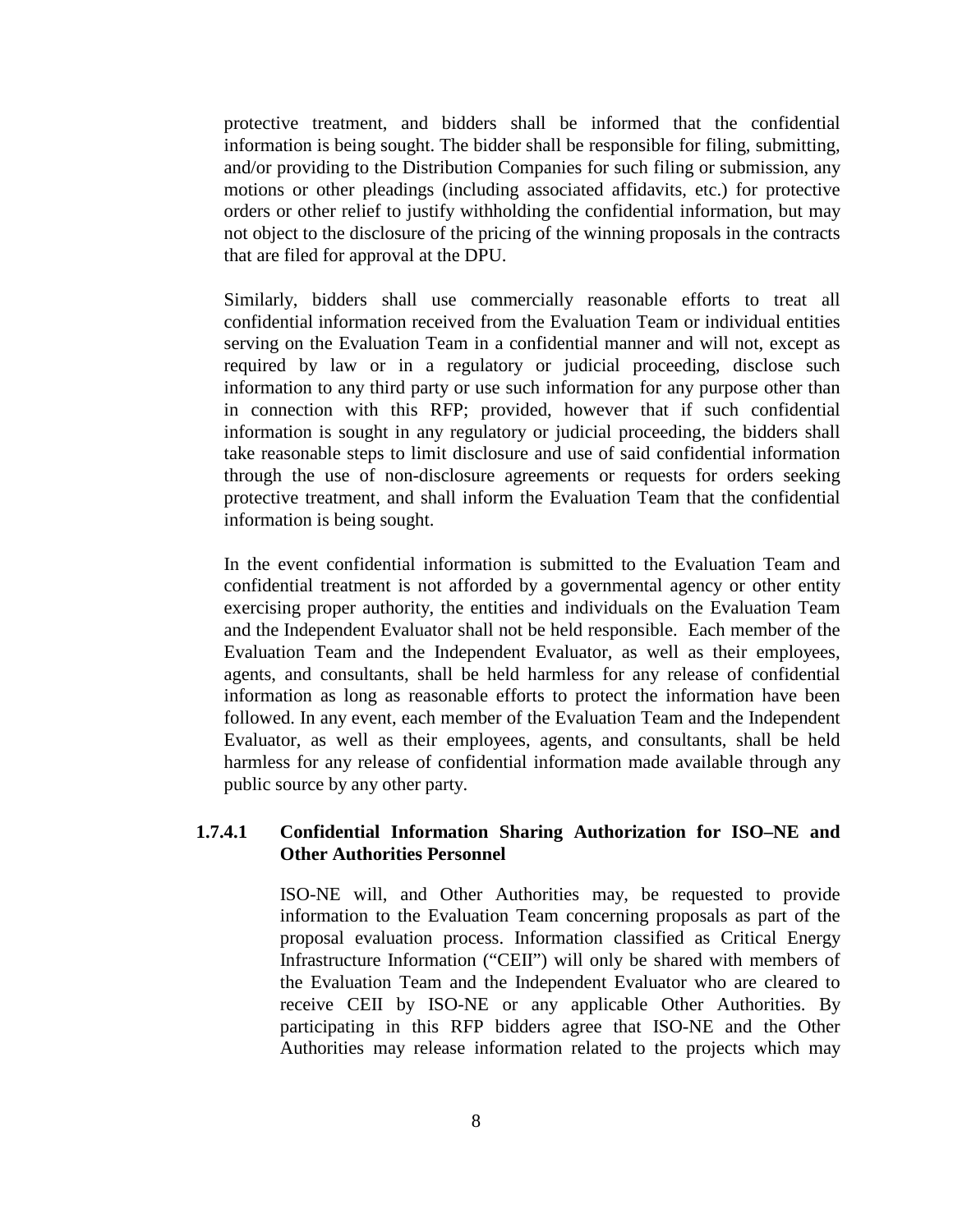protective treatment, and bidders shall be informed that the confidential information is being sought. The bidder shall be responsible for filing, submitting, and/or providing to the Distribution Companies for such filing or submission, any motions or other pleadings (including associated affidavits, etc.) for protective orders or other relief to justify withholding the confidential information, but may not object to the disclosure of the pricing of the winning proposals in the contracts that are filed for approval at the DPU.

Similarly, bidders shall use commercially reasonable efforts to treat all confidential information received from the Evaluation Team or individual entities serving on the Evaluation Team in a confidential manner and will not, except as required by law or in a regulatory or judicial proceeding, disclose such information to any third party or use such information for any purpose other than in connection with this RFP; provided, however that if such confidential information is sought in any regulatory or judicial proceeding, the bidders shall take reasonable steps to limit disclosure and use of said confidential information through the use of non-disclosure agreements or requests for orders seeking protective treatment, and shall inform the Evaluation Team that the confidential information is being sought.

In the event confidential information is submitted to the Evaluation Team and confidential treatment is not afforded by a governmental agency or other entity exercising proper authority, the entities and individuals on the Evaluation Team and the Independent Evaluator shall not be held responsible. Each member of the Evaluation Team and the Independent Evaluator, as well as their employees, agents, and consultants, shall be held harmless for any release of confidential information as long as reasonable efforts to protect the information have been followed. In any event, each member of the Evaluation Team and the Independent Evaluator, as well as their employees, agents, and consultants, shall be held harmless for any release of confidential information made available through any public source by any other party.

#### 1.7.4.1 Confidential Information Sharing Authorization for ISO–NE and Other Authorities Personnel

ISO-NE will, and Other Authorities may, be requested to provide information to the Evaluation Team concerning proposals as part of the proposal evaluation process. Information classified as Critical Energy Infrastructure Information ("CEII") will only be shared with members of the Evaluation Team and the Independent Evaluator who are cleared to receive CEII by ISO-NE or any applicable Other Authorities. By participating in this RFP bidders agree that ISO-NE and the Other Authorities may release information related to the projects which may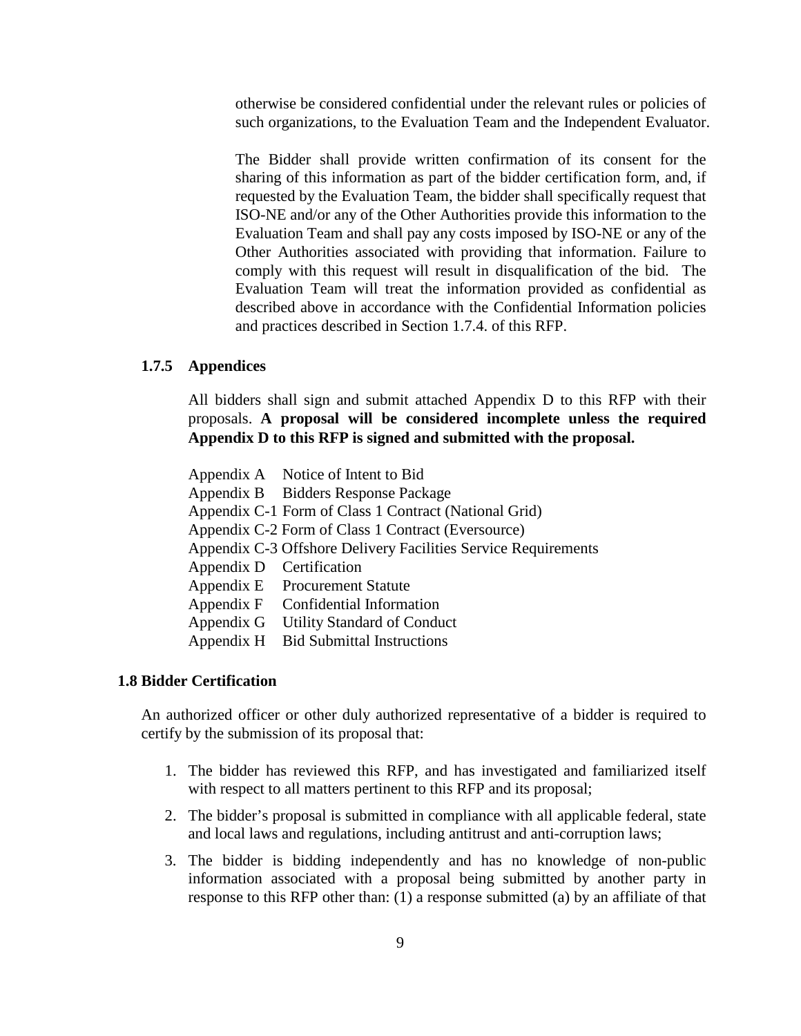otherwise be considered confidential under the relevant rules or policies of such organizations, to the Evaluation Team and the Independent Evaluator.

The Bidder shall provide written confirmation of its consent for the sharing of this information as part of the bidder certification form, and, if requested by the Evaluation Team, the bidder shall specifically request that ISO-NE and/or any of the Other Authorities provide this information to the Evaluation Team and shall pay any costs imposed by ISO-NE or any of the Other Authorities associated with providing that information. Failure to comply with this request will result in disqualification of the bid. The Evaluation Team will treat the information provided as confidential as described above in accordance with the Confidential Information policies and practices described in Section 1.7.4. of this RFP.

### 1.7.5 Appendices

All bidders shall sign and submit attached Appendix D to this RFP with their proposals. **A proposal will be considered incomplete unless the required Appendix D to this RFP is signed and submitted with the proposal.**

- Appendix A Notice of Intent to Bid
- Appendix B Bidders Response Package
- Appendix C-1 Form of Class 1 Contract (National Grid)
- Appendix C-2 Form of Class 1 Contract (Eversource)
- Appendix C-3 Offshore Delivery Facilities Service Requirements
- Appendix D Certification
- Appendix E Procurement Statute
- Appendix F Confidential Information
- Appendix G Utility Standard of Conduct
- Appendix H Bid Submittal Instructions

## 1.8 Bidder Certification

An authorized officer or other duly authorized representative of a bidder is required to certify by the submission of its proposal that:

1. The bidder has reviewed this RFP, and has investigated and familiarized itself with respect to all matters pertinent to this RFP and its proposal;
2. The bidder's proposal is submitted in compliance with all applicable federal, state and local laws and regulations, including antitrust and anti-corruption laws;
3. The bidder is bidding independently and has no knowledge of non-public information associated with a proposal being submitted by another party in response to this RFP other than: (1) a response submitted (a) by an affiliate of that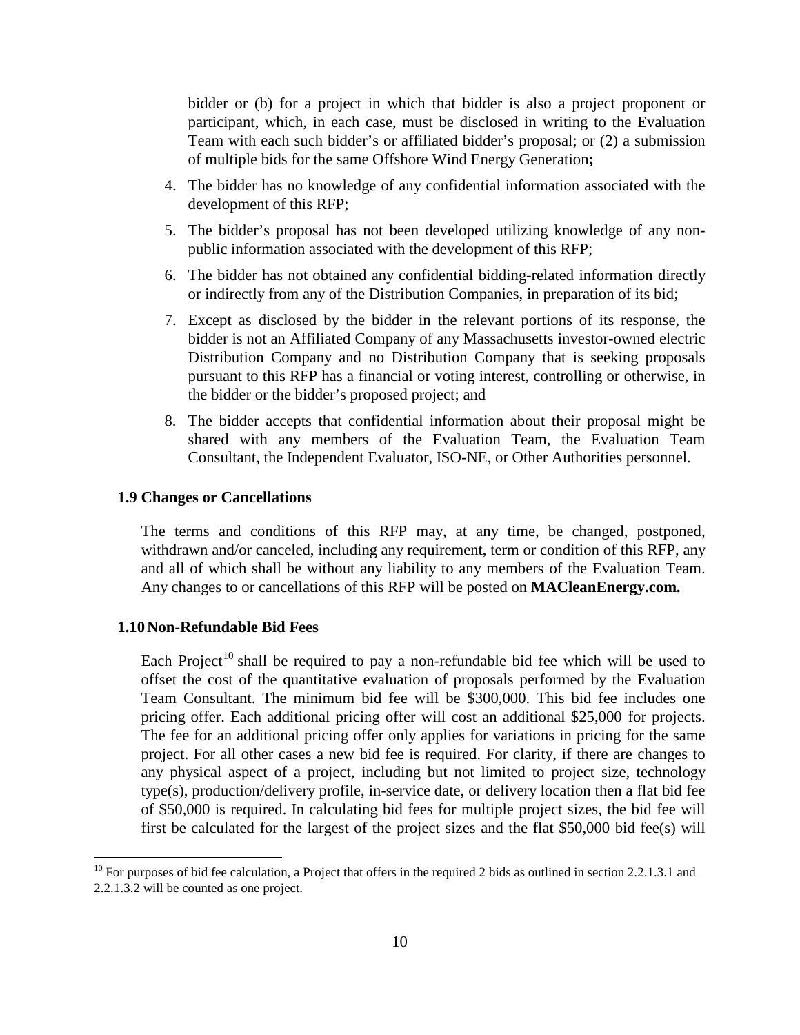bidder or (b) for a project in which that bidder is also a project proponent or participant, which, in each case, must be disclosed in writing to the Evaluation Team with each such bidder's or affiliated bidder's proposal; or (2) a submission of multiple bids for the same Offshore Wind Energy Generation**;**

4. The bidder has no knowledge of any confidential information associated with the development of this RFP;
5. The bidder's proposal has not been developed utilizing knowledge of any non-public information associated with the development of this RFP;
6. The bidder has not obtained any confidential bidding-related information directly or indirectly from any of the Distribution Companies, in preparation of its bid;
7. Except as disclosed by the bidder in the relevant portions of its response, the bidder is not an Affiliated Company of any Massachusetts investor-owned electric Distribution Company and no Distribution Company that is seeking proposals pursuant to this RFP has a financial or voting interest, controlling or otherwise, in the bidder or the bidder's proposed project; and
8. The bidder accepts that confidential information about their proposal might be shared with any members of the Evaluation Team, the Evaluation Team Consultant, the Independent Evaluator, ISO-NE, or Other Authorities personnel.

### 1.9 Changes or Cancellations

The terms and conditions of this RFP may, at any time, be changed, postponed, withdrawn and/or canceled, including any requirement, term or condition of this RFP, any and all of which shall be without any liability to any members of the Evaluation Team. Any changes to or cancellations of this RFP will be posted on **MACleanEnergy.com.**

### 1.10 Non-Refundable Bid Fees

Each Project[10] shall be required to pay a non-refundable bid fee which will be used to offset the cost of the quantitative evaluation of proposals performed by the Evaluation Team Consultant. The minimum bid fee will be $300,000. This bid fee includes one pricing offer. Each additional pricing offer will cost an additional $25,000 for projects. The fee for an additional pricing offer only applies for variations in pricing for the same project. For all other cases a new bid fee is required. For clarity, if there are changes to any physical aspect of a project, including but not limited to project size, technology type(s), production/delivery profile, in-service date, or delivery location then a flat bid fee of $50,000 is required. In calculating bid fees for multiple project sizes, the bid fee will first be calculated for the largest of the project sizes and the flat $50,000 bid fee(s) will

[10] For purposes of bid fee calculation, a Project that offers in the required 2 bids as outlined in section 2.2.1.3.1 and 2.2.1.3.2 will be counted as one project.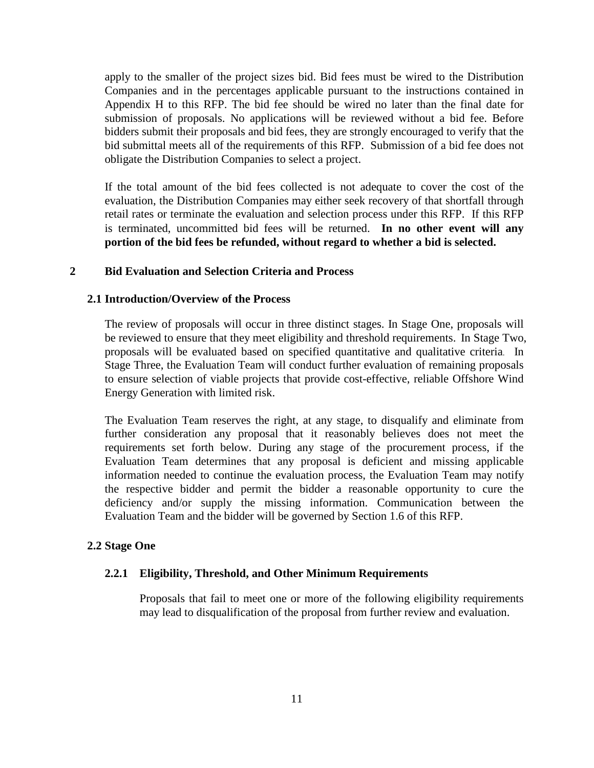apply to the smaller of the project sizes bid. Bid fees must be wired to the Distribution Companies and in the percentages applicable pursuant to the instructions contained in Appendix H to this RFP. The bid fee should be wired no later than the final date for submission of proposals. No applications will be reviewed without a bid fee. Before bidders submit their proposals and bid fees, they are strongly encouraged to verify that the bid submittal meets all of the requirements of this RFP. Submission of a bid fee does not obligate the Distribution Companies to select a project.

If the total amount of the bid fees collected is not adequate to cover the cost of the evaluation, the Distribution Companies may either seek recovery of that shortfall through retail rates or terminate the evaluation and selection process under this RFP. If this RFP is terminated, uncommitted bid fees will be returned. **In no other event will any portion of the bid fees be refunded, without regard to whether a bid is selected.**

# 2 Bid Evaluation and Selection Criteria and Process

## 2.1 Introduction/Overview of the Process

The review of proposals will occur in three distinct stages. In Stage One, proposals will be reviewed to ensure that they meet eligibility and threshold requirements. In Stage Two, proposals will be evaluated based on specified quantitative and qualitative criteria. In Stage Three, the Evaluation Team will conduct further evaluation of remaining proposals to ensure selection of viable projects that provide cost-effective, reliable Offshore Wind Energy Generation with limited risk.

The Evaluation Team reserves the right, at any stage, to disqualify and eliminate from further consideration any proposal that it reasonably believes does not meet the requirements set forth below. During any stage of the procurement process, if the Evaluation Team determines that any proposal is deficient and missing applicable information needed to continue the evaluation process, the Evaluation Team may notify the respective bidder and permit the bidder a reasonable opportunity to cure the deficiency and/or supply the missing information. Communication between the Evaluation Team and the bidder will be governed by Section 1.6 of this RFP.

## 2.2 Stage One

### 2.2.1 Eligibility, Threshold, and Other Minimum Requirements

Proposals that fail to meet one or more of the following eligibility requirements may lead to disqualification of the proposal from further review and evaluation.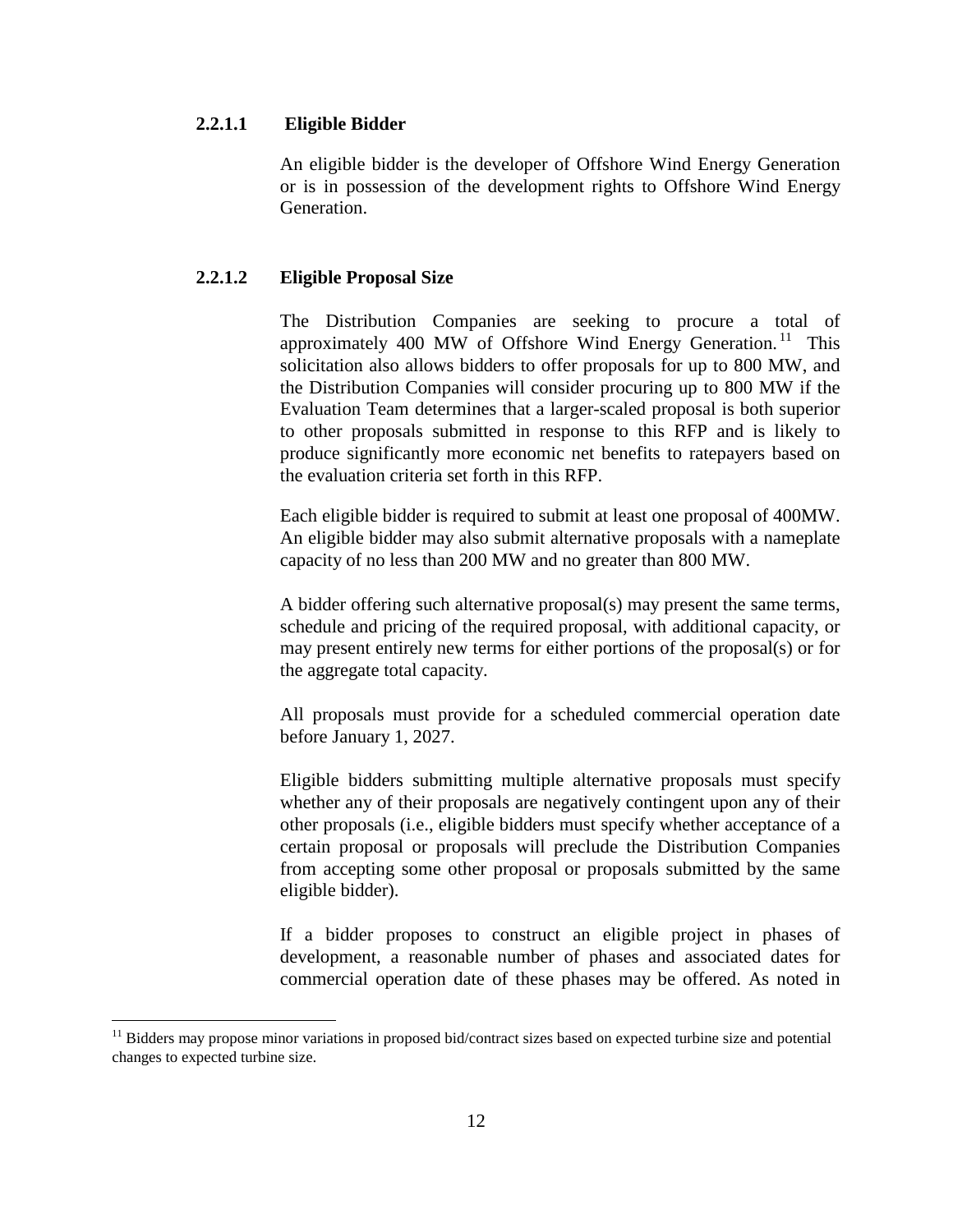#### 2.2.1.1 Eligible Bidder

An eligible bidder is the developer of Offshore Wind Energy Generation or is in possession of the development rights to Offshore Wind Energy Generation.

#### 2.2.1.2 Eligible Proposal Size

The Distribution Companies are seeking to procure a total of approximately 400 MW of Offshore Wind Energy Generation.[11] This solicitation also allows bidders to offer proposals for up to 800 MW, and the Distribution Companies will consider procuring up to 800 MW if the Evaluation Team determines that a larger-scaled proposal is both superior to other proposals submitted in response to this RFP and is likely to produce significantly more economic net benefits to ratepayers based on the evaluation criteria set forth in this RFP.

Each eligible bidder is required to submit at least one proposal of 400MW. An eligible bidder may also submit alternative proposals with a nameplate capacity of no less than 200 MW and no greater than 800 MW.

A bidder offering such alternative proposal(s) may present the same terms, schedule and pricing of the required proposal, with additional capacity, or may present entirely new terms for either portions of the proposal(s) or for the aggregate total capacity.

All proposals must provide for a scheduled commercial operation date before January 1, 2027.

Eligible bidders submitting multiple alternative proposals must specify whether any of their proposals are negatively contingent upon any of their other proposals (i.e., eligible bidders must specify whether acceptance of a certain proposal or proposals will preclude the Distribution Companies from accepting some other proposal or proposals submitted by the same eligible bidder).

If a bidder proposes to construct an eligible project in phases of development, a reasonable number of phases and associated dates for commercial operation date of these phases may be offered. As noted in

[11] Bidders may propose minor variations in proposed bid/contract sizes based on expected turbine size and potential changes to expected turbine size.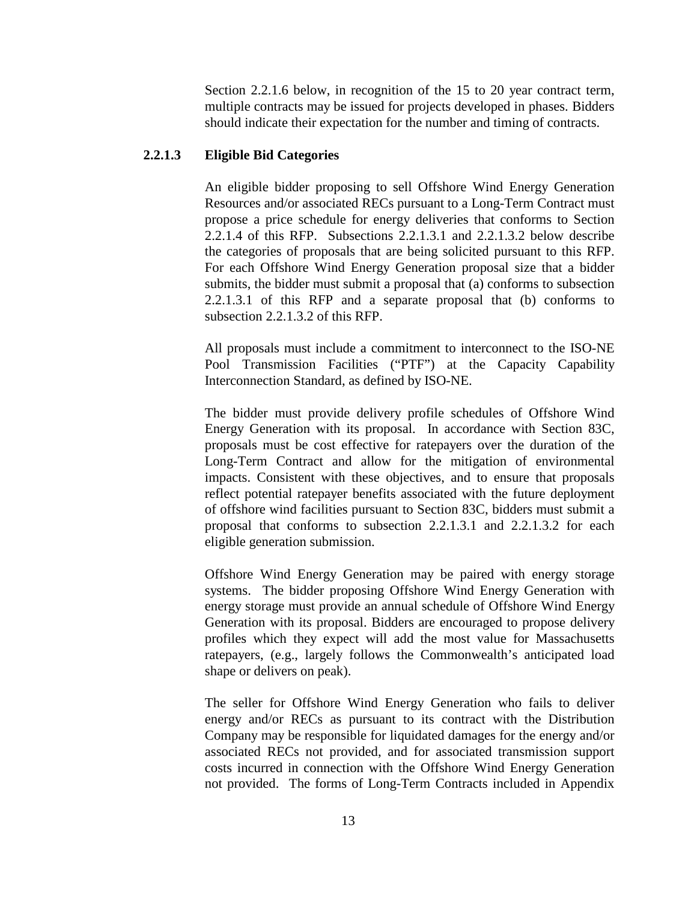Section 2.2.1.6 below, in recognition of the 15 to 20 year contract term, multiple contracts may be issued for projects developed in phases. Bidders should indicate their expectation for the number and timing of contracts.

#### 2.2.1.3 Eligible Bid Categories

An eligible bidder proposing to sell Offshore Wind Energy Generation Resources and/or associated RECs pursuant to a Long-Term Contract must propose a price schedule for energy deliveries that conforms to Section 2.2.1.4 of this RFP. Subsections 2.2.1.3.1 and 2.2.1.3.2 below describe the categories of proposals that are being solicited pursuant to this RFP. For each Offshore Wind Energy Generation proposal size that a bidder submits, the bidder must submit a proposal that (a) conforms to subsection 2.2.1.3.1 of this RFP and a separate proposal that (b) conforms to subsection 2.2.1.3.2 of this RFP.

All proposals must include a commitment to interconnect to the ISO-NE Pool Transmission Facilities ("PTF") at the Capacity Capability Interconnection Standard, as defined by ISO-NE.

The bidder must provide delivery profile schedules of Offshore Wind Energy Generation with its proposal. In accordance with Section 83C, proposals must be cost effective for ratepayers over the duration of the Long-Term Contract and allow for the mitigation of environmental impacts. Consistent with these objectives, and to ensure that proposals reflect potential ratepayer benefits associated with the future deployment of offshore wind facilities pursuant to Section 83C, bidders must submit a proposal that conforms to subsection 2.2.1.3.1 and 2.2.1.3.2 for each eligible generation submission.

Offshore Wind Energy Generation may be paired with energy storage systems. The bidder proposing Offshore Wind Energy Generation with energy storage must provide an annual schedule of Offshore Wind Energy Generation with its proposal. Bidders are encouraged to propose delivery profiles which they expect will add the most value for Massachusetts ratepayers, (e.g., largely follows the Commonwealth's anticipated load shape or delivers on peak).

The seller for Offshore Wind Energy Generation who fails to deliver energy and/or RECs as pursuant to its contract with the Distribution Company may be responsible for liquidated damages for the energy and/or associated RECs not provided, and for associated transmission support costs incurred in connection with the Offshore Wind Energy Generation not provided. The forms of Long-Term Contracts included in Appendix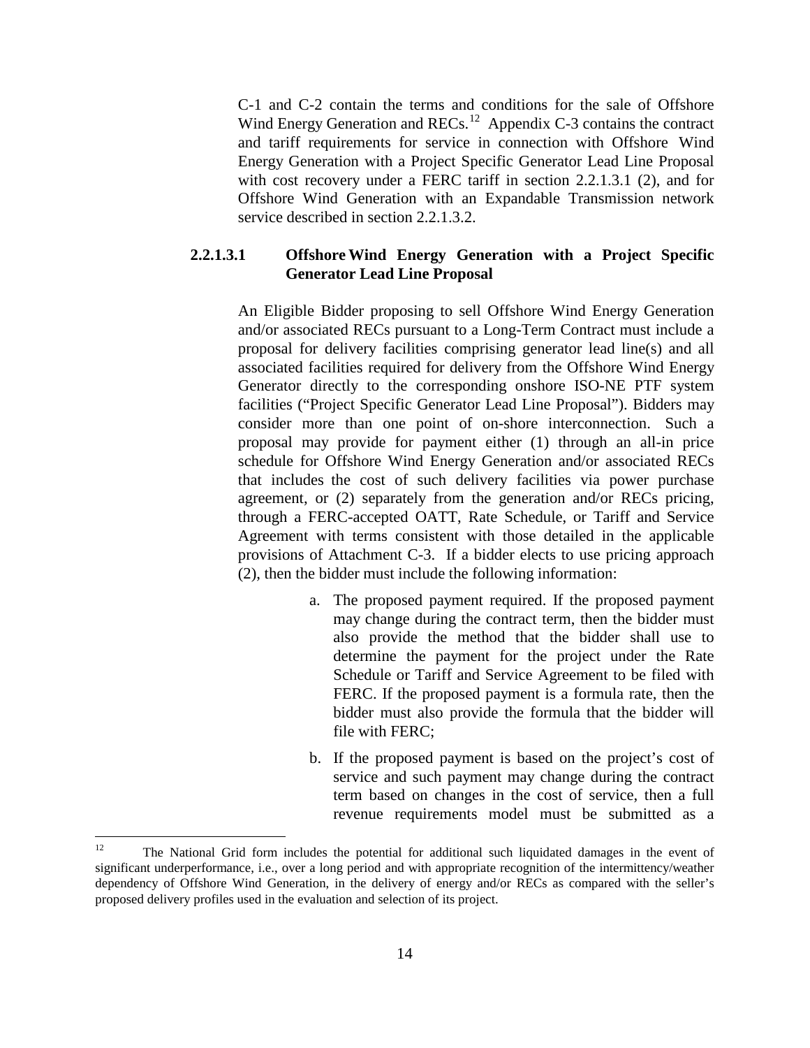C-1 and C-2 contain the terms and conditions for the sale of Offshore Wind Energy Generation and RECs.[12] Appendix C-3 contains the contract and tariff requirements for service in connection with Offshore Wind Energy Generation with a Project Specific Generator Lead Line Proposal with cost recovery under a FERC tariff in section 2.2.1.3.1 (2), and for Offshore Wind Generation with an Expandable Transmission network service described in section 2.2.1.3.2.

#### 2.2.1.3.1 Offshore Wind Energy Generation with a Project Specific Generator Lead Line Proposal

An Eligible Bidder proposing to sell Offshore Wind Energy Generation and/or associated RECs pursuant to a Long-Term Contract must include a proposal for delivery facilities comprising generator lead line(s) and all associated facilities required for delivery from the Offshore Wind Energy Generator directly to the corresponding onshore ISO-NE PTF system facilities ("Project Specific Generator Lead Line Proposal"). Bidders may consider more than one point of on-shore interconnection. Such a proposal may provide for payment either (1) through an all-in price schedule for Offshore Wind Energy Generation and/or associated RECs that includes the cost of such delivery facilities via power purchase agreement, or (2) separately from the generation and/or RECs pricing, through a FERC-accepted OATT, Rate Schedule, or Tariff and Service Agreement with terms consistent with those detailed in the applicable provisions of Attachment C-3. If a bidder elects to use pricing approach (2), then the bidder must include the following information:

a. The proposed payment required. If the proposed payment may change during the contract term, then the bidder must also provide the method that the bidder shall use to determine the payment for the project under the Rate Schedule or Tariff and Service Agreement to be filed with FERC. If the proposed payment is a formula rate, then the bidder must also provide the formula that the bidder will file with FERC;

b. If the proposed payment is based on the project's cost of service and such payment may change during the contract term based on changes in the cost of service, then a full revenue requirements model must be submitted as a

[12] The National Grid form includes the potential for additional such liquidated damages in the event of significant underperformance, i.e., over a long period and with appropriate recognition of the intermittency/weather dependency of Offshore Wind Generation, in the delivery of energy and/or RECs as compared with the seller's proposed delivery profiles used in the evaluation and selection of its project.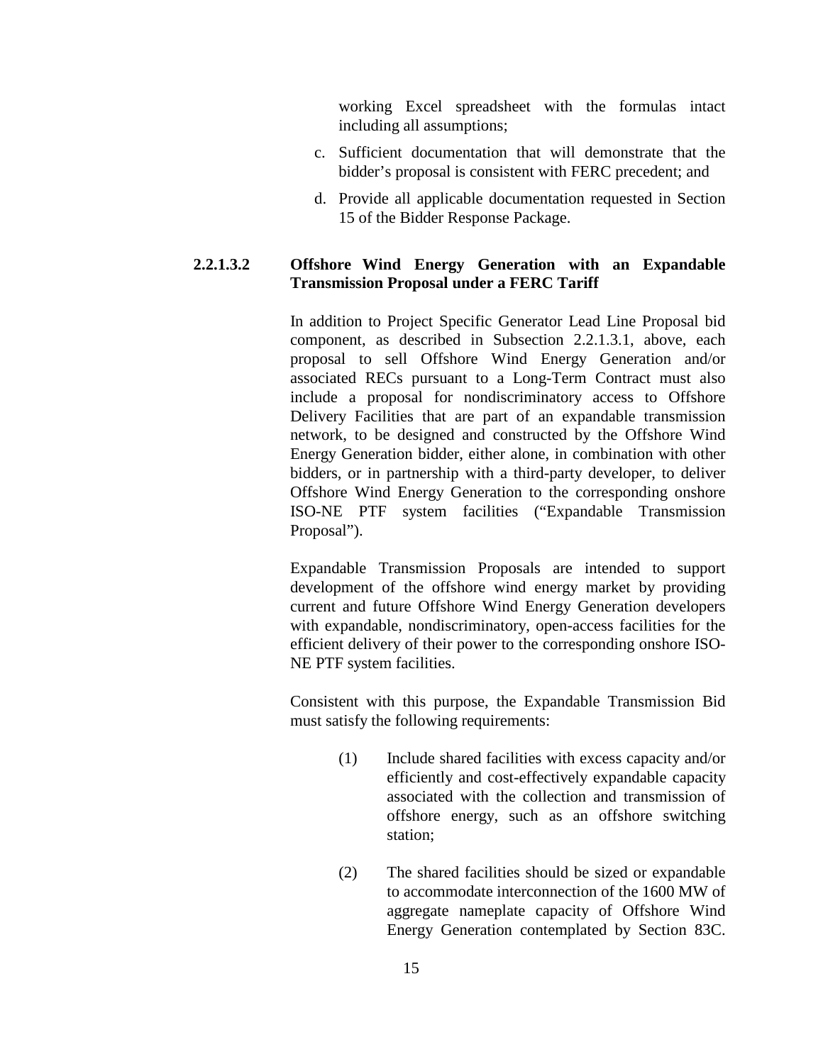working Excel spreadsheet with the formulas intact including all assumptions;

c. Sufficient documentation that will demonstrate that the bidder's proposal is consistent with FERC precedent; and

d. Provide all applicable documentation requested in Section 15 of the Bidder Response Package.

#### 2.2.1.3.2 Offshore Wind Energy Generation with an Expandable Transmission Proposal under a FERC Tariff

In addition to Project Specific Generator Lead Line Proposal bid component, as described in Subsection 2.2.1.3.1, above, each proposal to sell Offshore Wind Energy Generation and/or associated RECs pursuant to a Long-Term Contract must also include a proposal for nondiscriminatory access to Offshore Delivery Facilities that are part of an expandable transmission network, to be designed and constructed by the Offshore Wind Energy Generation bidder, either alone, in combination with other bidders, or in partnership with a third-party developer, to deliver Offshore Wind Energy Generation to the corresponding onshore ISO-NE PTF system facilities ("Expandable Transmission Proposal").

Expandable Transmission Proposals are intended to support development of the offshore wind energy market by providing current and future Offshore Wind Energy Generation developers with expandable, nondiscriminatory, open-access facilities for the efficient delivery of their power to the corresponding onshore ISO-NE PTF system facilities.

Consistent with this purpose, the Expandable Transmission Bid must satisfy the following requirements:

(1) Include shared facilities with excess capacity and/or efficiently and cost-effectively expandable capacity associated with the collection and transmission of offshore energy, such as an offshore switching station;

(2) The shared facilities should be sized or expandable to accommodate interconnection of the 1600 MW of aggregate nameplate capacity of Offshore Wind Energy Generation contemplated by Section 83C.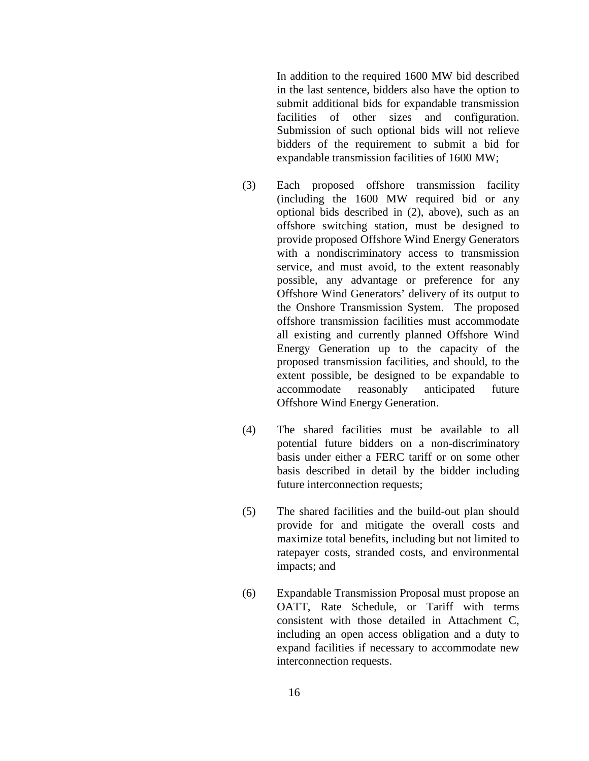In addition to the required 1600 MW bid described in the last sentence, bidders also have the option to submit additional bids for expandable transmission facilities of other sizes and configuration. Submission of such optional bids will not relieve bidders of the requirement to submit a bid for expandable transmission facilities of 1600 MW;

(3) Each proposed offshore transmission facility (including the 1600 MW required bid or any optional bids described in (2), above), such as an offshore switching station, must be designed to provide proposed Offshore Wind Energy Generators with a nondiscriminatory access to transmission service, and must avoid, to the extent reasonably possible, any advantage or preference for any Offshore Wind Generators' delivery of its output to the Onshore Transmission System. The proposed offshore transmission facilities must accommodate all existing and currently planned Offshore Wind Energy Generation up to the capacity of the proposed transmission facilities, and should, to the extent possible, be designed to be expandable to accommodate reasonably anticipated future Offshore Wind Energy Generation.

(4) The shared facilities must be available to all potential future bidders on a non-discriminatory basis under either a FERC tariff or on some other basis described in detail by the bidder including future interconnection requests;

(5) The shared facilities and the build-out plan should provide for and mitigate the overall costs and maximize total benefits, including but not limited to ratepayer costs, stranded costs, and environmental impacts; and

(6) Expandable Transmission Proposal must propose an OATT, Rate Schedule, or Tariff with terms consistent with those detailed in Attachment C, including an open access obligation and a duty to expand facilities if necessary to accommodate new interconnection requests.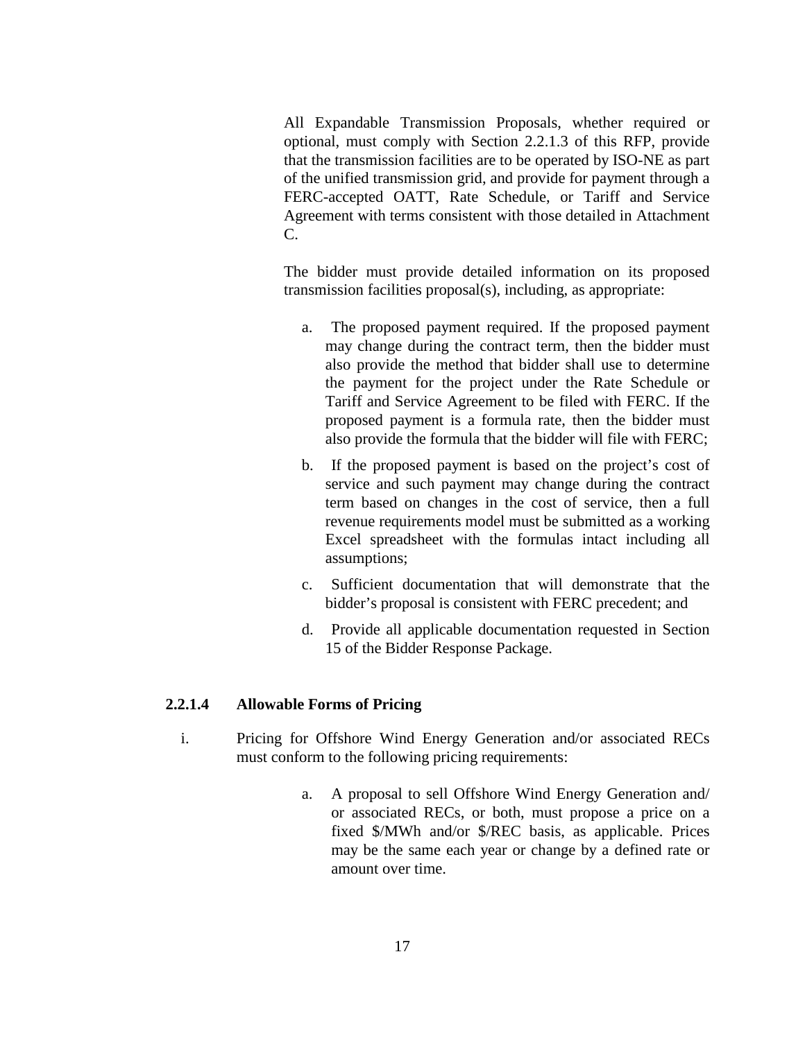All Expandable Transmission Proposals, whether required or optional, must comply with Section 2.2.1.3 of this RFP, provide that the transmission facilities are to be operated by ISO-NE as part of the unified transmission grid, and provide for payment through a FERC-accepted OATT, Rate Schedule, or Tariff and Service Agreement with terms consistent with those detailed in Attachment C.

The bidder must provide detailed information on its proposed transmission facilities proposal(s), including, as appropriate:

a. The proposed payment required. If the proposed payment may change during the contract term, then the bidder must also provide the method that bidder shall use to determine the payment for the project under the Rate Schedule or Tariff and Service Agreement to be filed with FERC. If the proposed payment is a formula rate, then the bidder must also provide the formula that the bidder will file with FERC;

b. If the proposed payment is based on the project's cost of service and such payment may change during the contract term based on changes in the cost of service, then a full revenue requirements model must be submitted as a working Excel spreadsheet with the formulas intact including all assumptions;

c. Sufficient documentation that will demonstrate that the bidder's proposal is consistent with FERC precedent; and

d. Provide all applicable documentation requested in Section 15 of the Bidder Response Package.

#### 2.2.1.4 Allowable Forms of Pricing

i. Pricing for Offshore Wind Energy Generation and/or associated RECs must conform to the following pricing requirements:

   a. A proposal to sell Offshore Wind Energy Generation and/ or associated RECs, or both, must propose a price on a fixed $/MWh and/or $/REC basis, as applicable. Prices may be the same each year or change by a defined rate or amount over time.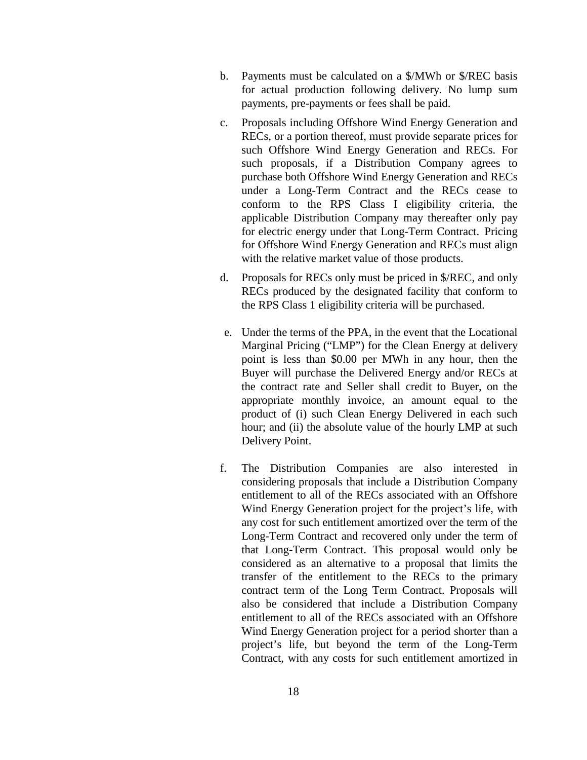b. Payments must be calculated on a $/MWh or $/REC basis for actual production following delivery. No lump sum payments, pre-payments or fees shall be paid.

c. Proposals including Offshore Wind Energy Generation and RECs, or a portion thereof, must provide separate prices for such Offshore Wind Energy Generation and RECs. For such proposals, if a Distribution Company agrees to purchase both Offshore Wind Energy Generation and RECs under a Long-Term Contract and the RECs cease to conform to the RPS Class I eligibility criteria, the applicable Distribution Company may thereafter only pay for electric energy under that Long-Term Contract. Pricing for Offshore Wind Energy Generation and RECs must align with the relative market value of those products.

d. Proposals for RECs only must be priced in $/REC, and only RECs produced by the designated facility that conform to the RPS Class 1 eligibility criteria will be purchased.

e. Under the terms of the PPA, in the event that the Locational Marginal Pricing ("LMP") for the Clean Energy at delivery point is less than $0.00 per MWh in any hour, then the Buyer will purchase the Delivered Energy and/or RECs at the contract rate and Seller shall credit to Buyer, on the appropriate monthly invoice, an amount equal to the product of (i) such Clean Energy Delivered in each such hour; and (ii) the absolute value of the hourly LMP at such Delivery Point.

f. The Distribution Companies are also interested in considering proposals that include a Distribution Company entitlement to all of the RECs associated with an Offshore Wind Energy Generation project for the project's life, with any cost for such entitlement amortized over the term of the Long-Term Contract and recovered only under the term of that Long-Term Contract. This proposal would only be considered as an alternative to a proposal that limits the transfer of the entitlement to the RECs to the primary contract term of the Long Term Contract. Proposals will also be considered that include a Distribution Company entitlement to all of the RECs associated with an Offshore Wind Energy Generation project for a period shorter than a project's life, but beyond the term of the Long-Term Contract, with any costs for such entitlement amortized in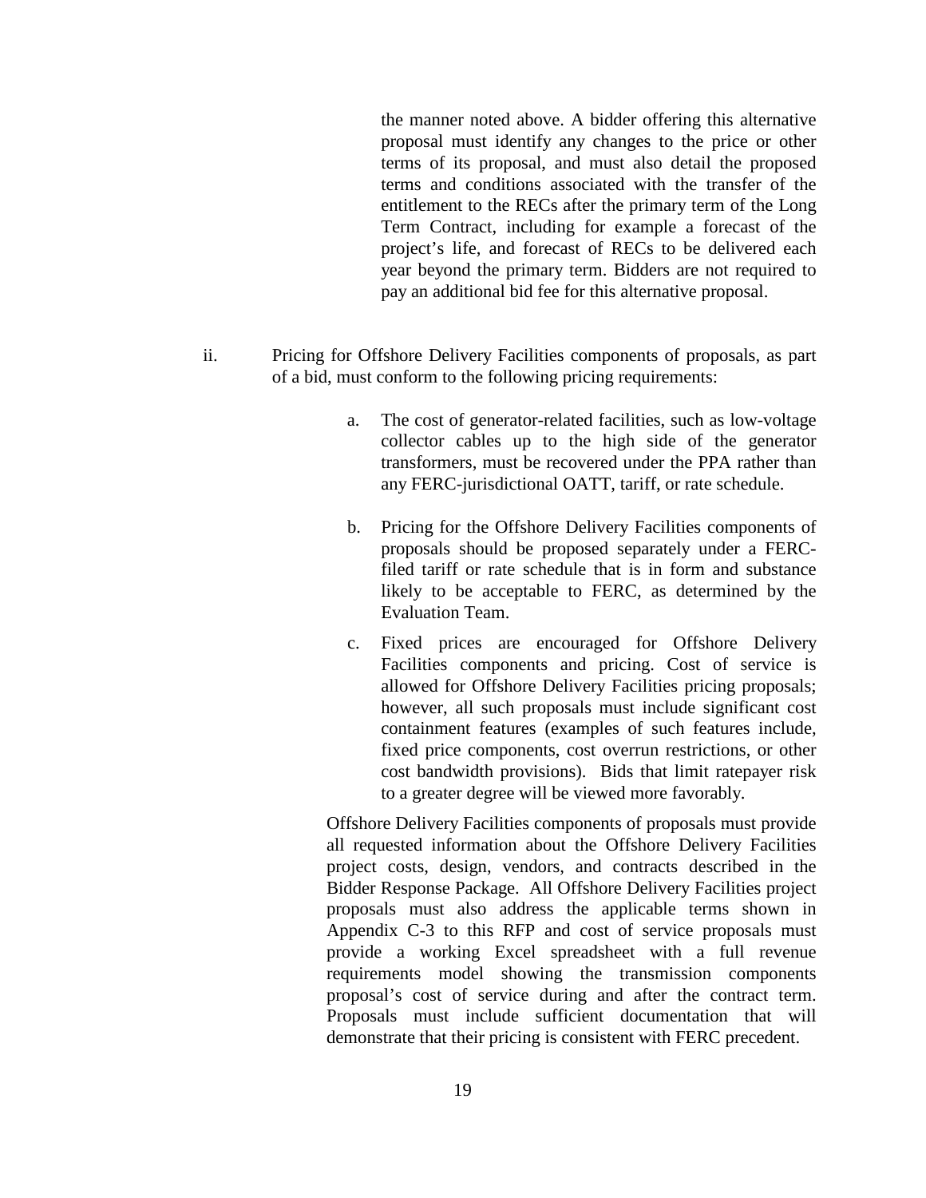the manner noted above. A bidder offering this alternative proposal must identify any changes to the price or other terms of its proposal, and must also detail the proposed terms and conditions associated with the transfer of the entitlement to the RECs after the primary term of the Long Term Contract, including for example a forecast of the project's life, and forecast of RECs to be delivered each year beyond the primary term. Bidders are not required to pay an additional bid fee for this alternative proposal.

ii. Pricing for Offshore Delivery Facilities components of proposals, as part of a bid, must conform to the following pricing requirements:

a. The cost of generator-related facilities, such as low-voltage collector cables up to the high side of the generator transformers, must be recovered under the PPA rather than any FERC-jurisdictional OATT, tariff, or rate schedule.

b. Pricing for the Offshore Delivery Facilities components of proposals should be proposed separately under a FERC-filed tariff or rate schedule that is in form and substance likely to be acceptable to FERC, as determined by the Evaluation Team.

c. Fixed prices are encouraged for Offshore Delivery Facilities components and pricing. Cost of service is allowed for Offshore Delivery Facilities pricing proposals; however, all such proposals must include significant cost containment features (examples of such features include, fixed price components, cost overrun restrictions, or other cost bandwidth provisions). Bids that limit ratepayer risk to a greater degree will be viewed more favorably.

Offshore Delivery Facilities components of proposals must provide all requested information about the Offshore Delivery Facilities project costs, design, vendors, and contracts described in the Bidder Response Package. All Offshore Delivery Facilities project proposals must also address the applicable terms shown in Appendix C-3 to this RFP and cost of service proposals must provide a working Excel spreadsheet with a full revenue requirements model showing the transmission components proposal's cost of service during and after the contract term. Proposals must include sufficient documentation that will demonstrate that their pricing is consistent with FERC precedent.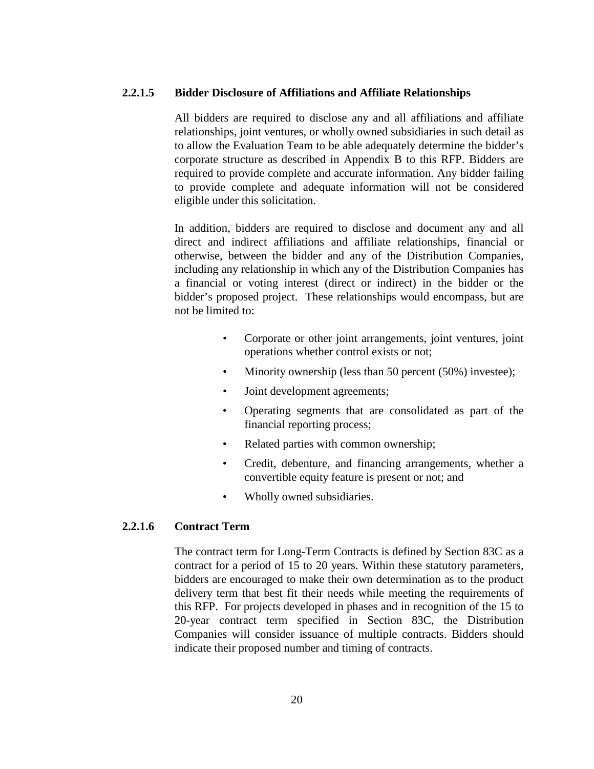#### 2.2.1.5 Bidder Disclosure of Affiliations and Affiliate Relationships

All bidders are required to disclose any and all affiliations and affiliate relationships, joint ventures, or wholly owned subsidiaries in such detail as to allow the Evaluation Team to be able adequately determine the bidder's corporate structure as described in Appendix B to this RFP. Bidders are required to provide complete and accurate information. Any bidder failing to provide complete and adequate information will not be considered eligible under this solicitation.

In addition, bidders are required to disclose and document any and all direct and indirect affiliations and affiliate relationships, financial or otherwise, between the bidder and any of the Distribution Companies, including any relationship in which any of the Distribution Companies has a financial or voting interest (direct or indirect) in the bidder or the bidder's proposed project. These relationships would encompass, but are not be limited to:

- Corporate or other joint arrangements, joint ventures, joint operations whether control exists or not;
- Minority ownership (less than 50 percent (50%) investee);
- Joint development agreements;
- Operating segments that are consolidated as part of the financial reporting process;
- Related parties with common ownership;
- Credit, debenture, and financing arrangements, whether a convertible equity feature is present or not; and
- Wholly owned subsidiaries.

#### 2.2.1.6 Contract Term

The contract term for Long-Term Contracts is defined by Section 83C as a contract for a period of 15 to 20 years. Within these statutory parameters, bidders are encouraged to make their own determination as to the product delivery term that best fit their needs while meeting the requirements of this RFP. For projects developed in phases and in recognition of the 15 to 20-year contract term specified in Section 83C, the Distribution Companies will consider issuance of multiple contracts. Bidders should indicate their proposed number and timing of contracts.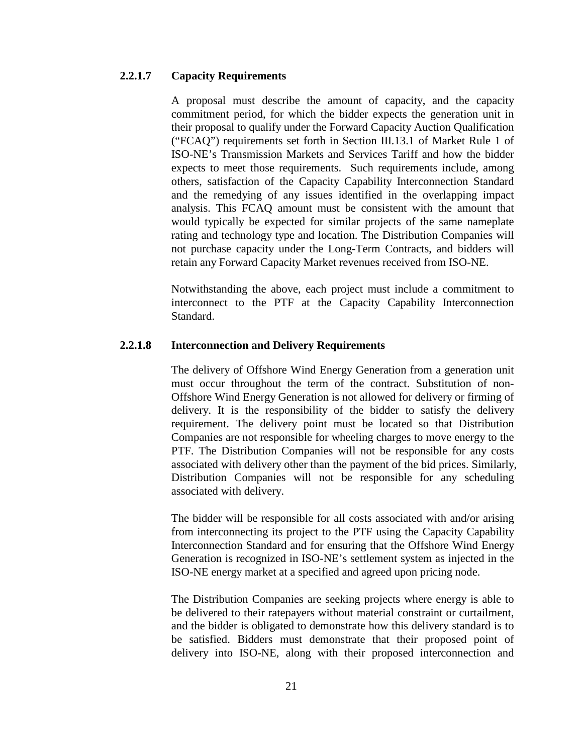#### 2.2.1.7 Capacity Requirements

A proposal must describe the amount of capacity, and the capacity commitment period, for which the bidder expects the generation unit in their proposal to qualify under the Forward Capacity Auction Qualification ("FCAQ") requirements set forth in Section III.13.1 of Market Rule 1 of ISO-NE's Transmission Markets and Services Tariff and how the bidder expects to meet those requirements. Such requirements include, among others, satisfaction of the Capacity Capability Interconnection Standard and the remedying of any issues identified in the overlapping impact analysis. This FCAQ amount must be consistent with the amount that would typically be expected for similar projects of the same nameplate rating and technology type and location. The Distribution Companies will not purchase capacity under the Long-Term Contracts, and bidders will retain any Forward Capacity Market revenues received from ISO-NE.

Notwithstanding the above, each project must include a commitment to interconnect to the PTF at the Capacity Capability Interconnection Standard.

#### 2.2.1.8 Interconnection and Delivery Requirements

The delivery of Offshore Wind Energy Generation from a generation unit must occur throughout the term of the contract. Substitution of non-Offshore Wind Energy Generation is not allowed for delivery or firming of delivery. It is the responsibility of the bidder to satisfy the delivery requirement. The delivery point must be located so that Distribution Companies are not responsible for wheeling charges to move energy to the PTF. The Distribution Companies will not be responsible for any costs associated with delivery other than the payment of the bid prices. Similarly, Distribution Companies will not be responsible for any scheduling associated with delivery.

The bidder will be responsible for all costs associated with and/or arising from interconnecting its project to the PTF using the Capacity Capability Interconnection Standard and for ensuring that the Offshore Wind Energy Generation is recognized in ISO-NE's settlement system as injected in the ISO-NE energy market at a specified and agreed upon pricing node.

The Distribution Companies are seeking projects where energy is able to be delivered to their ratepayers without material constraint or curtailment, and the bidder is obligated to demonstrate how this delivery standard is to be satisfied. Bidders must demonstrate that their proposed point of delivery into ISO-NE, along with their proposed interconnection and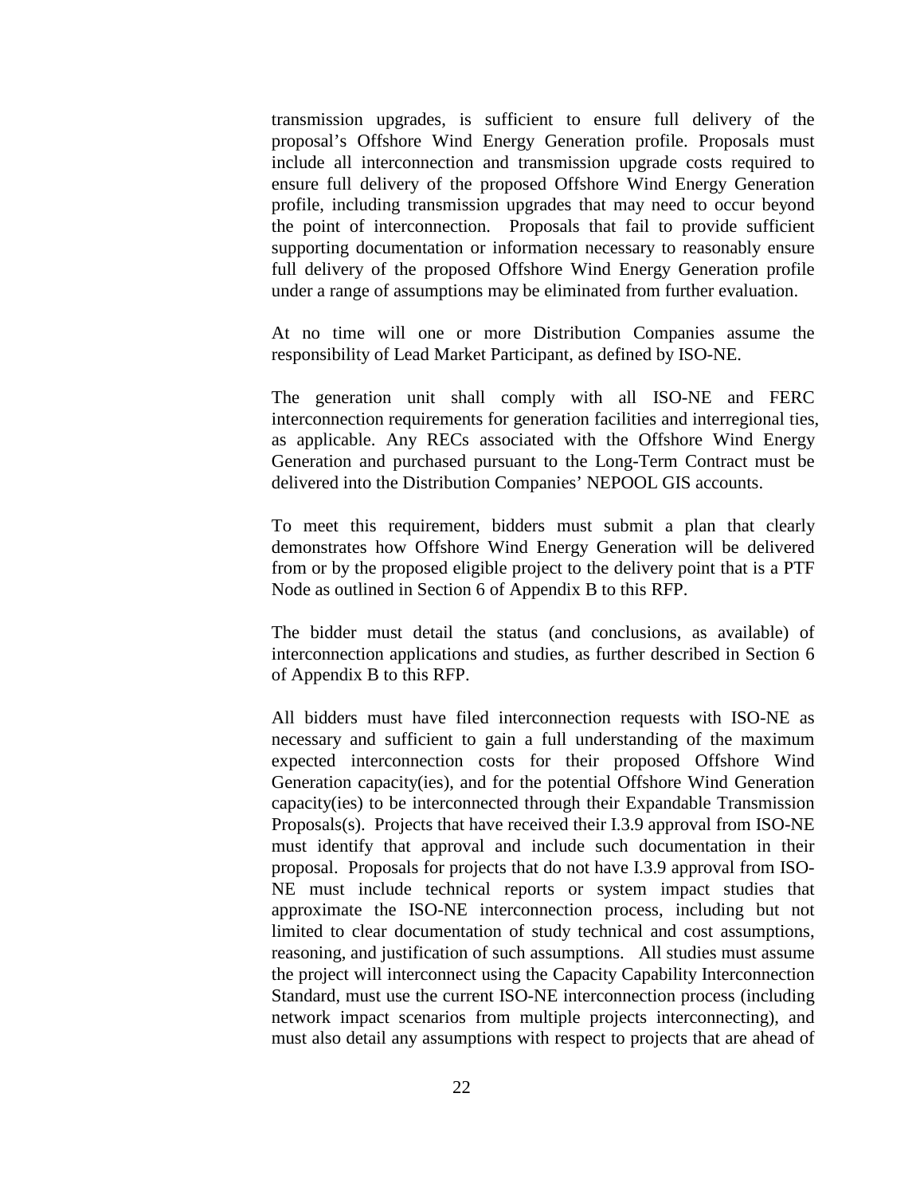transmission upgrades, is sufficient to ensure full delivery of the proposal's Offshore Wind Energy Generation profile. Proposals must include all interconnection and transmission upgrade costs required to ensure full delivery of the proposed Offshore Wind Energy Generation profile, including transmission upgrades that may need to occur beyond the point of interconnection. Proposals that fail to provide sufficient supporting documentation or information necessary to reasonably ensure full delivery of the proposed Offshore Wind Energy Generation profile under a range of assumptions may be eliminated from further evaluation.

At no time will one or more Distribution Companies assume the responsibility of Lead Market Participant, as defined by ISO-NE.

The generation unit shall comply with all ISO-NE and FERC interconnection requirements for generation facilities and interregional ties, as applicable. Any RECs associated with the Offshore Wind Energy Generation and purchased pursuant to the Long-Term Contract must be delivered into the Distribution Companies' NEPOOL GIS accounts.

To meet this requirement, bidders must submit a plan that clearly demonstrates how Offshore Wind Energy Generation will be delivered from or by the proposed eligible project to the delivery point that is a PTF Node as outlined in Section 6 of Appendix B to this RFP.

The bidder must detail the status (and conclusions, as available) of interconnection applications and studies, as further described in Section 6 of Appendix B to this RFP.

All bidders must have filed interconnection requests with ISO-NE as necessary and sufficient to gain a full understanding of the maximum expected interconnection costs for their proposed Offshore Wind Generation capacity(ies), and for the potential Offshore Wind Generation capacity(ies) to be interconnected through their Expandable Transmission Proposals(s). Projects that have received their I.3.9 approval from ISO-NE must identify that approval and include such documentation in their proposal. Proposals for projects that do not have I.3.9 approval from ISO-NE must include technical reports or system impact studies that approximate the ISO-NE interconnection process, including but not limited to clear documentation of study technical and cost assumptions, reasoning, and justification of such assumptions. All studies must assume the project will interconnect using the Capacity Capability Interconnection Standard, must use the current ISO-NE interconnection process (including network impact scenarios from multiple projects interconnecting), and must also detail any assumptions with respect to projects that are ahead of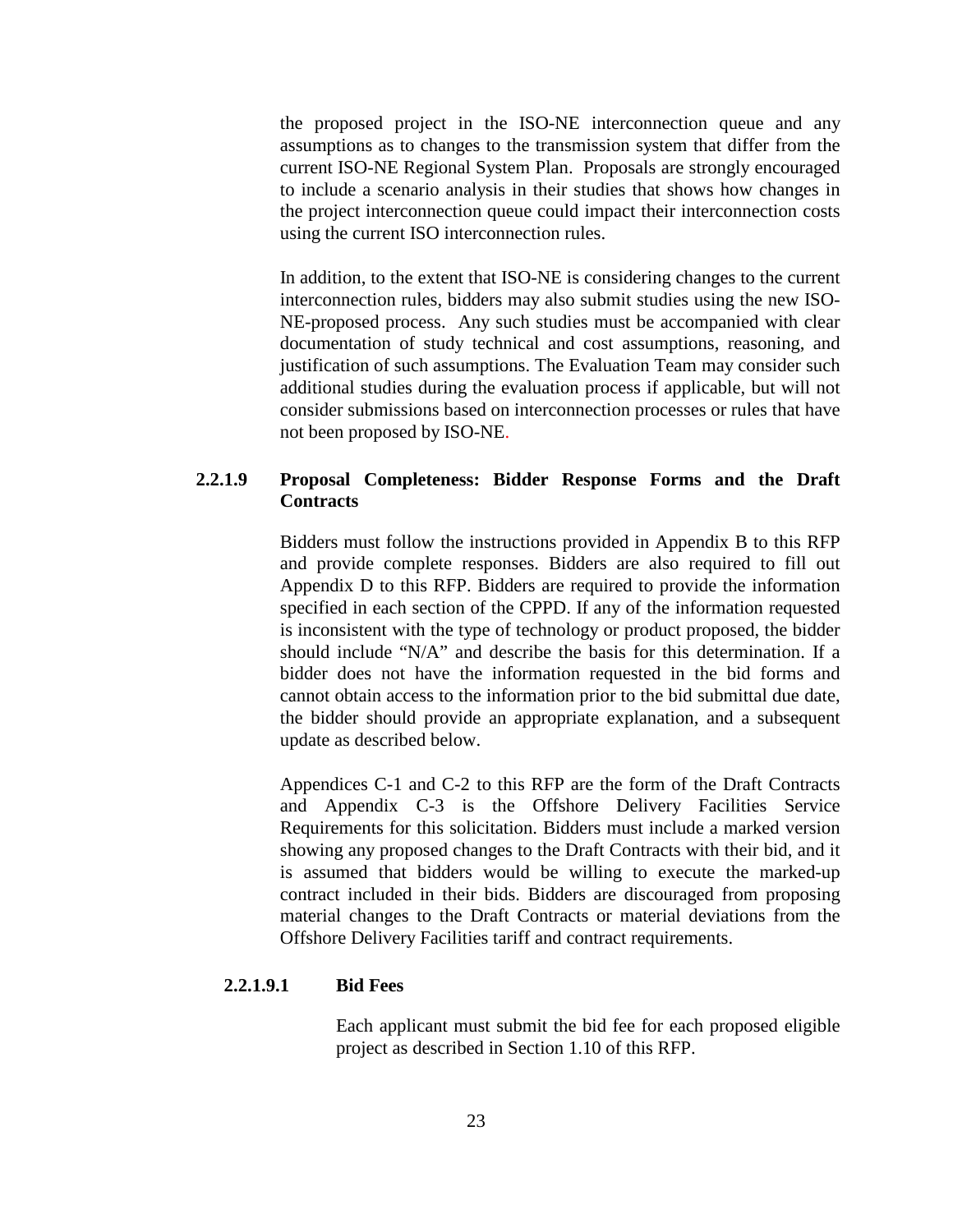the proposed project in the ISO-NE interconnection queue and any assumptions as to changes to the transmission system that differ from the current ISO-NE Regional System Plan. Proposals are strongly encouraged to include a scenario analysis in their studies that shows how changes in the project interconnection queue could impact their interconnection costs using the current ISO interconnection rules.

In addition, to the extent that ISO-NE is considering changes to the current interconnection rules, bidders may also submit studies using the new ISO-NE-proposed process. Any such studies must be accompanied with clear documentation of study technical and cost assumptions, reasoning, and justification of such assumptions. The Evaluation Team may consider such additional studies during the evaluation process if applicable, but will not consider submissions based on interconnection processes or rules that have not been proposed by ISO-NE.

#### 2.2.1.9 Proposal Completeness: Bidder Response Forms and the Draft Contracts

Bidders must follow the instructions provided in Appendix B to this RFP and provide complete responses. Bidders are also required to fill out Appendix D to this RFP. Bidders are required to provide the information specified in each section of the CPPD. If any of the information requested is inconsistent with the type of technology or product proposed, the bidder should include "N/A" and describe the basis for this determination. If a bidder does not have the information requested in the bid forms and cannot obtain access to the information prior to the bid submittal due date, the bidder should provide an appropriate explanation, and a subsequent update as described below.

Appendices C-1 and C-2 to this RFP are the form of the Draft Contracts and Appendix C-3 is the Offshore Delivery Facilities Service Requirements for this solicitation. Bidders must include a marked version showing any proposed changes to the Draft Contracts with their bid, and it is assumed that bidders would be willing to execute the marked-up contract included in their bids. Bidders are discouraged from proposing material changes to the Draft Contracts or material deviations from the Offshore Delivery Facilities tariff and contract requirements.

##### 2.2.1.9.1 Bid Fees

Each applicant must submit the bid fee for each proposed eligible project as described in Section 1.10 of this RFP.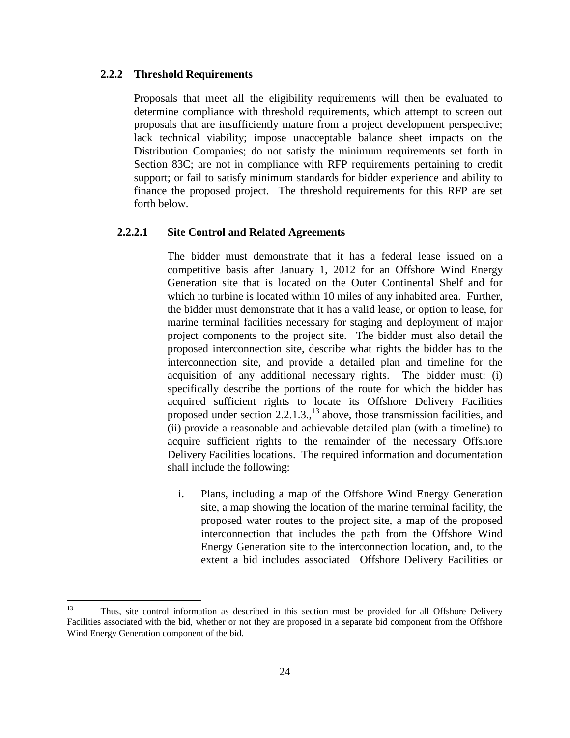### 2.2.2 Threshold Requirements

Proposals that meet all the eligibility requirements will then be evaluated to determine compliance with threshold requirements, which attempt to screen out proposals that are insufficiently mature from a project development perspective; lack technical viability; impose unacceptable balance sheet impacts on the Distribution Companies; do not satisfy the minimum requirements set forth in Section 83C; are not in compliance with RFP requirements pertaining to credit support; or fail to satisfy minimum standards for bidder experience and ability to finance the proposed project. The threshold requirements for this RFP are set forth below.

#### 2.2.2.1 Site Control and Related Agreements

The bidder must demonstrate that it has a federal lease issued on a competitive basis after January 1, 2012 for an Offshore Wind Energy Generation site that is located on the Outer Continental Shelf and for which no turbine is located within 10 miles of any inhabited area. Further, the bidder must demonstrate that it has a valid lease, or option to lease, for marine terminal facilities necessary for staging and deployment of major project components to the project site. The bidder must also detail the proposed interconnection site, describe what rights the bidder has to the interconnection site, and provide a detailed plan and timeline for the acquisition of any additional necessary rights. The bidder must: (i) specifically describe the portions of the route for which the bidder has acquired sufficient rights to locate its Offshore Delivery Facilities proposed under section 2.2.1.3.,[13] above, those transmission facilities, and (ii) provide a reasonable and achievable detailed plan (with a timeline) to acquire sufficient rights to the remainder of the necessary Offshore Delivery Facilities locations. The required information and documentation shall include the following:

i. Plans, including a map of the Offshore Wind Energy Generation site, a map showing the location of the marine terminal facility, the proposed water routes to the project site, a map of the proposed interconnection that includes the path from the Offshore Wind Energy Generation site to the interconnection location, and, to the extent a bid includes associated Offshore Delivery Facilities or

[13] Thus, site control information as described in this section must be provided for all Offshore Delivery Facilities associated with the bid, whether or not they are proposed in a separate bid component from the Offshore Wind Energy Generation component of the bid.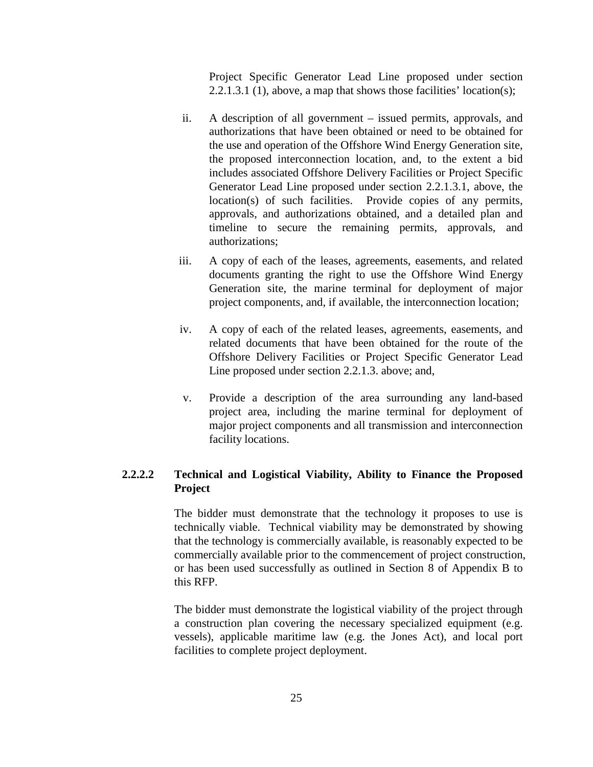Project Specific Generator Lead Line proposed under section 2.2.1.3.1 (1), above, a map that shows those facilities' location(s);

ii. A description of all government – issued permits, approvals, and authorizations that have been obtained or need to be obtained for the use and operation of the Offshore Wind Energy Generation site, the proposed interconnection location, and, to the extent a bid includes associated Offshore Delivery Facilities or Project Specific Generator Lead Line proposed under section 2.2.1.3.1, above, the location(s) of such facilities. Provide copies of any permits, approvals, and authorizations obtained, and a detailed plan and timeline to secure the remaining permits, approvals, and authorizations;

iii. A copy of each of the leases, agreements, easements, and related documents granting the right to use the Offshore Wind Energy Generation site, the marine terminal for deployment of major project components, and, if available, the interconnection location;

iv. A copy of each of the related leases, agreements, easements, and related documents that have been obtained for the route of the Offshore Delivery Facilities or Project Specific Generator Lead Line proposed under section 2.2.1.3. above; and,

v. Provide a description of the area surrounding any land-based project area, including the marine terminal for deployment of major project components and all transmission and interconnection facility locations.

#### 2.2.2.2 Technical and Logistical Viability, Ability to Finance the Proposed Project

The bidder must demonstrate that the technology it proposes to use is technically viable. Technical viability may be demonstrated by showing that the technology is commercially available, is reasonably expected to be commercially available prior to the commencement of project construction, or has been used successfully as outlined in Section 8 of Appendix B to this RFP.

The bidder must demonstrate the logistical viability of the project through a construction plan covering the necessary specialized equipment (e.g. vessels), applicable maritime law (e.g. the Jones Act), and local port facilities to complete project deployment.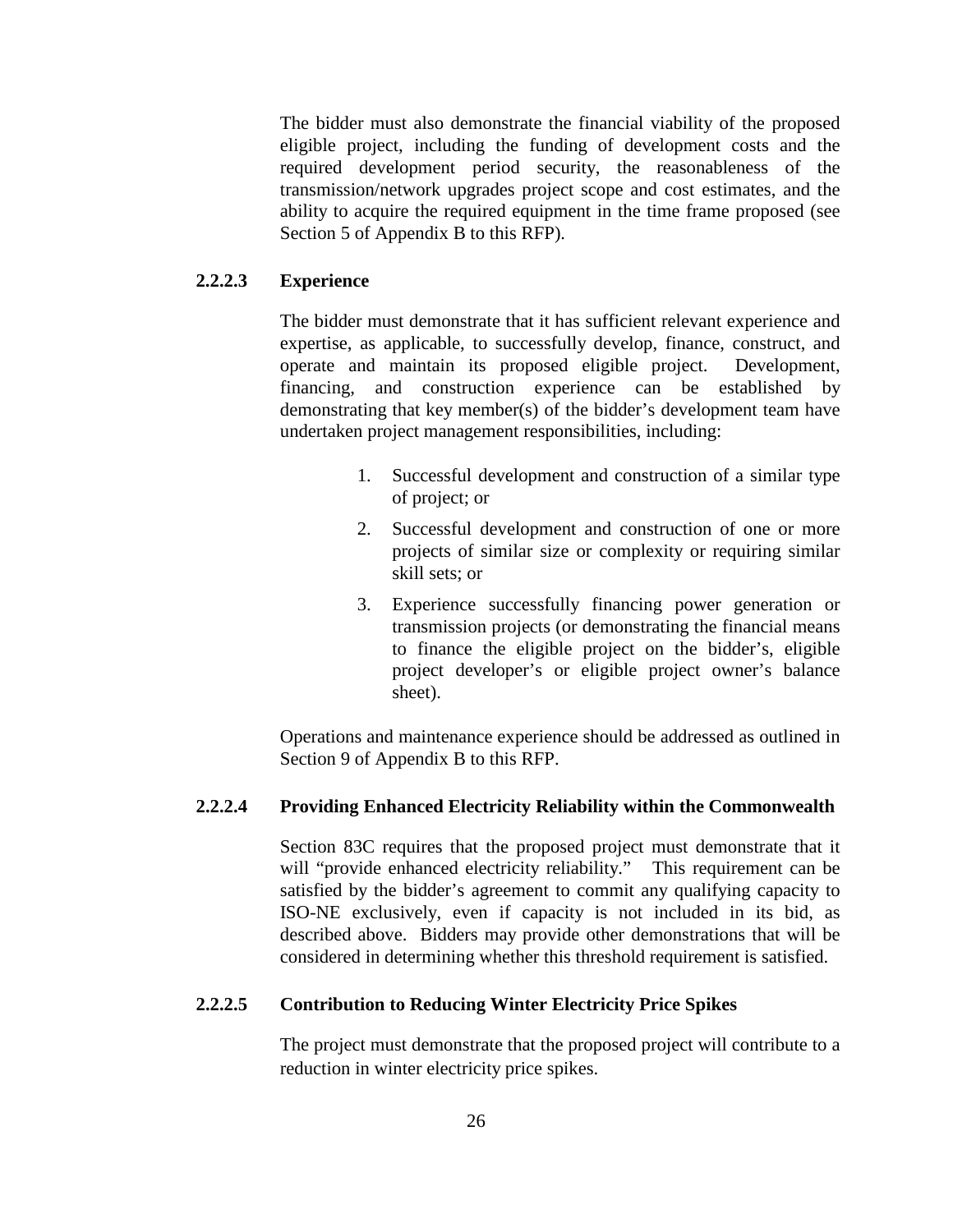The bidder must also demonstrate the financial viability of the proposed eligible project, including the funding of development costs and the required development period security, the reasonableness of the transmission/network upgrades project scope and cost estimates, and the ability to acquire the required equipment in the time frame proposed (see Section 5 of Appendix B to this RFP).

#### 2.2.2.3 Experience

The bidder must demonstrate that it has sufficient relevant experience and expertise, as applicable, to successfully develop, finance, construct, and operate and maintain its proposed eligible project. Development, financing, and construction experience can be established by demonstrating that key member(s) of the bidder's development team have undertaken project management responsibilities, including:

1. Successful development and construction of a similar type of project; or
2. Successful development and construction of one or more projects of similar size or complexity or requiring similar skill sets; or
3. Experience successfully financing power generation or transmission projects (or demonstrating the financial means to finance the eligible project on the bidder's, eligible project developer's or eligible project owner's balance sheet).

Operations and maintenance experience should be addressed as outlined in Section 9 of Appendix B to this RFP.

#### 2.2.2.4 Providing Enhanced Electricity Reliability within the Commonwealth

Section 83C requires that the proposed project must demonstrate that it will "provide enhanced electricity reliability." This requirement can be satisfied by the bidder's agreement to commit any qualifying capacity to ISO-NE exclusively, even if capacity is not included in its bid, as described above. Bidders may provide other demonstrations that will be considered in determining whether this threshold requirement is satisfied.

#### 2.2.2.5 Contribution to Reducing Winter Electricity Price Spikes

The project must demonstrate that the proposed project will contribute to a reduction in winter electricity price spikes.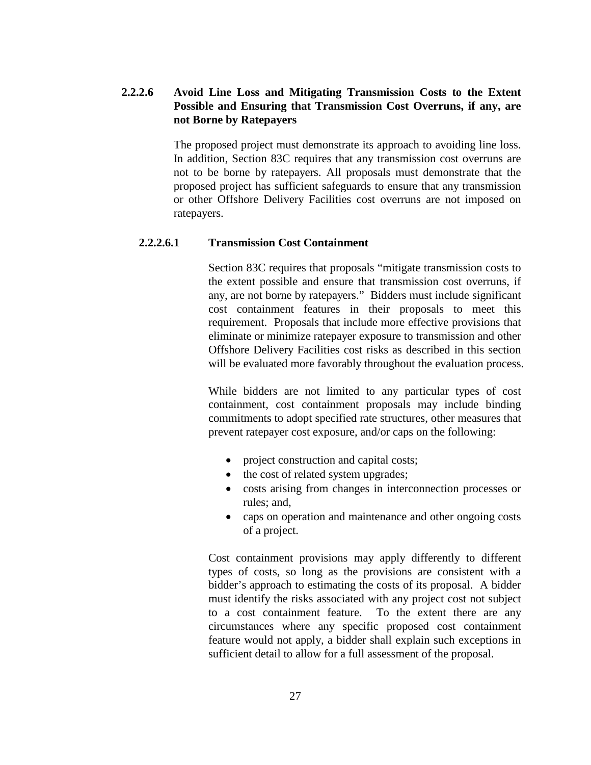### 2.2.2.6 Avoid Line Loss and Mitigating Transmission Costs to the Extent Possible and Ensuring that Transmission Cost Overruns, if any, are not Borne by Ratepayers

The proposed project must demonstrate its approach to avoiding line loss. In addition, Section 83C requires that any transmission cost overruns are not to be borne by ratepayers. All proposals must demonstrate that the proposed project has sufficient safeguards to ensure that any transmission or other Offshore Delivery Facilities cost overruns are not imposed on ratepayers.

#### 2.2.2.6.1 Transmission Cost Containment

Section 83C requires that proposals "mitigate transmission costs to the extent possible and ensure that transmission cost overruns, if any, are not borne by ratepayers." Bidders must include significant cost containment features in their proposals to meet this requirement. Proposals that include more effective provisions that eliminate or minimize ratepayer exposure to transmission and other Offshore Delivery Facilities cost risks as described in this section will be evaluated more favorably throughout the evaluation process.

While bidders are not limited to any particular types of cost containment, cost containment proposals may include binding commitments to adopt specified rate structures, other measures that prevent ratepayer cost exposure, and/or caps on the following:

- project construction and capital costs;
- the cost of related system upgrades;
- costs arising from changes in interconnection processes or rules; and,
- caps on operation and maintenance and other ongoing costs of a project.

Cost containment provisions may apply differently to different types of costs, so long as the provisions are consistent with a bidder's approach to estimating the costs of its proposal. A bidder must identify the risks associated with any project cost not subject to a cost containment feature. To the extent there are any circumstances where any specific proposed cost containment feature would not apply, a bidder shall explain such exceptions in sufficient detail to allow for a full assessment of the proposal.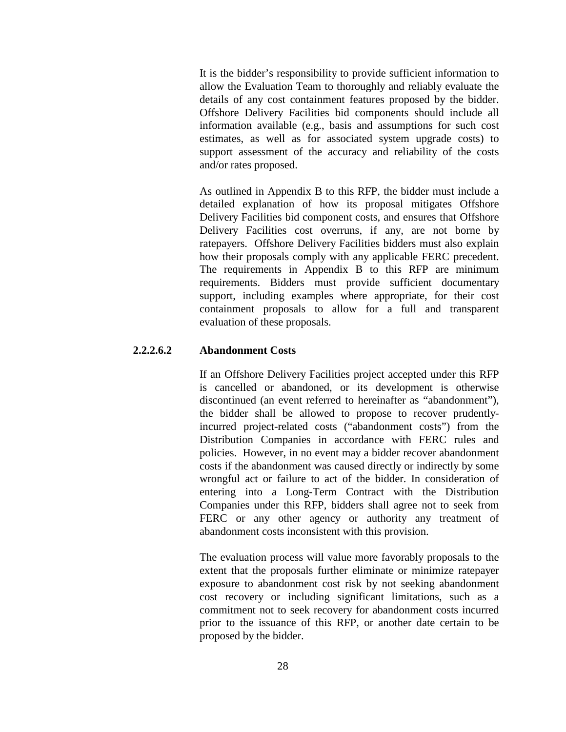It is the bidder's responsibility to provide sufficient information to allow the Evaluation Team to thoroughly and reliably evaluate the details of any cost containment features proposed by the bidder. Offshore Delivery Facilities bid components should include all information available (e.g., basis and assumptions for such cost estimates, as well as for associated system upgrade costs) to support assessment of the accuracy and reliability of the costs and/or rates proposed.

As outlined in Appendix B to this RFP, the bidder must include a detailed explanation of how its proposal mitigates Offshore Delivery Facilities bid component costs, and ensures that Offshore Delivery Facilities cost overruns, if any, are not borne by ratepayers. Offshore Delivery Facilities bidders must also explain how their proposals comply with any applicable FERC precedent. The requirements in Appendix B to this RFP are minimum requirements. Bidders must provide sufficient documentary support, including examples where appropriate, for their cost containment proposals to allow for a full and transparent evaluation of these proposals.

#### 2.2.2.6.2 Abandonment Costs

If an Offshore Delivery Facilities project accepted under this RFP is cancelled or abandoned, or its development is otherwise discontinued (an event referred to hereinafter as "abandonment"), the bidder shall be allowed to propose to recover prudently-incurred project-related costs ("abandonment costs") from the Distribution Companies in accordance with FERC rules and policies. However, in no event may a bidder recover abandonment costs if the abandonment was caused directly or indirectly by some wrongful act or failure to act of the bidder. In consideration of entering into a Long-Term Contract with the Distribution Companies under this RFP, bidders shall agree not to seek from FERC or any other agency or authority any treatment of abandonment costs inconsistent with this provision.

The evaluation process will value more favorably proposals to the extent that the proposals further eliminate or minimize ratepayer exposure to abandonment cost risk by not seeking abandonment cost recovery or including significant limitations, such as a commitment not to seek recovery for abandonment costs incurred prior to the issuance of this RFP, or another date certain to be proposed by the bidder.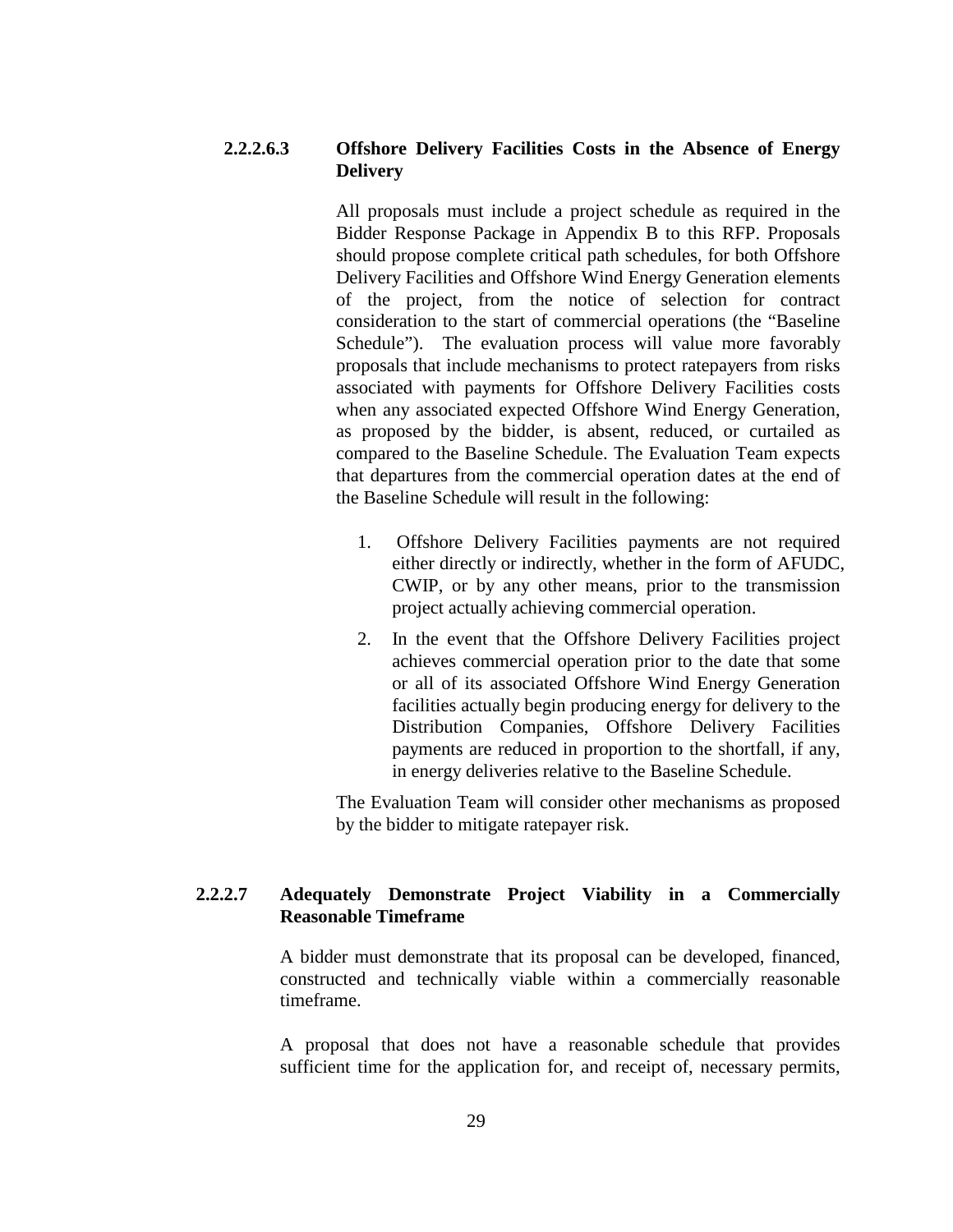#### 2.2.2.6.3 Offshore Delivery Facilities Costs in the Absence of Energy Delivery

All proposals must include a project schedule as required in the Bidder Response Package in Appendix B to this RFP. Proposals should propose complete critical path schedules, for both Offshore Delivery Facilities and Offshore Wind Energy Generation elements of the project, from the notice of selection for contract consideration to the start of commercial operations (the "Baseline Schedule"). The evaluation process will value more favorably proposals that include mechanisms to protect ratepayers from risks associated with payments for Offshore Delivery Facilities costs when any associated expected Offshore Wind Energy Generation, as proposed by the bidder, is absent, reduced, or curtailed as compared to the Baseline Schedule. The Evaluation Team expects that departures from the commercial operation dates at the end of the Baseline Schedule will result in the following:

1. Offshore Delivery Facilities payments are not required either directly or indirectly, whether in the form of AFUDC, CWIP, or by any other means, prior to the transmission project actually achieving commercial operation.
2. In the event that the Offshore Delivery Facilities project achieves commercial operation prior to the date that some or all of its associated Offshore Wind Energy Generation facilities actually begin producing energy for delivery to the Distribution Companies, Offshore Delivery Facilities payments are reduced in proportion to the shortfall, if any, in energy deliveries relative to the Baseline Schedule.

The Evaluation Team will consider other mechanisms as proposed by the bidder to mitigate ratepayer risk.

### 2.2.2.7 Adequately Demonstrate Project Viability in a Commercially Reasonable Timeframe

A bidder must demonstrate that its proposal can be developed, financed, constructed and technically viable within a commercially reasonable timeframe.

A proposal that does not have a reasonable schedule that provides sufficient time for the application for, and receipt of, necessary permits,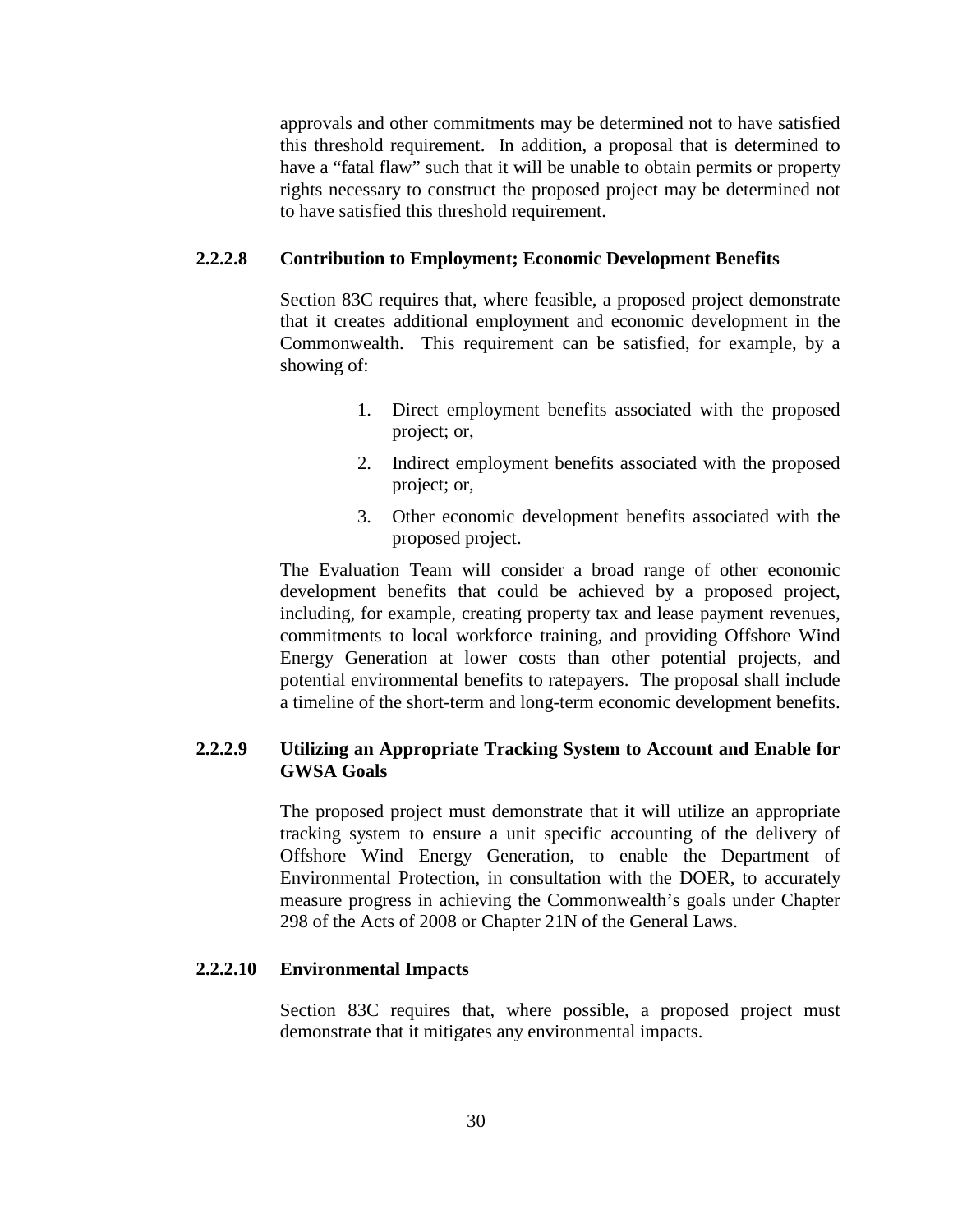approvals and other commitments may be determined not to have satisfied this threshold requirement. In addition, a proposal that is determined to have a "fatal flaw" such that it will be unable to obtain permits or property rights necessary to construct the proposed project may be determined not to have satisfied this threshold requirement.

#### 2.2.2.8 Contribution to Employment; Economic Development Benefits

Section 83C requires that, where feasible, a proposed project demonstrate that it creates additional employment and economic development in the Commonwealth. This requirement can be satisfied, for example, by a showing of:

1. Direct employment benefits associated with the proposed project; or,
2. Indirect employment benefits associated with the proposed project; or,
3. Other economic development benefits associated with the proposed project.

The Evaluation Team will consider a broad range of other economic development benefits that could be achieved by a proposed project, including, for example, creating property tax and lease payment revenues, commitments to local workforce training, and providing Offshore Wind Energy Generation at lower costs than other potential projects, and potential environmental benefits to ratepayers. The proposal shall include a timeline of the short-term and long-term economic development benefits.

#### 2.2.2.9 Utilizing an Appropriate Tracking System to Account and Enable for GWSA Goals

The proposed project must demonstrate that it will utilize an appropriate tracking system to ensure a unit specific accounting of the delivery of Offshore Wind Energy Generation, to enable the Department of Environmental Protection, in consultation with the DOER, to accurately measure progress in achieving the Commonwealth's goals under Chapter 298 of the Acts of 2008 or Chapter 21N of the General Laws.

#### 2.2.2.10 Environmental Impacts

Section 83C requires that, where possible, a proposed project must demonstrate that it mitigates any environmental impacts.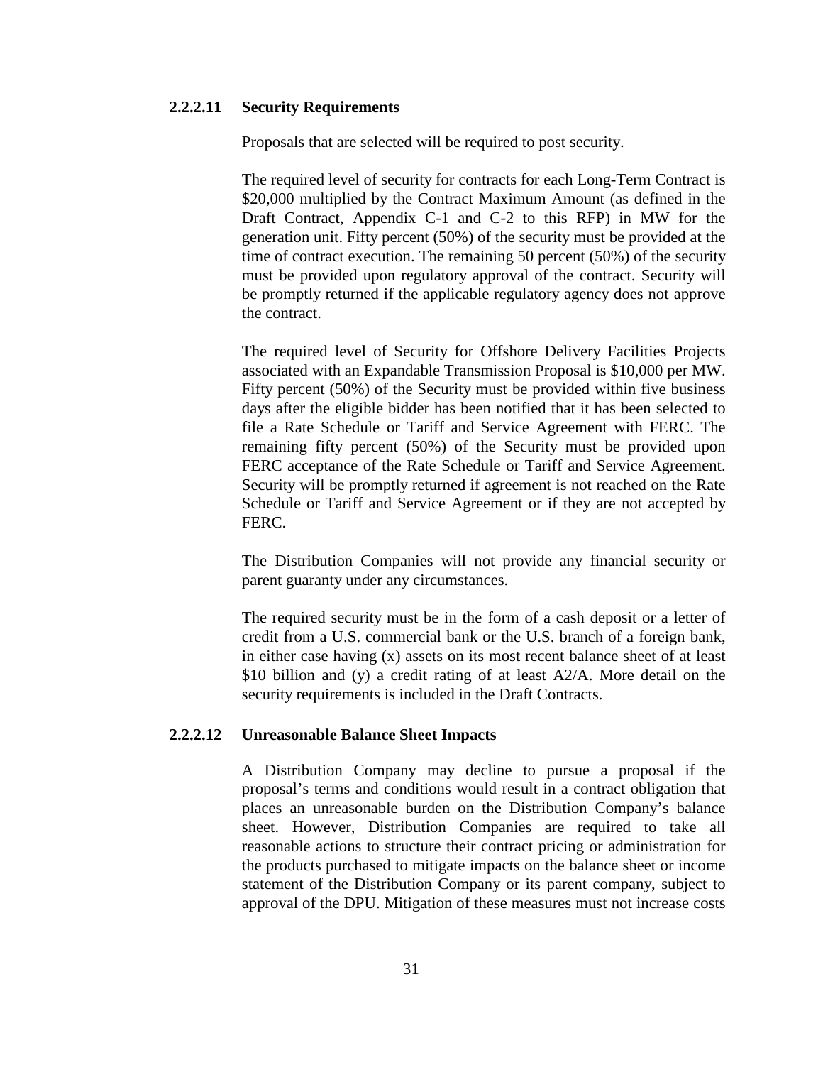#### 2.2.2.11 Security Requirements

Proposals that are selected will be required to post security.

The required level of security for contracts for each Long-Term Contract is $20,000 multiplied by the Contract Maximum Amount (as defined in the Draft Contract, Appendix C-1 and C-2 to this RFP) in MW for the generation unit. Fifty percent (50%) of the security must be provided at the time of contract execution. The remaining 50 percent (50%) of the security must be provided upon regulatory approval of the contract. Security will be promptly returned if the applicable regulatory agency does not approve the contract.

The required level of Security for Offshore Delivery Facilities Projects associated with an Expandable Transmission Proposal is $10,000 per MW. Fifty percent (50%) of the Security must be provided within five business days after the eligible bidder has been notified that it has been selected to file a Rate Schedule or Tariff and Service Agreement with FERC. The remaining fifty percent (50%) of the Security must be provided upon FERC acceptance of the Rate Schedule or Tariff and Service Agreement. Security will be promptly returned if agreement is not reached on the Rate Schedule or Tariff and Service Agreement or if they are not accepted by FERC.

The Distribution Companies will not provide any financial security or parent guaranty under any circumstances.

The required security must be in the form of a cash deposit or a letter of credit from a U.S. commercial bank or the U.S. branch of a foreign bank, in either case having (x) assets on its most recent balance sheet of at least $10 billion and (y) a credit rating of at least A2/A. More detail on the security requirements is included in the Draft Contracts.

#### 2.2.2.12 Unreasonable Balance Sheet Impacts

A Distribution Company may decline to pursue a proposal if the proposal's terms and conditions would result in a contract obligation that places an unreasonable burden on the Distribution Company's balance sheet. However, Distribution Companies are required to take all reasonable actions to structure their contract pricing or administration for the products purchased to mitigate impacts on the balance sheet or income statement of the Distribution Company or its parent company, subject to approval of the DPU. Mitigation of these measures must not increase costs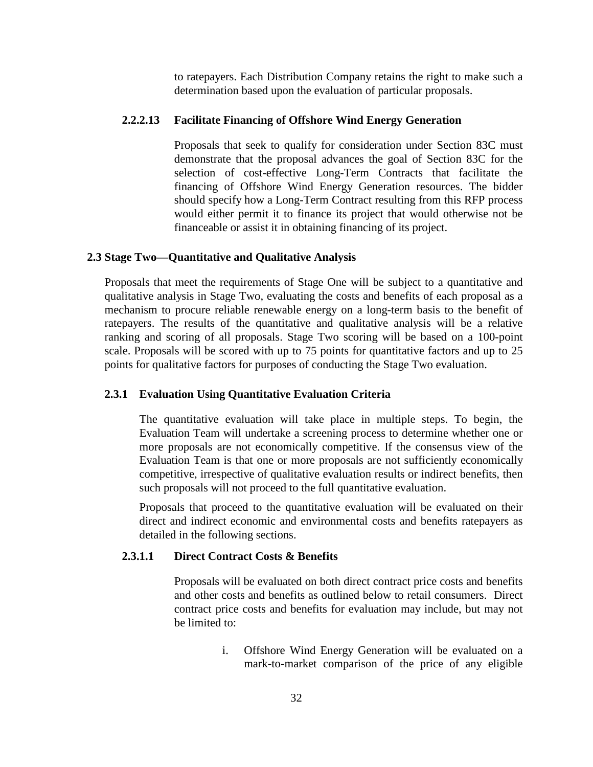to ratepayers. Each Distribution Company retains the right to make such a determination based upon the evaluation of particular proposals.

#### 2.2.2.13 Facilitate Financing of Offshore Wind Energy Generation

Proposals that seek to qualify for consideration under Section 83C must demonstrate that the proposal advances the goal of Section 83C for the selection of cost-effective Long-Term Contracts that facilitate the financing of Offshore Wind Energy Generation resources. The bidder should specify how a Long-Term Contract resulting from this RFP process would either permit it to finance its project that would otherwise not be financeable or assist it in obtaining financing of its project.

## 2.3 Stage Two—Quantitative and Qualitative Analysis

Proposals that meet the requirements of Stage One will be subject to a quantitative and qualitative analysis in Stage Two, evaluating the costs and benefits of each proposal as a mechanism to procure reliable renewable energy on a long-term basis to the benefit of ratepayers. The results of the quantitative and qualitative analysis will be a relative ranking and scoring of all proposals. Stage Two scoring will be based on a 100-point scale. Proposals will be scored with up to 75 points for quantitative factors and up to 25 points for qualitative factors for purposes of conducting the Stage Two evaluation.

### 2.3.1 Evaluation Using Quantitative Evaluation Criteria

The quantitative evaluation will take place in multiple steps. To begin, the Evaluation Team will undertake a screening process to determine whether one or more proposals are not economically competitive. If the consensus view of the Evaluation Team is that one or more proposals are not sufficiently economically competitive, irrespective of qualitative evaluation results or indirect benefits, then such proposals will not proceed to the full quantitative evaluation.

Proposals that proceed to the quantitative evaluation will be evaluated on their direct and indirect economic and environmental costs and benefits ratepayers as detailed in the following sections.

#### 2.3.1.1 Direct Contract Costs & Benefits

Proposals will be evaluated on both direct contract price costs and benefits and other costs and benefits as outlined below to retail consumers. Direct contract price costs and benefits for evaluation may include, but may not be limited to:

i. Offshore Wind Energy Generation will be evaluated on a mark-to-market comparison of the price of any eligible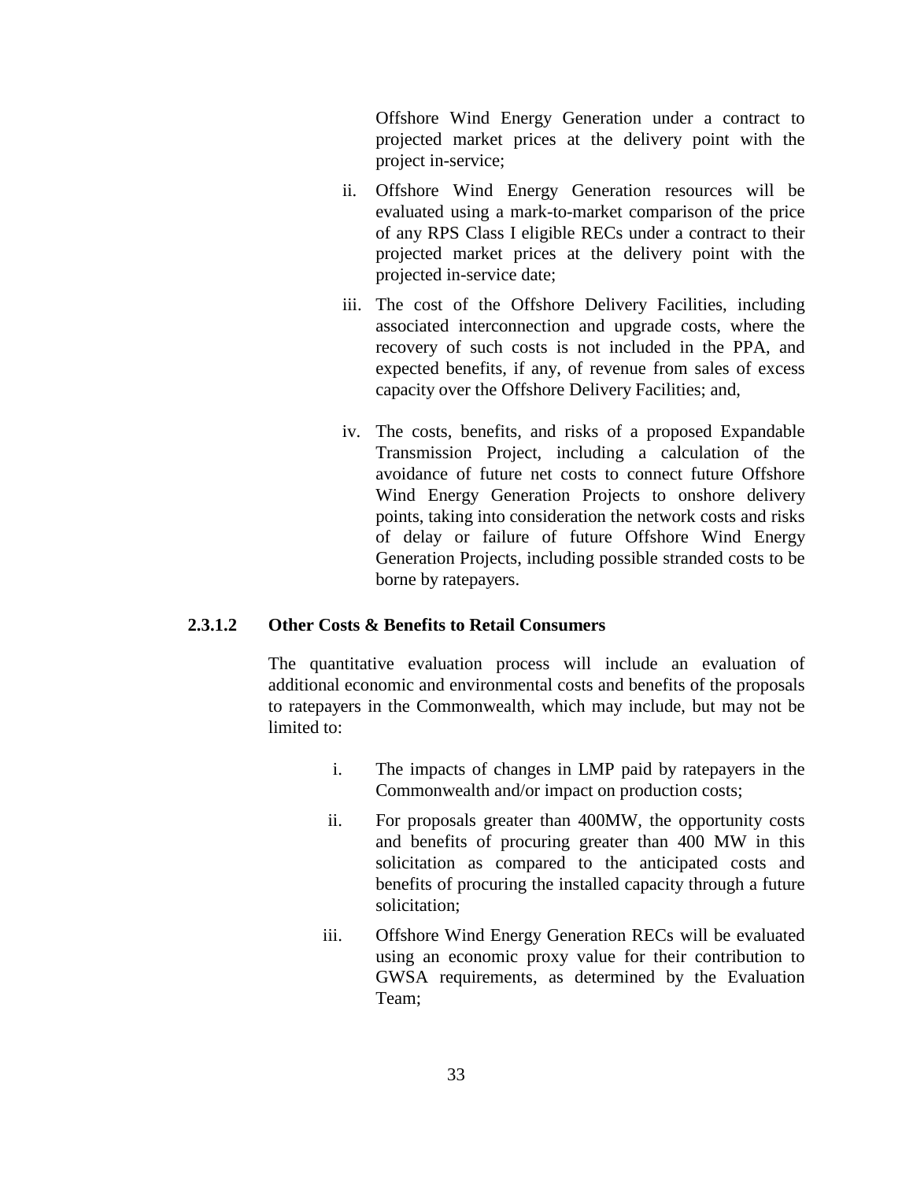Offshore Wind Energy Generation under a contract to projected market prices at the delivery point with the project in-service;

ii. Offshore Wind Energy Generation resources will be evaluated using a mark-to-market comparison of the price of any RPS Class I eligible RECs under a contract to their projected market prices at the delivery point with the projected in-service date;

iii. The cost of the Offshore Delivery Facilities, including associated interconnection and upgrade costs, where the recovery of such costs is not included in the PPA, and expected benefits, if any, of revenue from sales of excess capacity over the Offshore Delivery Facilities; and,

iv. The costs, benefits, and risks of a proposed Expandable Transmission Project, including a calculation of the avoidance of future net costs to connect future Offshore Wind Energy Generation Projects to onshore delivery points, taking into consideration the network costs and risks of delay or failure of future Offshore Wind Energy Generation Projects, including possible stranded costs to be borne by ratepayers.

#### 2.3.1.2 Other Costs & Benefits to Retail Consumers

The quantitative evaluation process will include an evaluation of additional economic and environmental costs and benefits of the proposals to ratepayers in the Commonwealth, which may include, but may not be limited to:

i. The impacts of changes in LMP paid by ratepayers in the Commonwealth and/or impact on production costs;

ii. For proposals greater than 400MW, the opportunity costs and benefits of procuring greater than 400 MW in this solicitation as compared to the anticipated costs and benefits of procuring the installed capacity through a future solicitation;

iii. Offshore Wind Energy Generation RECs will be evaluated using an economic proxy value for their contribution to GWSA requirements, as determined by the Evaluation Team;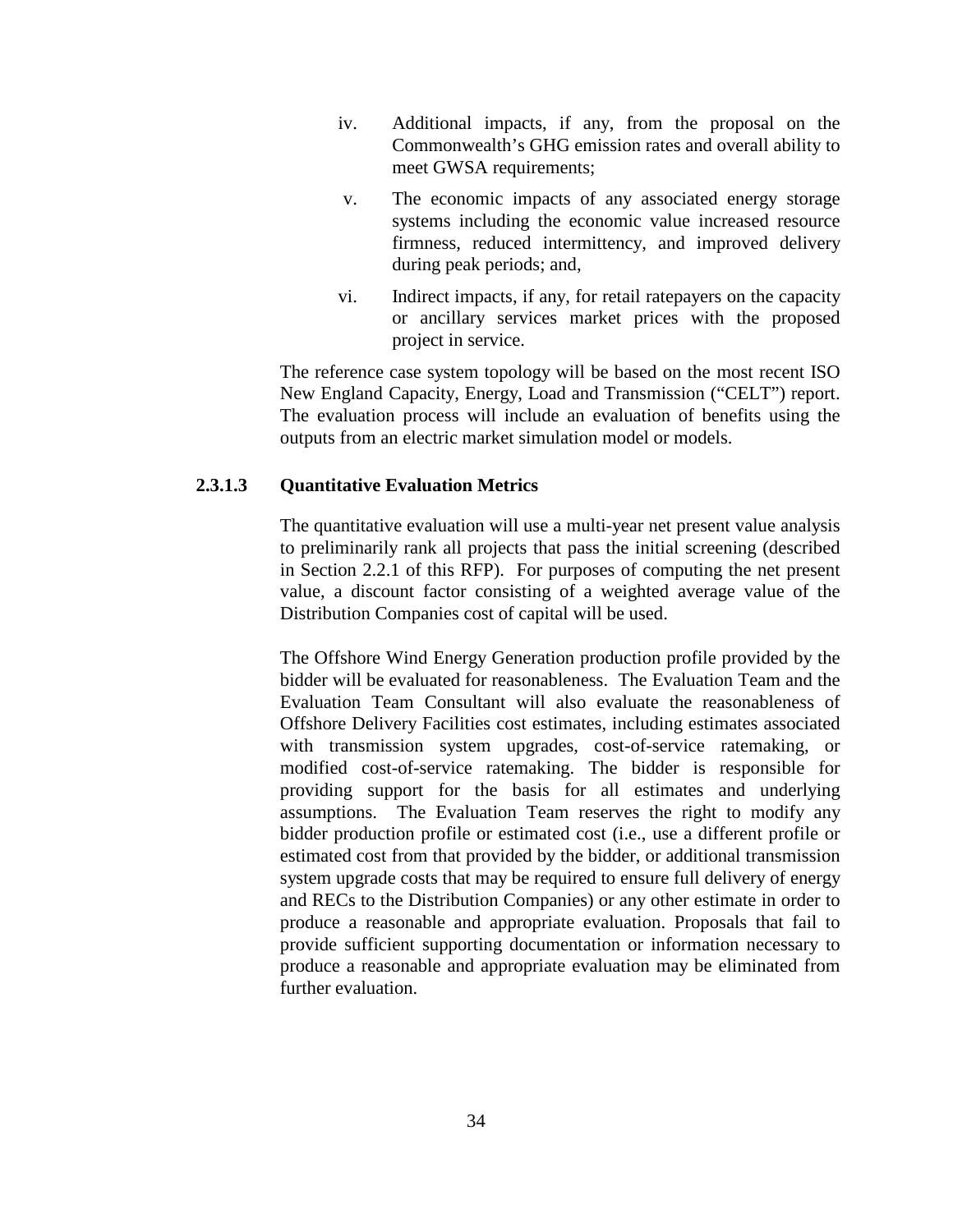iv. Additional impacts, if any, from the proposal on the Commonwealth's GHG emission rates and overall ability to meet GWSA requirements;

v. The economic impacts of any associated energy storage systems including the economic value increased resource firmness, reduced intermittency, and improved delivery during peak periods; and,

vi. Indirect impacts, if any, for retail ratepayers on the capacity or ancillary services market prices with the proposed project in service.

The reference case system topology will be based on the most recent ISO New England Capacity, Energy, Load and Transmission ("CELT") report. The evaluation process will include an evaluation of benefits using the outputs from an electric market simulation model or models.

#### 2.3.1.3 Quantitative Evaluation Metrics

The quantitative evaluation will use a multi-year net present value analysis to preliminarily rank all projects that pass the initial screening (described in Section 2.2.1 of this RFP). For purposes of computing the net present value, a discount factor consisting of a weighted average value of the Distribution Companies cost of capital will be used.

The Offshore Wind Energy Generation production profile provided by the bidder will be evaluated for reasonableness. The Evaluation Team and the Evaluation Team Consultant will also evaluate the reasonableness of Offshore Delivery Facilities cost estimates, including estimates associated with transmission system upgrades, cost-of-service ratemaking, or modified cost-of-service ratemaking. The bidder is responsible for providing support for the basis for all estimates and underlying assumptions. The Evaluation Team reserves the right to modify any bidder production profile or estimated cost (i.e., use a different profile or estimated cost from that provided by the bidder, or additional transmission system upgrade costs that may be required to ensure full delivery of energy and RECs to the Distribution Companies) or any other estimate in order to produce a reasonable and appropriate evaluation. Proposals that fail to provide sufficient supporting documentation or information necessary to produce a reasonable and appropriate evaluation may be eliminated from further evaluation.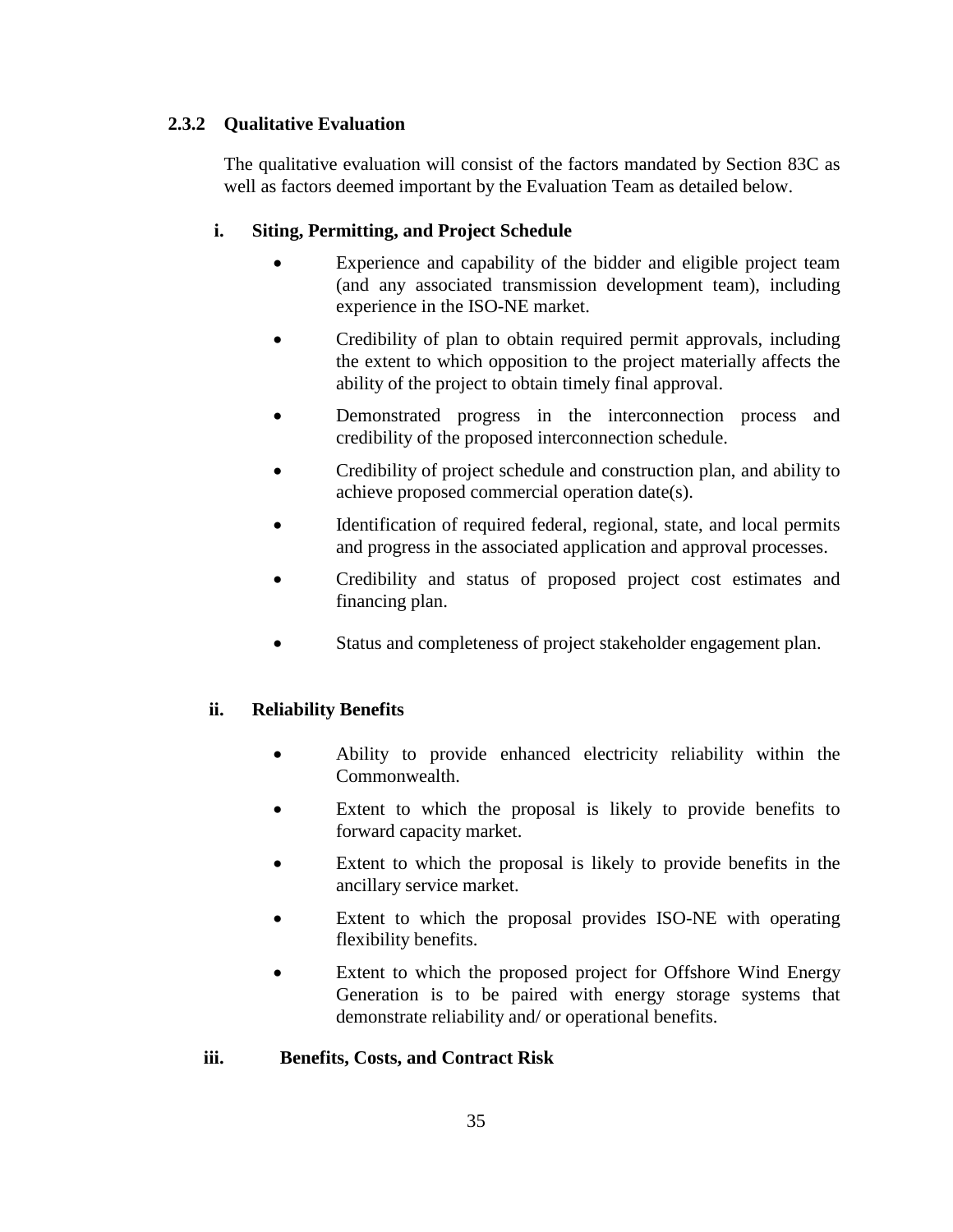### 2.3.2 Qualitative Evaluation

The qualitative evaluation will consist of the factors mandated by Section 83C as well as factors deemed important by the Evaluation Team as detailed below.

**i. Siting, Permitting, and Project Schedule**

- Experience and capability of the bidder and eligible project team (and any associated transmission development team), including experience in the ISO-NE market.
- Credibility of plan to obtain required permit approvals, including the extent to which opposition to the project materially affects the ability of the project to obtain timely final approval.
- Demonstrated progress in the interconnection process and credibility of the proposed interconnection schedule.
- Credibility of project schedule and construction plan, and ability to achieve proposed commercial operation date(s).
- Identification of required federal, regional, state, and local permits and progress in the associated application and approval processes.
- Credibility and status of proposed project cost estimates and financing plan.
- Status and completeness of project stakeholder engagement plan.

**ii. Reliability Benefits**

- Ability to provide enhanced electricity reliability within the Commonwealth.
- Extent to which the proposal is likely to provide benefits to forward capacity market.
- Extent to which the proposal is likely to provide benefits in the ancillary service market.
- Extent to which the proposal provides ISO-NE with operating flexibility benefits.
- Extent to which the proposed project for Offshore Wind Energy Generation is to be paired with energy storage systems that demonstrate reliability and/ or operational benefits.

**iii. Benefits, Costs, and Contract Risk**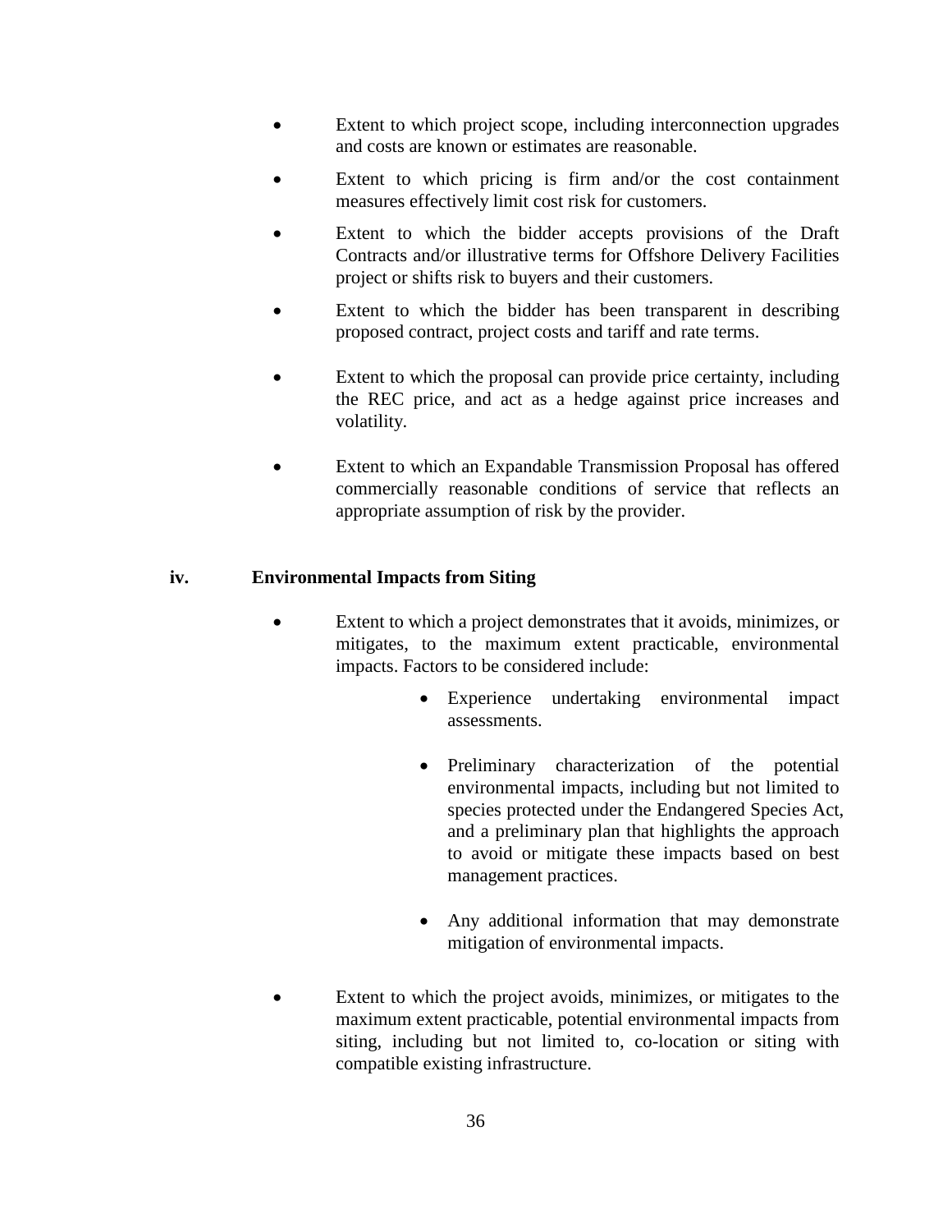- Extent to which project scope, including interconnection upgrades and costs are known or estimates are reasonable.
- Extent to which pricing is firm and/or the cost containment measures effectively limit cost risk for customers.
- Extent to which the bidder accepts provisions of the Draft Contracts and/or illustrative terms for Offshore Delivery Facilities project or shifts risk to buyers and their customers.
- Extent to which the bidder has been transparent in describing proposed contract, project costs and tariff and rate terms.
- Extent to which the proposal can provide price certainty, including the REC price, and act as a hedge against price increases and volatility.
- Extent to which an Expandable Transmission Proposal has offered commercially reasonable conditions of service that reflects an appropriate assumption of risk by the provider.

**iv. Environmental Impacts from Siting**

- Extent to which a project demonstrates that it avoids, minimizes, or mitigates, to the maximum extent practicable, environmental impacts. Factors to be considered include:
    - Experience undertaking environmental impact assessments.
    - Preliminary characterization of the potential environmental impacts, including but not limited to species protected under the Endangered Species Act, and a preliminary plan that highlights the approach to avoid or mitigate these impacts based on best management practices.
    - Any additional information that may demonstrate mitigation of environmental impacts.
- Extent to which the project avoids, minimizes, or mitigates to the maximum extent practicable, potential environmental impacts from siting, including but not limited to, co-location or siting with compatible existing infrastructure.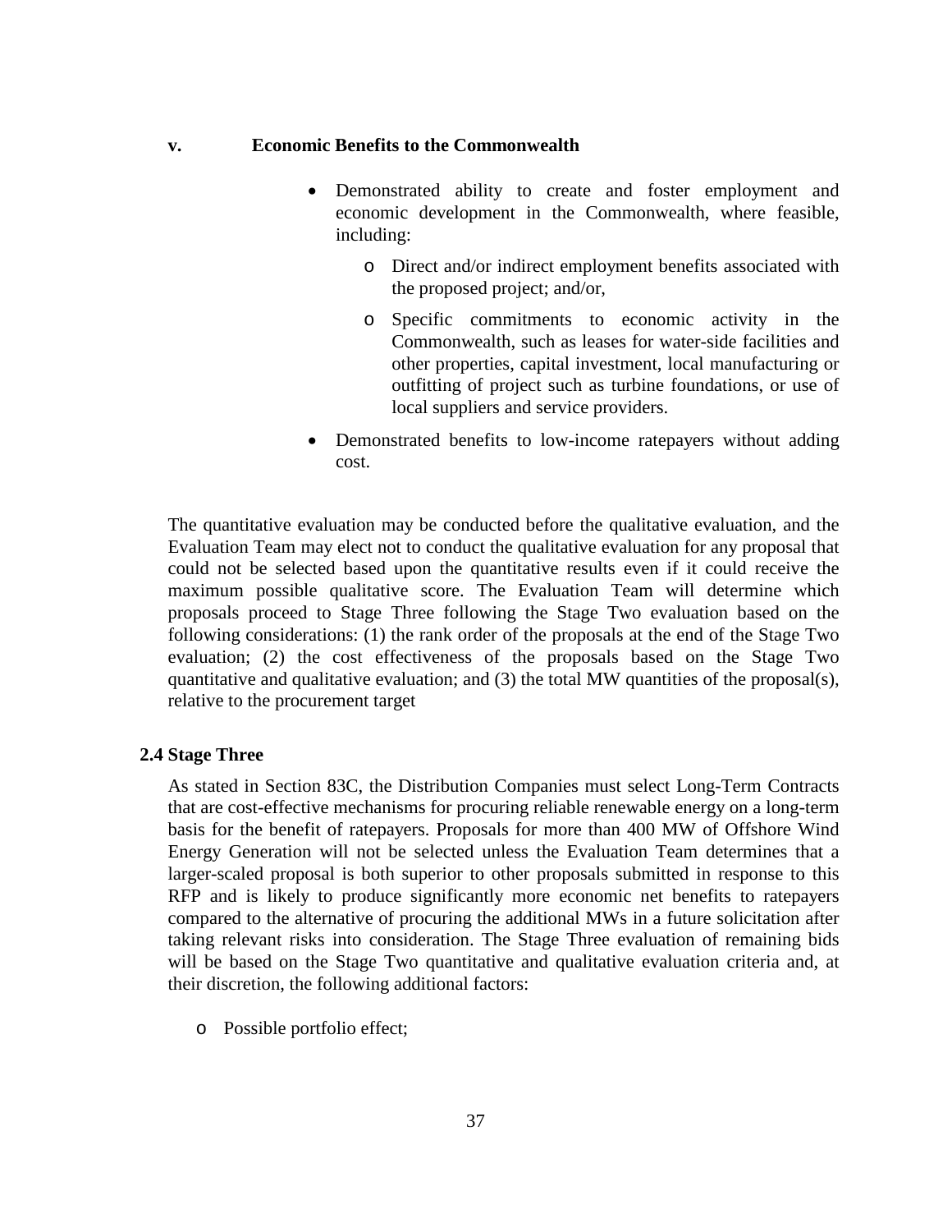**v. Economic Benefits to the Commonwealth**

- Demonstrated ability to create and foster employment and economic development in the Commonwealth, where feasible, including:
  - Direct and/or indirect employment benefits associated with the proposed project; and/or,
  - Specific commitments to economic activity in the Commonwealth, such as leases for water-side facilities and other properties, capital investment, local manufacturing or outfitting of project such as turbine foundations, or use of local suppliers and service providers.
- Demonstrated benefits to low-income ratepayers without adding cost.

The quantitative evaluation may be conducted before the qualitative evaluation, and the Evaluation Team may elect not to conduct the qualitative evaluation for any proposal that could not be selected based upon the quantitative results even if it could receive the maximum possible qualitative score. The Evaluation Team will determine which proposals proceed to Stage Three following the Stage Two evaluation based on the following considerations: (1) the rank order of the proposals at the end of the Stage Two evaluation; (2) the cost effectiveness of the proposals based on the Stage Two quantitative and qualitative evaluation; and (3) the total MW quantities of the proposal(s), relative to the procurement target

## 2.4 Stage Three

As stated in Section 83C, the Distribution Companies must select Long-Term Contracts that are cost-effective mechanisms for procuring reliable renewable energy on a long-term basis for the benefit of ratepayers. Proposals for more than 400 MW of Offshore Wind Energy Generation will not be selected unless the Evaluation Team determines that a larger-scaled proposal is both superior to other proposals submitted in response to this RFP and is likely to produce significantly more economic net benefits to ratepayers compared to the alternative of procuring the additional MWs in a future solicitation after taking relevant risks into consideration. The Stage Three evaluation of remaining bids will be based on the Stage Two quantitative and qualitative evaluation criteria and, at their discretion, the following additional factors:

- Possible portfolio effect;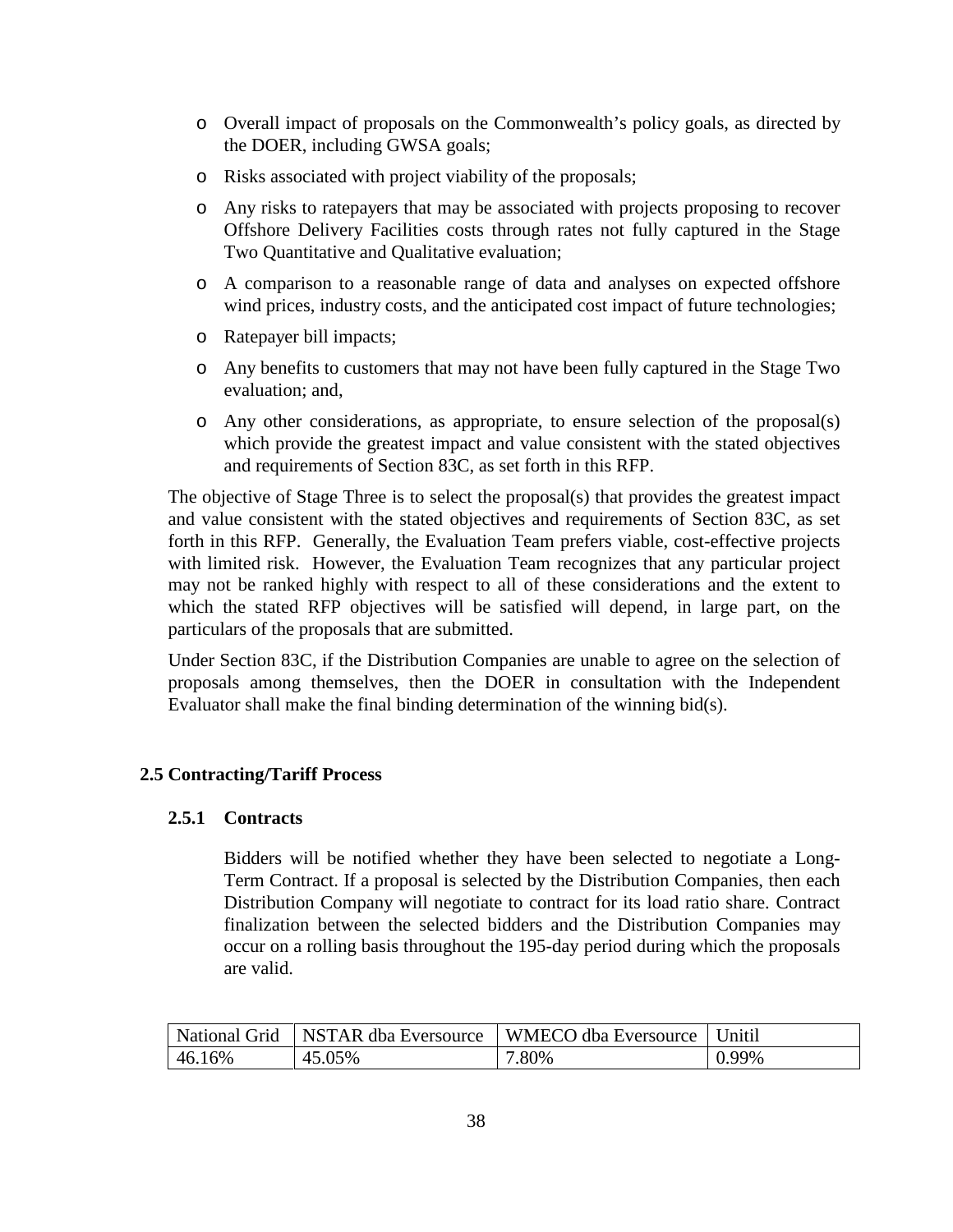- Overall impact of proposals on the Commonwealth's policy goals, as directed by the DOER, including GWSA goals;
- Risks associated with project viability of the proposals;
- Any risks to ratepayers that may be associated with projects proposing to recover Offshore Delivery Facilities costs through rates not fully captured in the Stage Two Quantitative and Qualitative evaluation;
- A comparison to a reasonable range of data and analyses on expected offshore wind prices, industry costs, and the anticipated cost impact of future technologies;
- Ratepayer bill impacts;
- Any benefits to customers that may not have been fully captured in the Stage Two evaluation; and,
- Any other considerations, as appropriate, to ensure selection of the proposal(s) which provide the greatest impact and value consistent with the stated objectives and requirements of Section 83C, as set forth in this RFP.

The objective of Stage Three is to select the proposal(s) that provides the greatest impact and value consistent with the stated objectives and requirements of Section 83C, as set forth in this RFP. Generally, the Evaluation Team prefers viable, cost-effective projects with limited risk. However, the Evaluation Team recognizes that any particular project may not be ranked highly with respect to all of these considerations and the extent to which the stated RFP objectives will be satisfied will depend, in large part, on the particulars of the proposals that are submitted.

Under Section 83C, if the Distribution Companies are unable to agree on the selection of proposals among themselves, then the DOER in consultation with the Independent Evaluator shall make the final binding determination of the winning bid(s).

## 2.5 Contracting/Tariff Process

### 2.5.1 Contracts

Bidders will be notified whether they have been selected to negotiate a Long-Term Contract. If a proposal is selected by the Distribution Companies, then each Distribution Company will negotiate to contract for its load ratio share. Contract finalization between the selected bidders and the Distribution Companies may occur on a rolling basis throughout the 195-day period during which the proposals are valid.

| National Grid | NSTAR dba Eversource | WMECO dba Eversource | Unitil |
|---|---|---|---|
| 46.16% | 45.05% | 7.80% | 0.99% |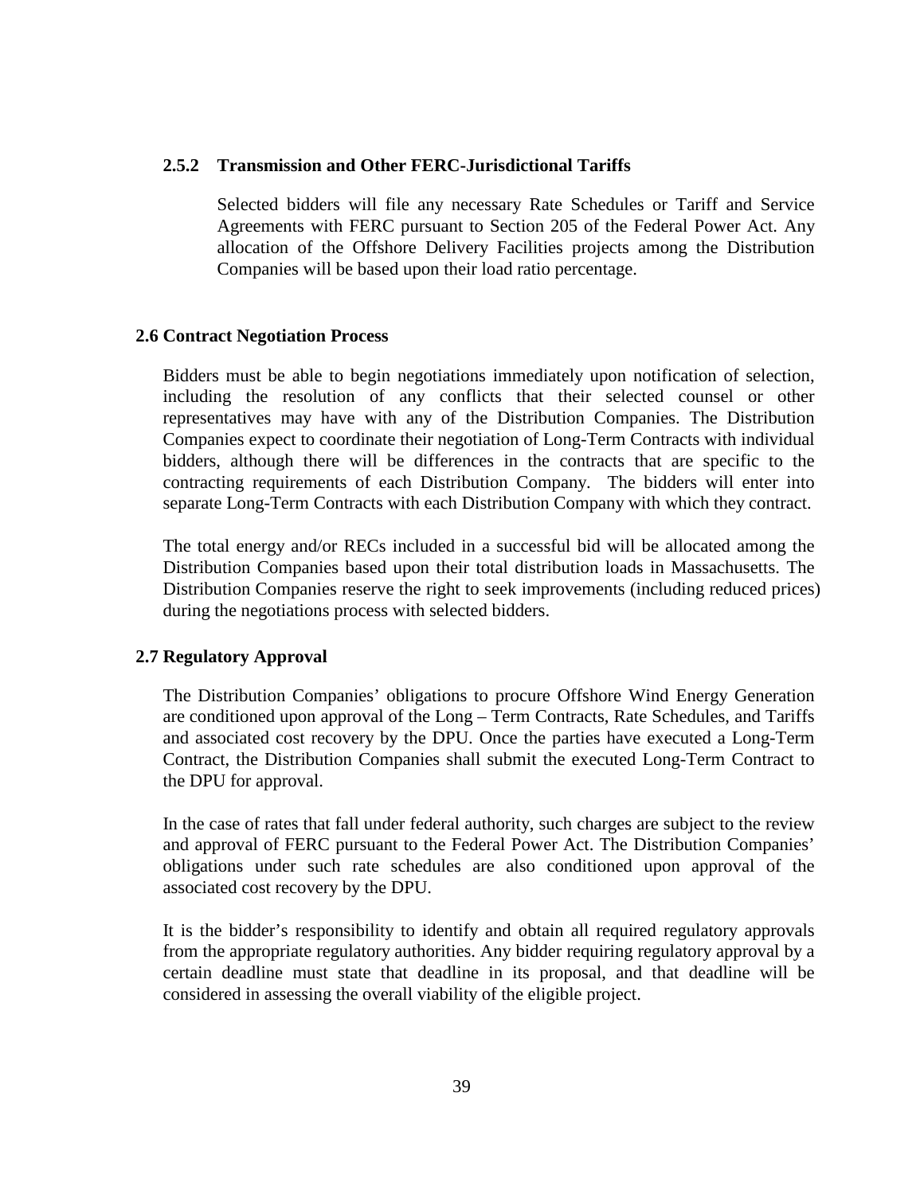### 2.5.2 Transmission and Other FERC-Jurisdictional Tariffs

Selected bidders will file any necessary Rate Schedules or Tariff and Service Agreements with FERC pursuant to Section 205 of the Federal Power Act. Any allocation of the Offshore Delivery Facilities projects among the Distribution Companies will be based upon their load ratio percentage.

## 2.6 Contract Negotiation Process

Bidders must be able to begin negotiations immediately upon notification of selection, including the resolution of any conflicts that their selected counsel or other representatives may have with any of the Distribution Companies. The Distribution Companies expect to coordinate their negotiation of Long-Term Contracts with individual bidders, although there will be differences in the contracts that are specific to the contracting requirements of each Distribution Company. The bidders will enter into separate Long-Term Contracts with each Distribution Company with which they contract.

The total energy and/or RECs included in a successful bid will be allocated among the Distribution Companies based upon their total distribution loads in Massachusetts. The Distribution Companies reserve the right to seek improvements (including reduced prices) during the negotiations process with selected bidders.

## 2.7 Regulatory Approval

The Distribution Companies' obligations to procure Offshore Wind Energy Generation are conditioned upon approval of the Long – Term Contracts, Rate Schedules, and Tariffs and associated cost recovery by the DPU. Once the parties have executed a Long-Term Contract, the Distribution Companies shall submit the executed Long-Term Contract to the DPU for approval.

In the case of rates that fall under federal authority, such charges are subject to the review and approval of FERC pursuant to the Federal Power Act. The Distribution Companies' obligations under such rate schedules are also conditioned upon approval of the associated cost recovery by the DPU.

It is the bidder's responsibility to identify and obtain all required regulatory approvals from the appropriate regulatory authorities. Any bidder requiring regulatory approval by a certain deadline must state that deadline in its proposal, and that deadline will be considered in assessing the overall viability of the eligible project.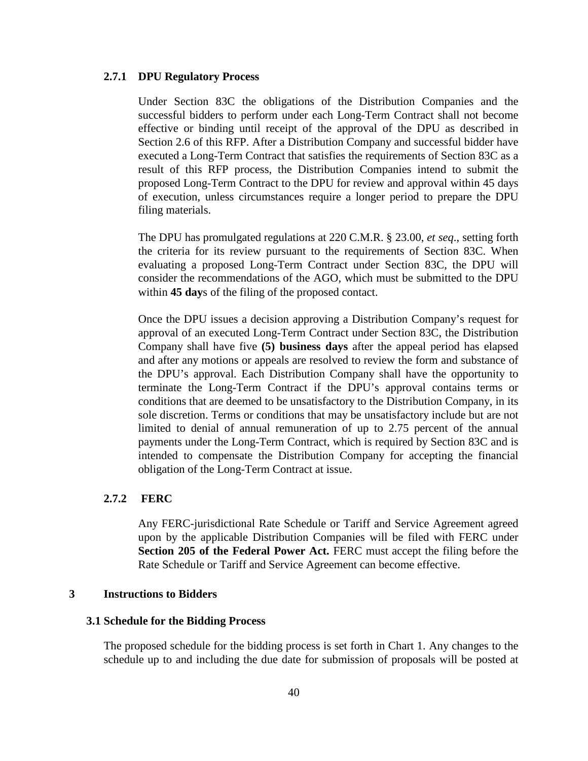### 2.7.1 DPU Regulatory Process

Under Section 83C the obligations of the Distribution Companies and the successful bidders to perform under each Long-Term Contract shall not become effective or binding until receipt of the approval of the DPU as described in Section 2.6 of this RFP. After a Distribution Company and successful bidder have executed a Long-Term Contract that satisfies the requirements of Section 83C as a result of this RFP process, the Distribution Companies intend to submit the proposed Long-Term Contract to the DPU for review and approval within 45 days of execution, unless circumstances require a longer period to prepare the DPU filing materials.

The DPU has promulgated regulations at 220 C.M.R. § 23.00, *et seq*., setting forth the criteria for its review pursuant to the requirements of Section 83C. When evaluating a proposed Long-Term Contract under Section 83C, the DPU will consider the recommendations of the AGO, which must be submitted to the DPU within **45 day**s of the filing of the proposed contact.

Once the DPU issues a decision approving a Distribution Company's request for approval of an executed Long-Term Contract under Section 83C, the Distribution Company shall have five **(5) business days** after the appeal period has elapsed and after any motions or appeals are resolved to review the form and substance of the DPU's approval. Each Distribution Company shall have the opportunity to terminate the Long-Term Contract if the DPU's approval contains terms or conditions that are deemed to be unsatisfactory to the Distribution Company, in its sole discretion. Terms or conditions that may be unsatisfactory include but are not limited to denial of annual remuneration of up to 2.75 percent of the annual payments under the Long-Term Contract, which is required by Section 83C and is intended to compensate the Distribution Company for accepting the financial obligation of the Long-Term Contract at issue.

### 2.7.2 FERC

Any FERC-jurisdictional Rate Schedule or Tariff and Service Agreement agreed upon by the applicable Distribution Companies will be filed with FERC under **Section 205 of the Federal Power Act.** FERC must accept the filing before the Rate Schedule or Tariff and Service Agreement can become effective.

# 3 Instructions to Bidders

## 3.1 Schedule for the Bidding Process

The proposed schedule for the bidding process is set forth in Chart 1. Any changes to the schedule up to and including the due date for submission of proposals will be posted at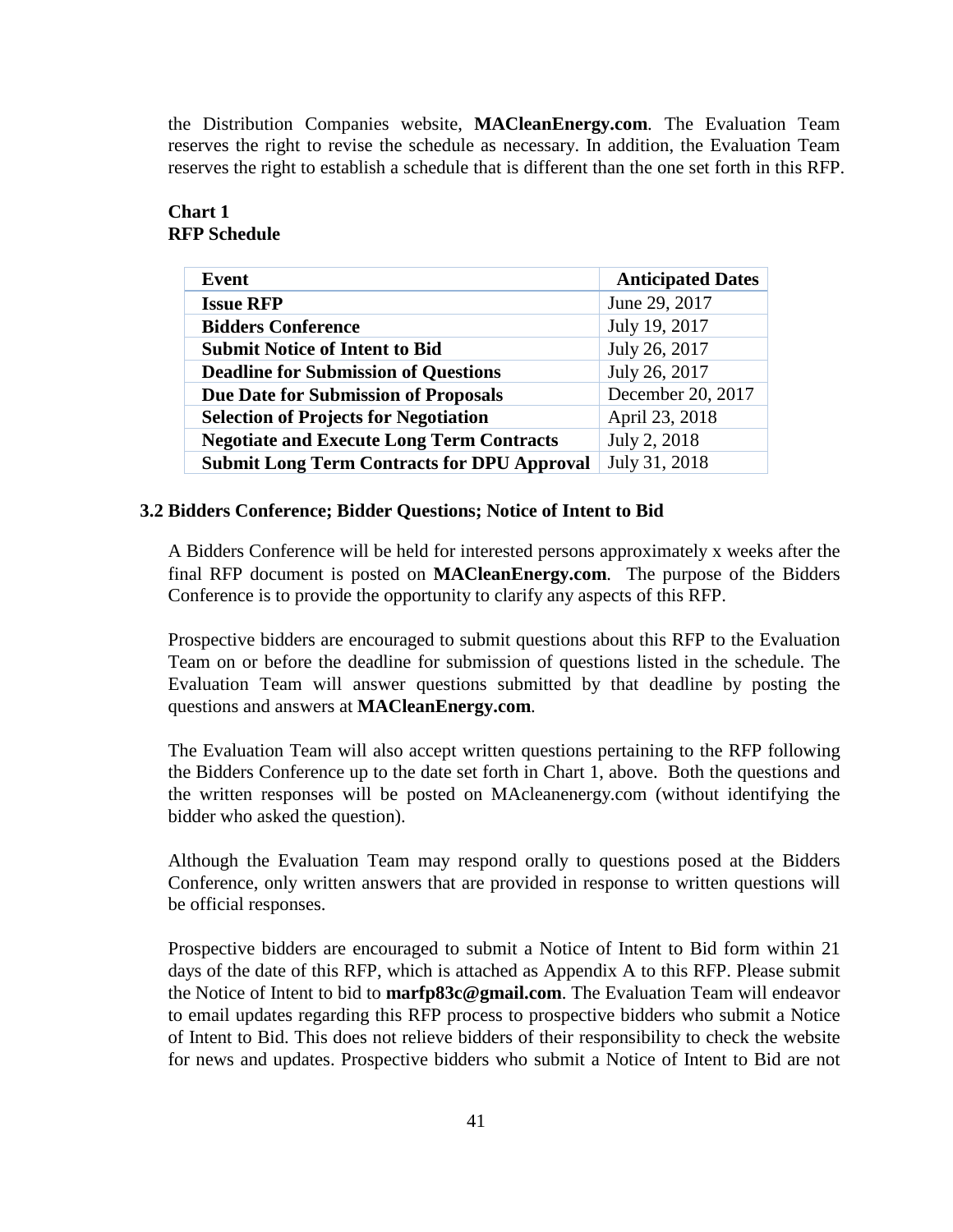the Distribution Companies website, **MACleanEnergy.com**. The Evaluation Team reserves the right to revise the schedule as necessary. In addition, the Evaluation Team reserves the right to establish a schedule that is different than the one set forth in this RFP.

**Chart 1**
**RFP Schedule**

| Event | Anticipated Dates |
|---|---|
| **Issue RFP** | June 29, 2017 |
| **Bidders Conference** | July 19, 2017 |
| **Submit Notice of Intent to Bid** | July 26, 2017 |
| **Deadline for Submission of Questions** | July 26, 2017 |
| **Due Date for Submission of Proposals** | December 20, 2017 |
| **Selection of Projects for Negotiation** | April 23, 2018 |
| **Negotiate and Execute Long Term Contracts** | July 2, 2018 |
| **Submit Long Term Contracts for DPU Approval** | July 31, 2018 |

### 3.2 Bidders Conference; Bidder Questions; Notice of Intent to Bid

A Bidders Conference will be held for interested persons approximately x weeks after the final RFP document is posted on **MACleanEnergy.com**. The purpose of the Bidders Conference is to provide the opportunity to clarify any aspects of this RFP.

Prospective bidders are encouraged to submit questions about this RFP to the Evaluation Team on or before the deadline for submission of questions listed in the schedule. The Evaluation Team will answer questions submitted by that deadline by posting the questions and answers at **MACleanEnergy.com**.

The Evaluation Team will also accept written questions pertaining to the RFP following the Bidders Conference up to the date set forth in Chart 1, above. Both the questions and the written responses will be posted on MAcleanenergy.com (without identifying the bidder who asked the question).

Although the Evaluation Team may respond orally to questions posed at the Bidders Conference, only written answers that are provided in response to written questions will be official responses.

Prospective bidders are encouraged to submit a Notice of Intent to Bid form within 21 days of the date of this RFP, which is attached as Appendix A to this RFP. Please submit the Notice of Intent to bid to **marfp83c@gmail.com**. The Evaluation Team will endeavor to email updates regarding this RFP process to prospective bidders who submit a Notice of Intent to Bid. This does not relieve bidders of their responsibility to check the website for news and updates. Prospective bidders who submit a Notice of Intent to Bid are not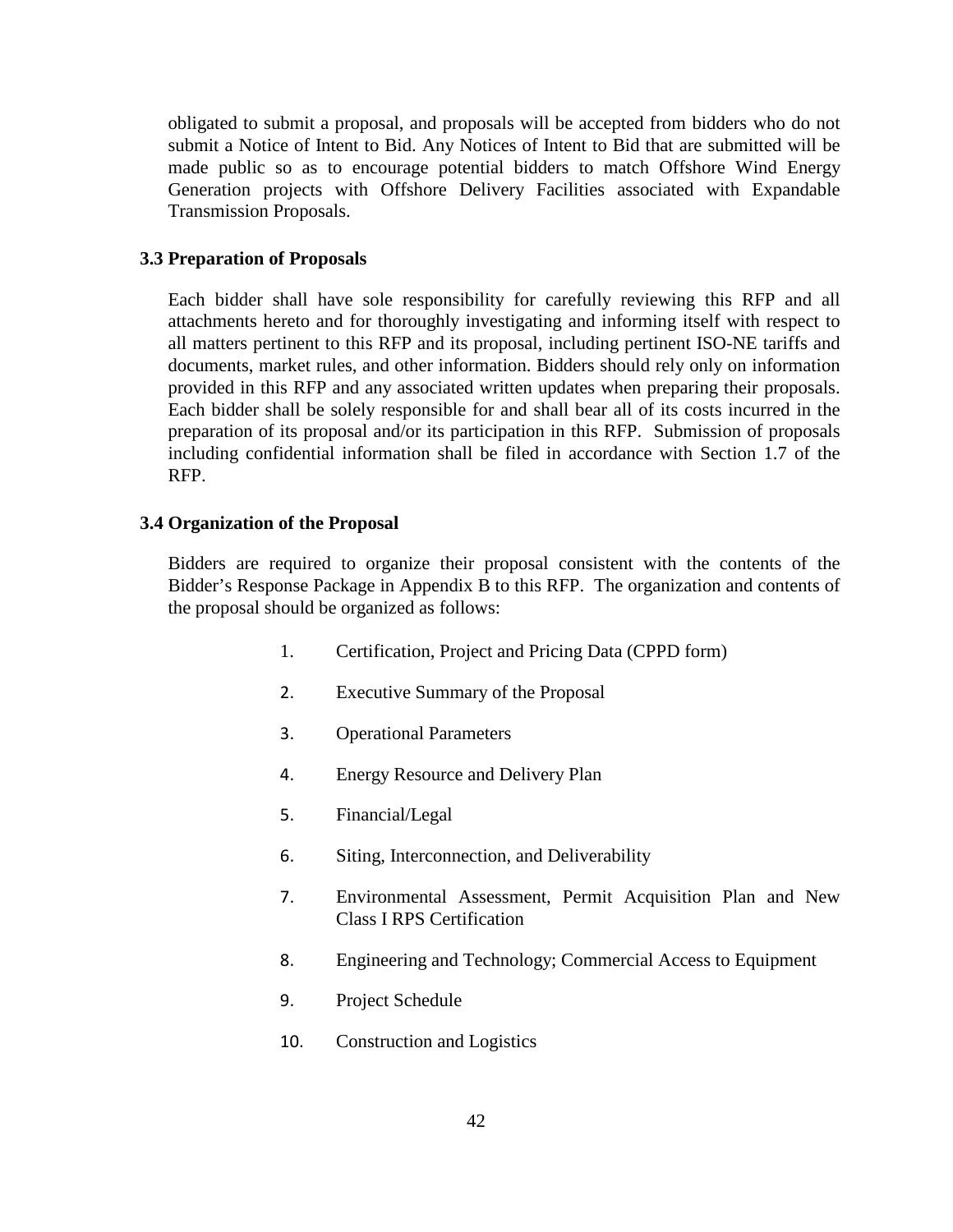obligated to submit a proposal, and proposals will be accepted from bidders who do not submit a Notice of Intent to Bid. Any Notices of Intent to Bid that are submitted will be made public so as to encourage potential bidders to match Offshore Wind Energy Generation projects with Offshore Delivery Facilities associated with Expandable Transmission Proposals.

### 3.3 Preparation of Proposals

Each bidder shall have sole responsibility for carefully reviewing this RFP and all attachments hereto and for thoroughly investigating and informing itself with respect to all matters pertinent to this RFP and its proposal, including pertinent ISO-NE tariffs and documents, market rules, and other information. Bidders should rely only on information provided in this RFP and any associated written updates when preparing their proposals. Each bidder shall be solely responsible for and shall bear all of its costs incurred in the preparation of its proposal and/or its participation in this RFP. Submission of proposals including confidential information shall be filed in accordance with Section 1.7 of the RFP.

### 3.4 Organization of the Proposal

Bidders are required to organize their proposal consistent with the contents of the Bidder's Response Package in Appendix B to this RFP. The organization and contents of the proposal should be organized as follows:

1. Certification, Project and Pricing Data (CPPD form)
2. Executive Summary of the Proposal
3. Operational Parameters
4. Energy Resource and Delivery Plan
5. Financial/Legal
6. Siting, Interconnection, and Deliverability
7. Environmental Assessment, Permit Acquisition Plan and New Class I RPS Certification
8. Engineering and Technology; Commercial Access to Equipment
9. Project Schedule
10. Construction and Logistics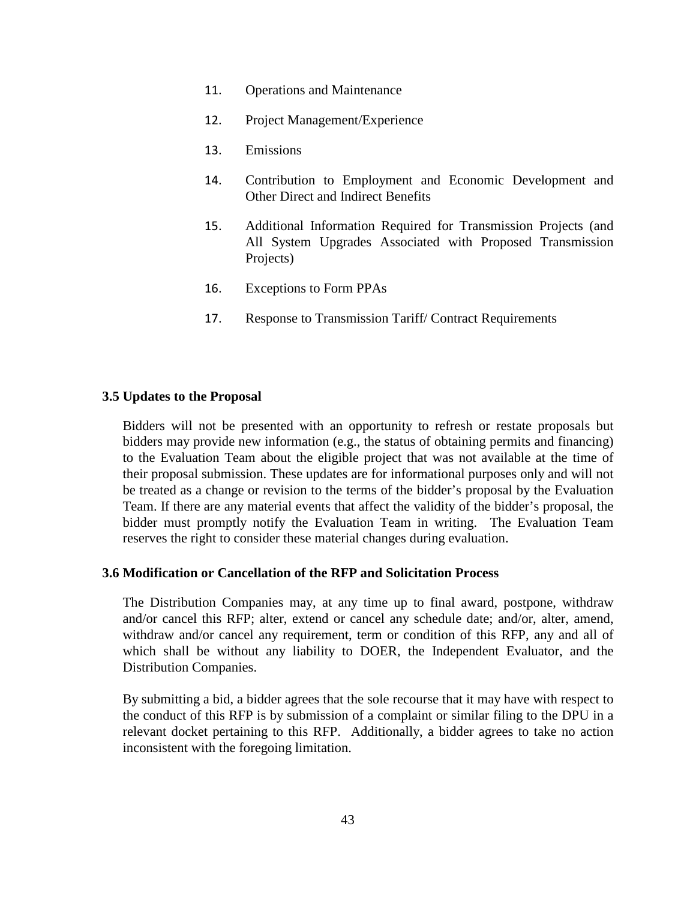11. Operations and Maintenance

12. Project Management/Experience

13. Emissions

14. Contribution to Employment and Economic Development and Other Direct and Indirect Benefits

15. Additional Information Required for Transmission Projects (and All System Upgrades Associated with Proposed Transmission Projects)

16. Exceptions to Form PPAs

17. Response to Transmission Tariff/ Contract Requirements

### 3.5 Updates to the Proposal

Bidders will not be presented with an opportunity to refresh or restate proposals but bidders may provide new information (e.g., the status of obtaining permits and financing) to the Evaluation Team about the eligible project that was not available at the time of their proposal submission. These updates are for informational purposes only and will not be treated as a change or revision to the terms of the bidder's proposal by the Evaluation Team. If there are any material events that affect the validity of the bidder's proposal, the bidder must promptly notify the Evaluation Team in writing. The Evaluation Team reserves the right to consider these material changes during evaluation.

### 3.6 Modification or Cancellation of the RFP and Solicitation Process

The Distribution Companies may, at any time up to final award, postpone, withdraw and/or cancel this RFP; alter, extend or cancel any schedule date; and/or, alter, amend, withdraw and/or cancel any requirement, term or condition of this RFP, any and all of which shall be without any liability to DOER, the Independent Evaluator, and the Distribution Companies.

By submitting a bid, a bidder agrees that the sole recourse that it may have with respect to the conduct of this RFP is by submission of a complaint or similar filing to the DPU in a relevant docket pertaining to this RFP. Additionally, a bidder agrees to take no action inconsistent with the foregoing limitation.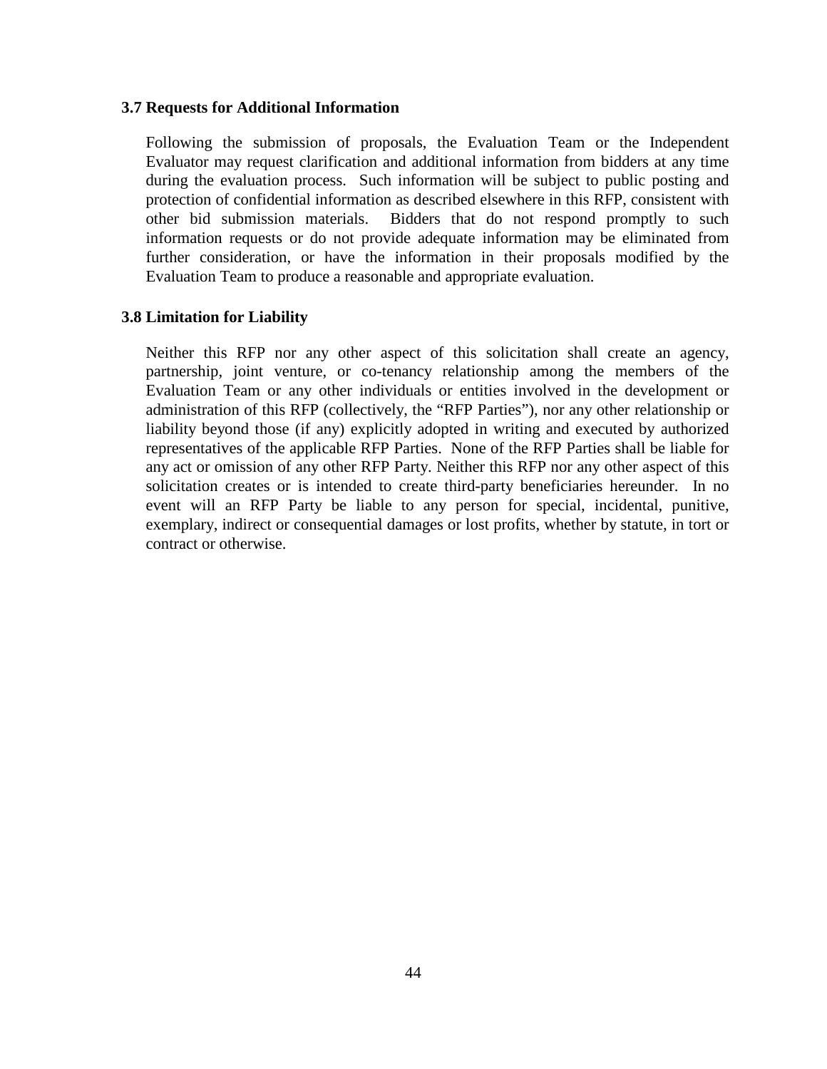### 3.7 Requests for Additional Information

Following the submission of proposals, the Evaluation Team or the Independent Evaluator may request clarification and additional information from bidders at any time during the evaluation process. Such information will be subject to public posting and protection of confidential information as described elsewhere in this RFP, consistent with other bid submission materials. Bidders that do not respond promptly to such information requests or do not provide adequate information may be eliminated from further consideration, or have the information in their proposals modified by the Evaluation Team to produce a reasonable and appropriate evaluation.

### 3.8 Limitation for Liability

Neither this RFP nor any other aspect of this solicitation shall create an agency, partnership, joint venture, or co-tenancy relationship among the members of the Evaluation Team or any other individuals or entities involved in the development or administration of this RFP (collectively, the "RFP Parties"), nor any other relationship or liability beyond those (if any) explicitly adopted in writing and executed by authorized representatives of the applicable RFP Parties. None of the RFP Parties shall be liable for any act or omission of any other RFP Party. Neither this RFP nor any other aspect of this solicitation creates or is intended to create third-party beneficiaries hereunder. In no event will an RFP Party be liable to any person for special, incidental, punitive, exemplary, indirect or consequential damages or lost profits, whether by statute, in tort or contract or otherwise.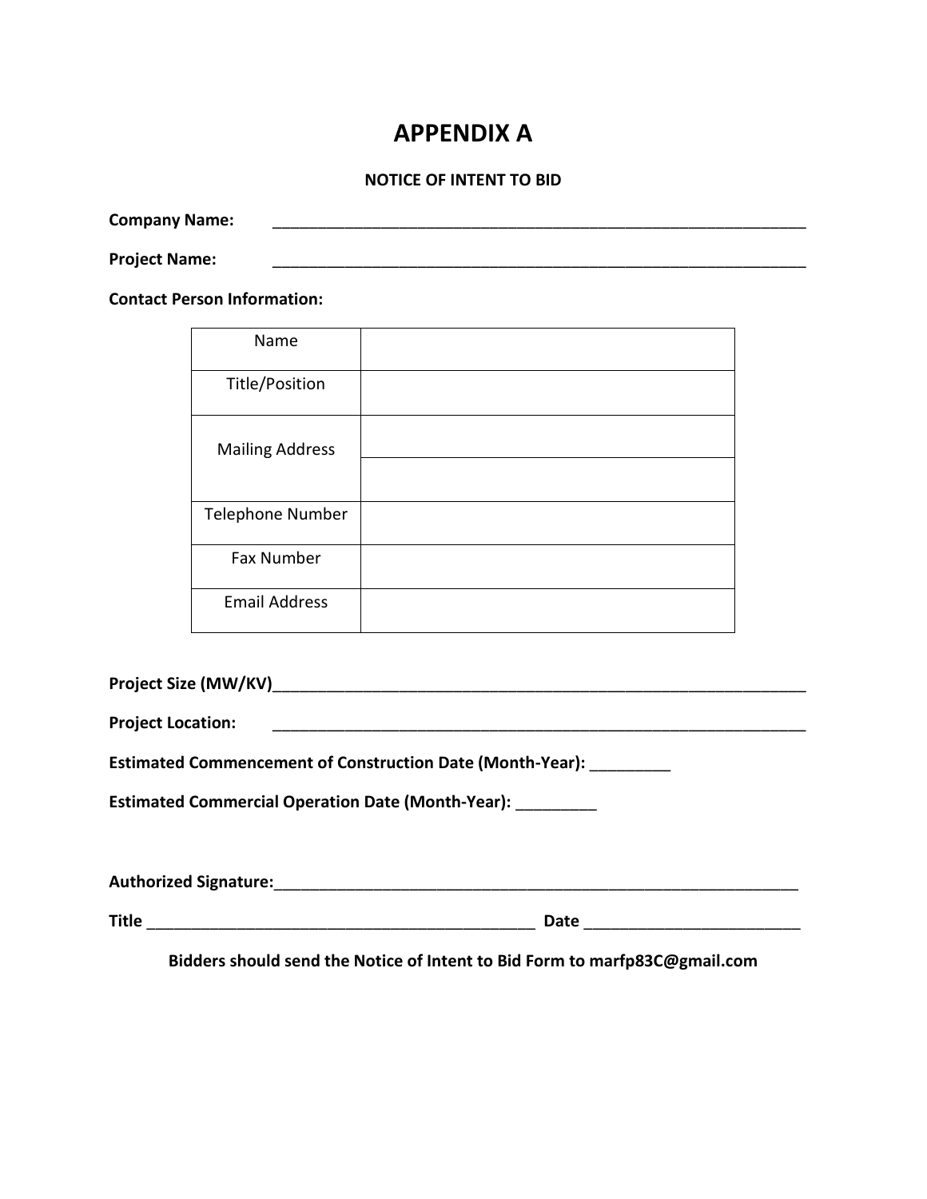# APPENDIX A

## NOTICE OF INTENT TO BID

**Company Name:** ________________________________________________________________

**Project Name:** ________________________________________________________________

**Contact Person Information:**

| | |
|---|---|
| Name | |
| Title/Position | |
| Mailing Address | |
| | |
| Telephone Number | |
| Fax Number | |
| Email Address | |

**Project Size (MW/KV)**________________________________________________________________

**Project Location:** ________________________________________________________________

**Estimated Commencement of Construction Date (Month-Year):** _________

**Estimated Commercial Operation Date (Month-Year):** _________

**Authorized Signature:**______________________________________________________________

**Title** _____________________________________________ **Date** ________________________

**Bidders should send the Notice of Intent to Bid Form to marfp83C@gmail.com**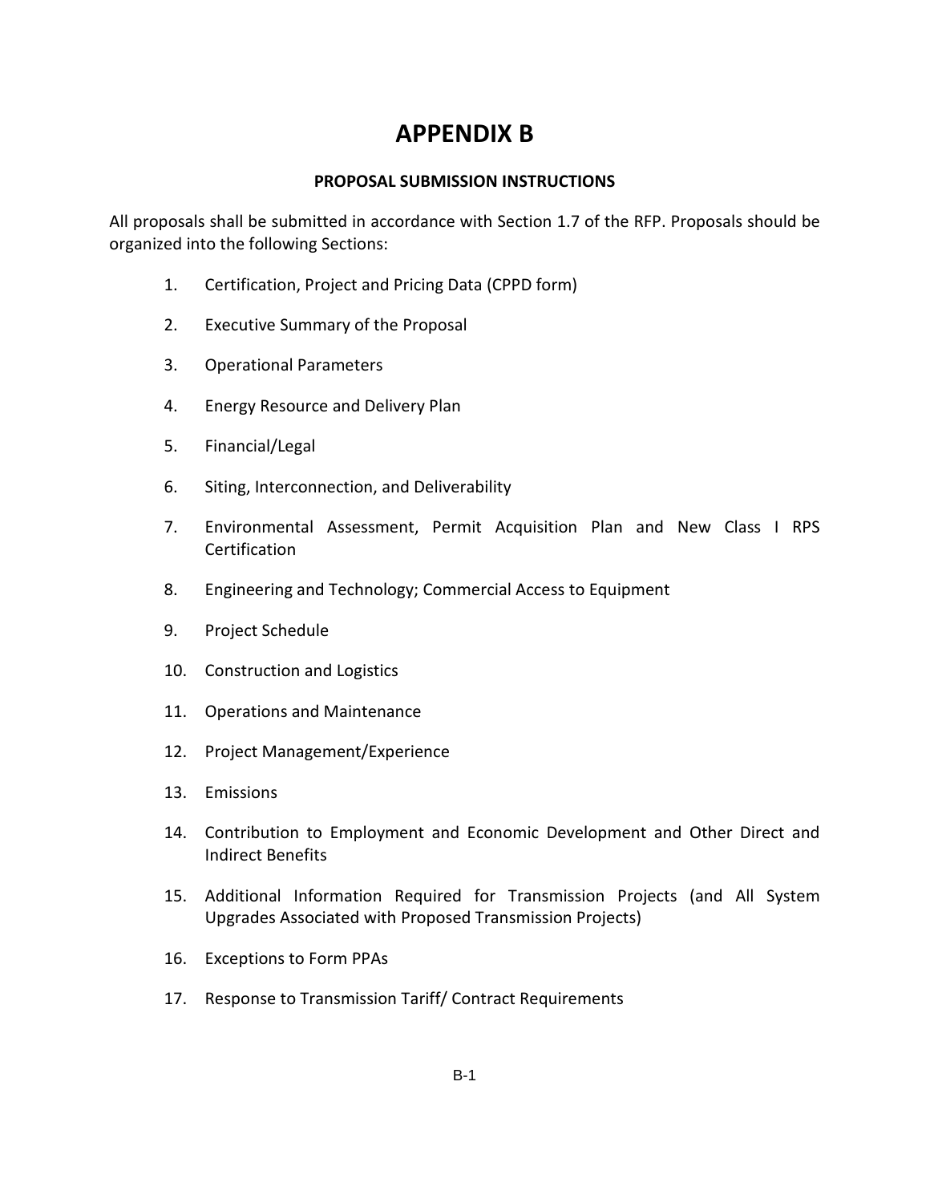# APPENDIX B

**PROPOSAL SUBMISSION INSTRUCTIONS**

All proposals shall be submitted in accordance with Section 1.7 of the RFP. Proposals should be organized into the following Sections:

1. Certification, Project and Pricing Data (CPPD form)
2. Executive Summary of the Proposal
3. Operational Parameters
4. Energy Resource and Delivery Plan
5. Financial/Legal
6. Siting, Interconnection, and Deliverability
7. Environmental Assessment, Permit Acquisition Plan and New Class I RPS Certification
8. Engineering and Technology; Commercial Access to Equipment
9. Project Schedule
10. Construction and Logistics
11. Operations and Maintenance
12. Project Management/Experience
13. Emissions
14. Contribution to Employment and Economic Development and Other Direct and Indirect Benefits
15. Additional Information Required for Transmission Projects (and All System Upgrades Associated with Proposed Transmission Projects)
16. Exceptions to Form PPAs
17. Response to Transmission Tariff/ Contract Requirements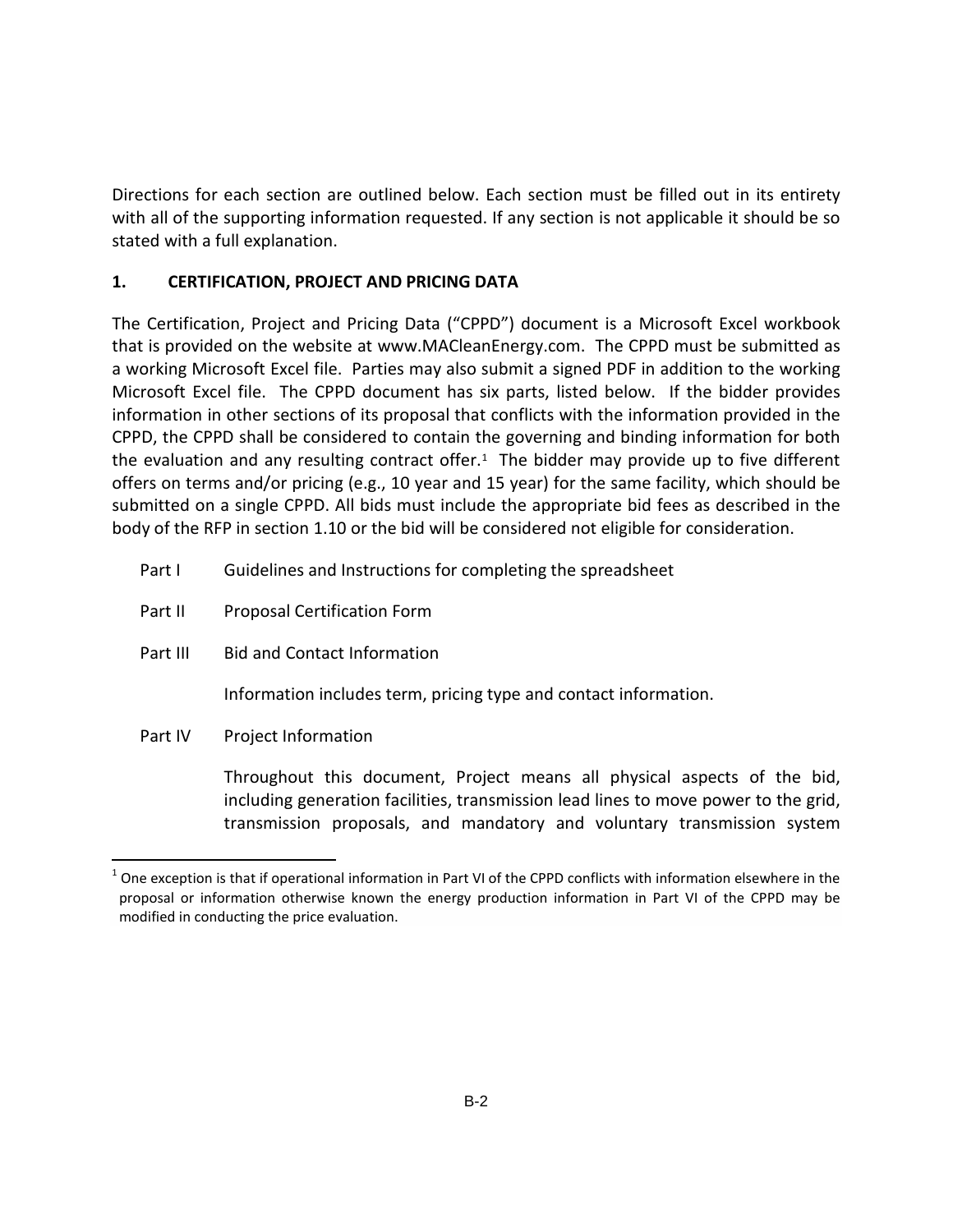Directions for each section are outlined below. Each section must be filled out in its entirety with all of the supporting information requested. If any section is not applicable it should be so stated with a full explanation.

## 1. CERTIFICATION, PROJECT AND PRICING DATA

The Certification, Project and Pricing Data ("CPPD") document is a Microsoft Excel workbook that is provided on the website at www.MACleanEnergy.com. The CPPD must be submitted as a working Microsoft Excel file. Parties may also submit a signed PDF in addition to the working Microsoft Excel file. The CPPD document has six parts, listed below. If the bidder provides information in other sections of its proposal that conflicts with the information provided in the CPPD, the CPPD shall be considered to contain the governing and binding information for both the evaluation and any resulting contract offer.[1] The bidder may provide up to five different offers on terms and/or pricing (e.g., 10 year and 15 year) for the same facility, which should be submitted on a single CPPD. All bids must include the appropriate bid fees as described in the body of the RFP in section 1.10 or the bid will be considered not eligible for consideration.

Part I Guidelines and Instructions for completing the spreadsheet

Part II Proposal Certification Form

Part III Bid and Contact Information

Information includes term, pricing type and contact information.

Part IV Project Information

Throughout this document, Project means all physical aspects of the bid, including generation facilities, transmission lead lines to move power to the grid, transmission proposals, and mandatory and voluntary transmission system

[1] One exception is that if operational information in Part VI of the CPPD conflicts with information elsewhere in the proposal or information otherwise known the energy production information in Part VI of the CPPD may be modified in conducting the price evaluation.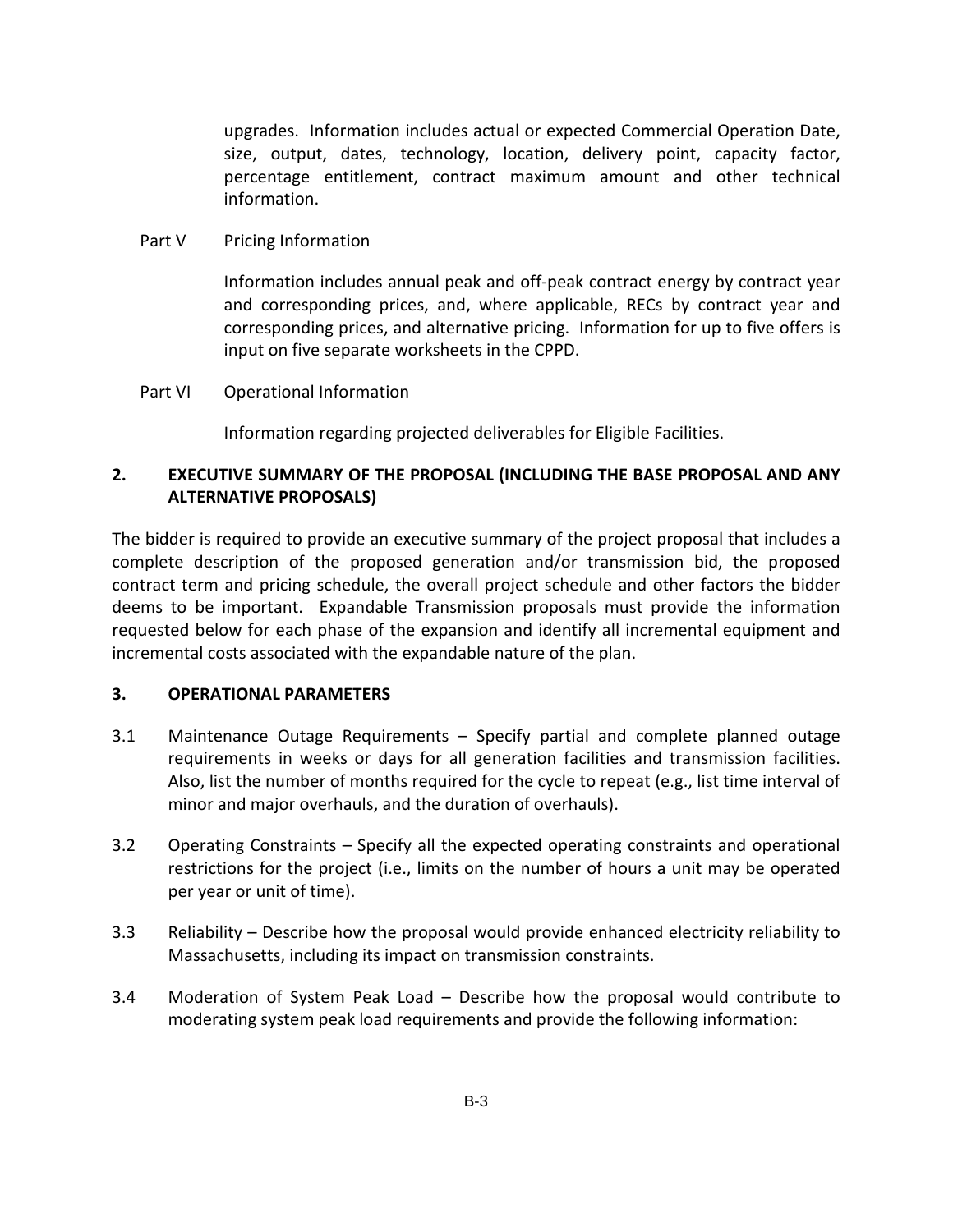upgrades. Information includes actual or expected Commercial Operation Date, size, output, dates, technology, location, delivery point, capacity factor, percentage entitlement, contract maximum amount and other technical information.

Part V Pricing Information

Information includes annual peak and off-peak contract energy by contract year and corresponding prices, and, where applicable, RECs by contract year and corresponding prices, and alternative pricing. Information for up to five offers is input on five separate worksheets in the CPPD.

Part VI Operational Information

Information regarding projected deliverables for Eligible Facilities.

## 2. EXECUTIVE SUMMARY OF THE PROPOSAL (INCLUDING THE BASE PROPOSAL AND ANY ALTERNATIVE PROPOSALS)

The bidder is required to provide an executive summary of the project proposal that includes a complete description of the proposed generation and/or transmission bid, the proposed contract term and pricing schedule, the overall project schedule and other factors the bidder deems to be important. Expandable Transmission proposals must provide the information requested below for each phase of the expansion and identify all incremental equipment and incremental costs associated with the expandable nature of the plan.

## 3. OPERATIONAL PARAMETERS

3.1 Maintenance Outage Requirements – Specify partial and complete planned outage requirements in weeks or days for all generation facilities and transmission facilities. Also, list the number of months required for the cycle to repeat (e.g., list time interval of minor and major overhauls, and the duration of overhauls).

3.2 Operating Constraints – Specify all the expected operating constraints and operational restrictions for the project (i.e., limits on the number of hours a unit may be operated per year or unit of time).

3.3 Reliability – Describe how the proposal would provide enhanced electricity reliability to Massachusetts, including its impact on transmission constraints.

3.4 Moderation of System Peak Load – Describe how the proposal would contribute to moderating system peak load requirements and provide the following information: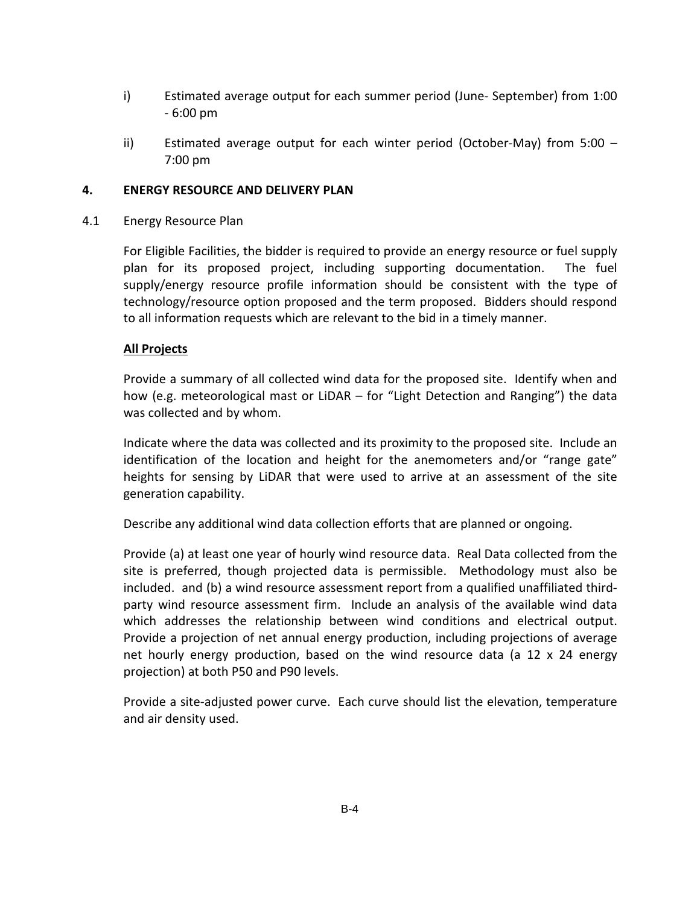i) Estimated average output for each summer period (June- September) from 1:00 - 6:00 pm

ii) Estimated average output for each winter period (October-May) from 5:00 – 7:00 pm

## 4. ENERGY RESOURCE AND DELIVERY PLAN

4.1 Energy Resource Plan

For Eligible Facilities, the bidder is required to provide an energy resource or fuel supply plan for its proposed project, including supporting documentation. The fuel supply/energy resource profile information should be consistent with the type of technology/resource option proposed and the term proposed. Bidders should respond to all information requests which are relevant to the bid in a timely manner.

**All Projects**

Provide a summary of all collected wind data for the proposed site. Identify when and how (e.g. meteorological mast or LiDAR – for "Light Detection and Ranging") the data was collected and by whom.

Indicate where the data was collected and its proximity to the proposed site. Include an identification of the location and height for the anemometers and/or "range gate" heights for sensing by LiDAR that were used to arrive at an assessment of the site generation capability.

Describe any additional wind data collection efforts that are planned or ongoing.

Provide (a) at least one year of hourly wind resource data. Real Data collected from the site is preferred, though projected data is permissible. Methodology must also be included. and (b) a wind resource assessment report from a qualified unaffiliated third-party wind resource assessment firm. Include an analysis of the available wind data which addresses the relationship between wind conditions and electrical output. Provide a projection of net annual energy production, including projections of average net hourly energy production, based on the wind resource data (a 12 x 24 energy projection) at both P50 and P90 levels.

Provide a site-adjusted power curve. Each curve should list the elevation, temperature and air density used.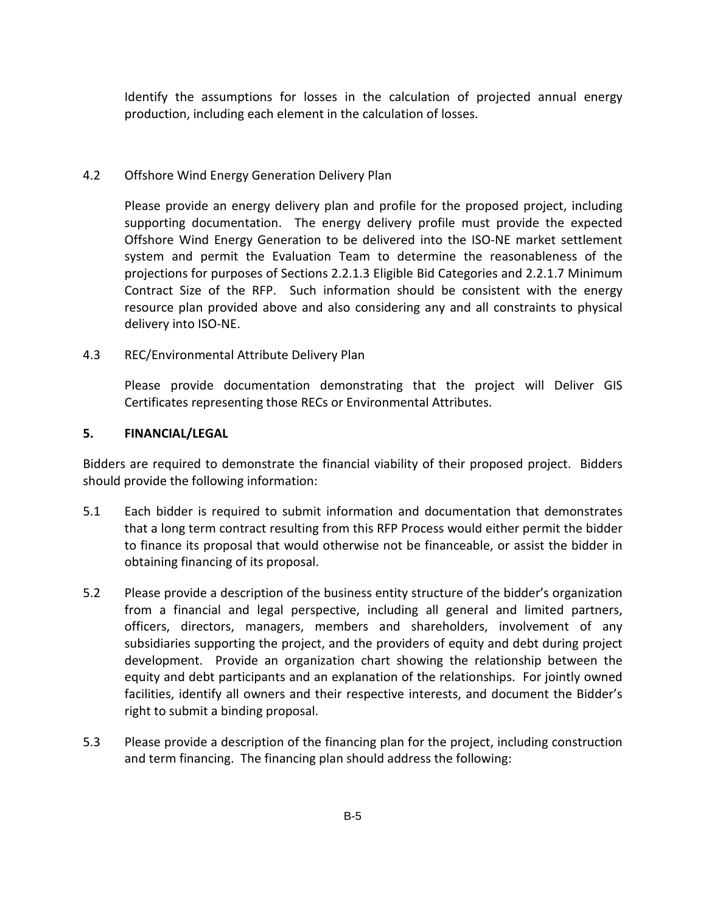Identify the assumptions for losses in the calculation of projected annual energy production, including each element in the calculation of losses.

4.2 Offshore Wind Energy Generation Delivery Plan

Please provide an energy delivery plan and profile for the proposed project, including supporting documentation. The energy delivery profile must provide the expected Offshore Wind Energy Generation to be delivered into the ISO-NE market settlement system and permit the Evaluation Team to determine the reasonableness of the projections for purposes of Sections 2.2.1.3 Eligible Bid Categories and 2.2.1.7 Minimum Contract Size of the RFP. Such information should be consistent with the energy resource plan provided above and also considering any and all constraints to physical delivery into ISO-NE.

4.3 REC/Environmental Attribute Delivery Plan

Please provide documentation demonstrating that the project will Deliver GIS Certificates representing those RECs or Environmental Attributes.

## 5. FINANCIAL/LEGAL

Bidders are required to demonstrate the financial viability of their proposed project. Bidders should provide the following information:

5.1 Each bidder is required to submit information and documentation that demonstrates that a long term contract resulting from this RFP Process would either permit the bidder to finance its proposal that would otherwise not be financeable, or assist the bidder in obtaining financing of its proposal.

5.2 Please provide a description of the business entity structure of the bidder's organization from a financial and legal perspective, including all general and limited partners, officers, directors, managers, members and shareholders, involvement of any subsidiaries supporting the project, and the providers of equity and debt during project development. Provide an organization chart showing the relationship between the equity and debt participants and an explanation of the relationships. For jointly owned facilities, identify all owners and their respective interests, and document the Bidder's right to submit a binding proposal.

5.3 Please provide a description of the financing plan for the project, including construction and term financing. The financing plan should address the following: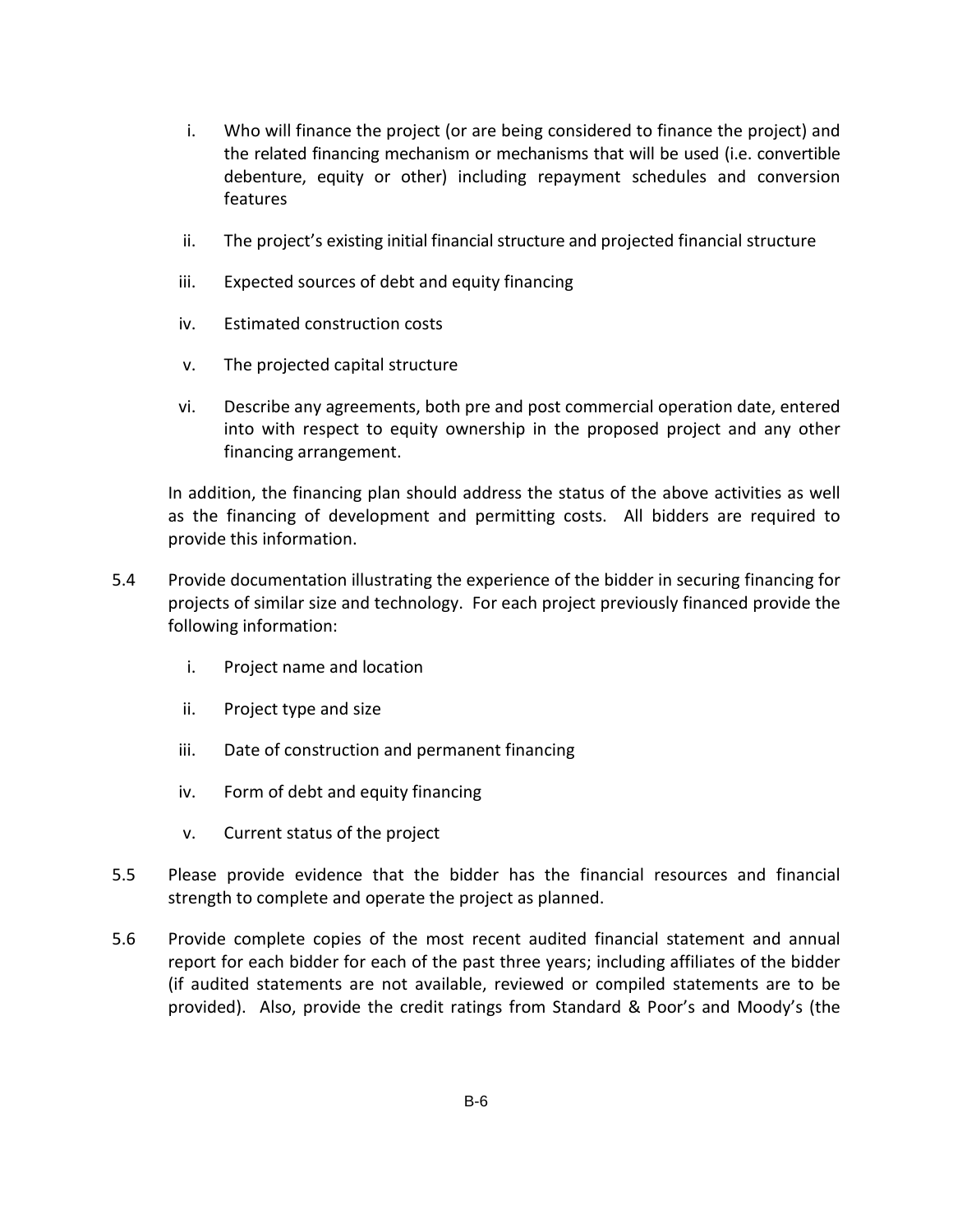i. Who will finance the project (or are being considered to finance the project) and the related financing mechanism or mechanisms that will be used (i.e. convertible debenture, equity or other) including repayment schedules and conversion features

ii. The project's existing initial financial structure and projected financial structure

iii. Expected sources of debt and equity financing

iv. Estimated construction costs

v. The projected capital structure

vi. Describe any agreements, both pre and post commercial operation date, entered into with respect to equity ownership in the proposed project and any other financing arrangement.

In addition, the financing plan should address the status of the above activities as well as the financing of development and permitting costs. All bidders are required to provide this information.

5.4 Provide documentation illustrating the experience of the bidder in securing financing for projects of similar size and technology. For each project previously financed provide the following information:

i. Project name and location

ii. Project type and size

iii. Date of construction and permanent financing

iv. Form of debt and equity financing

v. Current status of the project

5.5 Please provide evidence that the bidder has the financial resources and financial strength to complete and operate the project as planned.

5.6 Provide complete copies of the most recent audited financial statement and annual report for each bidder for each of the past three years; including affiliates of the bidder (if audited statements are not available, reviewed or compiled statements are to be provided). Also, provide the credit ratings from Standard & Poor's and Moody's (the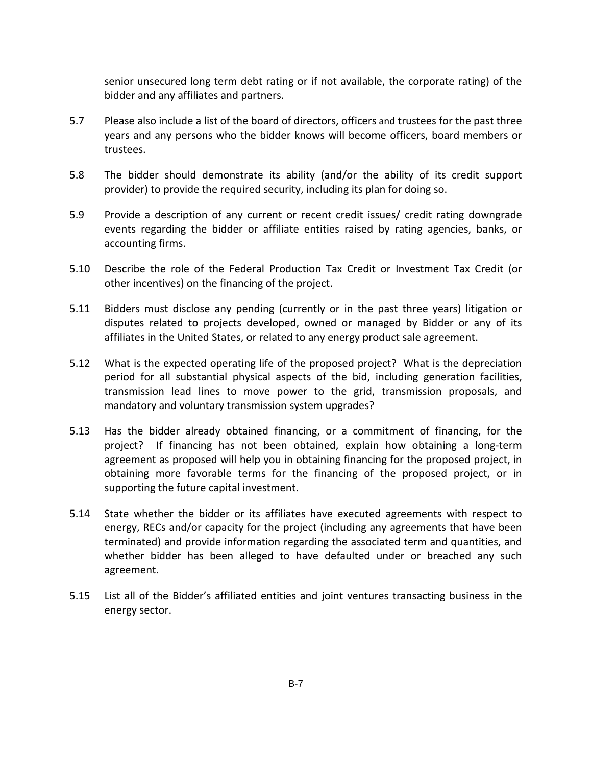senior unsecured long term debt rating or if not available, the corporate rating) of the bidder and any affiliates and partners.

5.7 Please also include a list of the board of directors, officers and trustees for the past three years and any persons who the bidder knows will become officers, board members or trustees.

5.8 The bidder should demonstrate its ability (and/or the ability of its credit support provider) to provide the required security, including its plan for doing so.

5.9 Provide a description of any current or recent credit issues/ credit rating downgrade events regarding the bidder or affiliate entities raised by rating agencies, banks, or accounting firms.

5.10 Describe the role of the Federal Production Tax Credit or Investment Tax Credit (or other incentives) on the financing of the project.

5.11 Bidders must disclose any pending (currently or in the past three years) litigation or disputes related to projects developed, owned or managed by Bidder or any of its affiliates in the United States, or related to any energy product sale agreement.

5.12 What is the expected operating life of the proposed project? What is the depreciation period for all substantial physical aspects of the bid, including generation facilities, transmission lead lines to move power to the grid, transmission proposals, and mandatory and voluntary transmission system upgrades?

5.13 Has the bidder already obtained financing, or a commitment of financing, for the project? If financing has not been obtained, explain how obtaining a long-term agreement as proposed will help you in obtaining financing for the proposed project, in obtaining more favorable terms for the financing of the proposed project, or in supporting the future capital investment.

5.14 State whether the bidder or its affiliates have executed agreements with respect to energy, RECs and/or capacity for the project (including any agreements that have been terminated) and provide information regarding the associated term and quantities, and whether bidder has been alleged to have defaulted under or breached any such agreement.

5.15 List all of the Bidder's affiliated entities and joint ventures transacting business in the energy sector.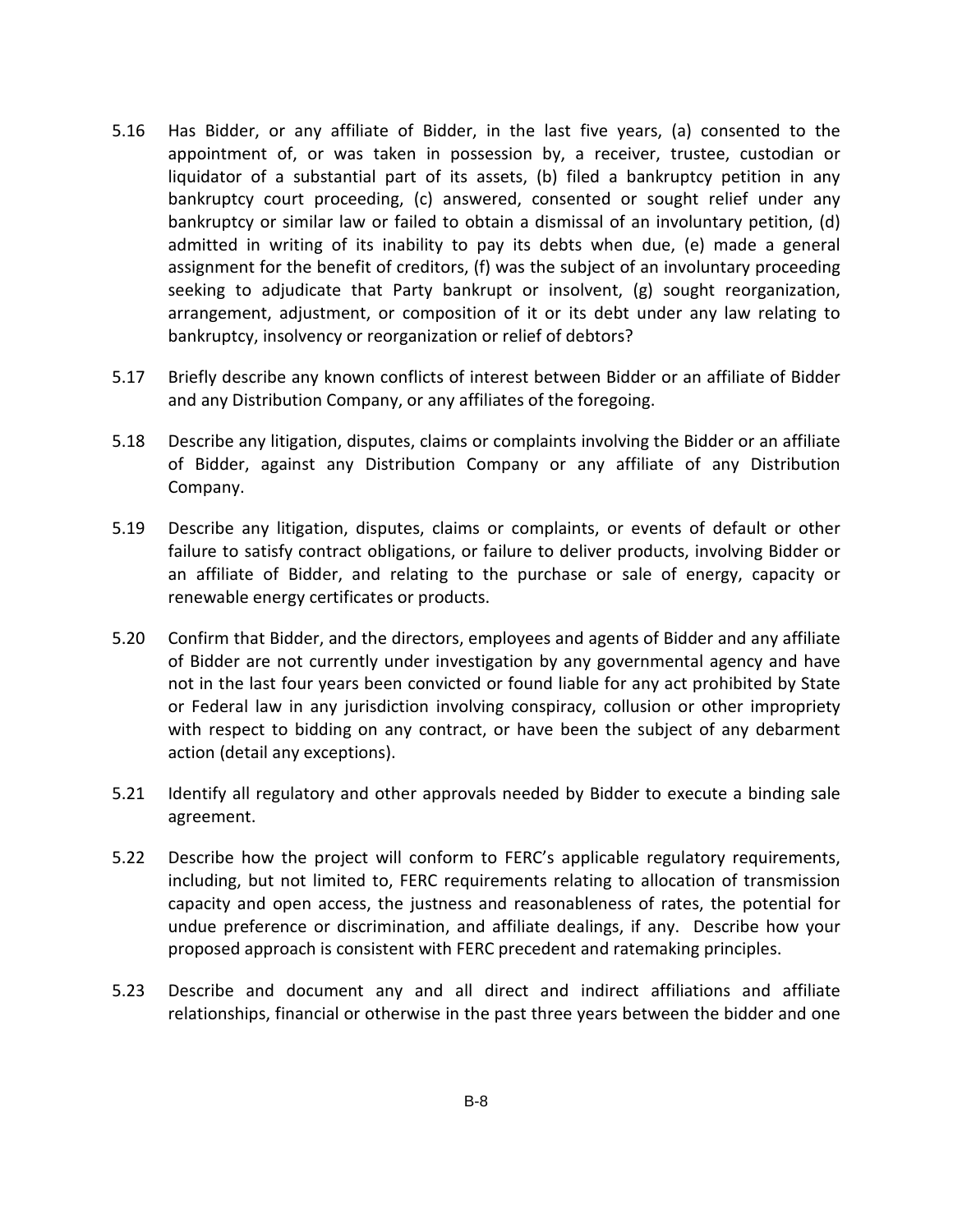5.16 Has Bidder, or any affiliate of Bidder, in the last five years, (a) consented to the appointment of, or was taken in possession by, a receiver, trustee, custodian or liquidator of a substantial part of its assets, (b) filed a bankruptcy petition in any bankruptcy court proceeding, (c) answered, consented or sought relief under any bankruptcy or similar law or failed to obtain a dismissal of an involuntary petition, (d) admitted in writing of its inability to pay its debts when due, (e) made a general assignment for the benefit of creditors, (f) was the subject of an involuntary proceeding seeking to adjudicate that Party bankrupt or insolvent, (g) sought reorganization, arrangement, adjustment, or composition of it or its debt under any law relating to bankruptcy, insolvency or reorganization or relief of debtors?

5.17 Briefly describe any known conflicts of interest between Bidder or an affiliate of Bidder and any Distribution Company, or any affiliates of the foregoing.

5.18 Describe any litigation, disputes, claims or complaints involving the Bidder or an affiliate of Bidder, against any Distribution Company or any affiliate of any Distribution Company.

5.19 Describe any litigation, disputes, claims or complaints, or events of default or other failure to satisfy contract obligations, or failure to deliver products, involving Bidder or an affiliate of Bidder, and relating to the purchase or sale of energy, capacity or renewable energy certificates or products.

5.20 Confirm that Bidder, and the directors, employees and agents of Bidder and any affiliate of Bidder are not currently under investigation by any governmental agency and have not in the last four years been convicted or found liable for any act prohibited by State or Federal law in any jurisdiction involving conspiracy, collusion or other impropriety with respect to bidding on any contract, or have been the subject of any debarment action (detail any exceptions).

5.21 Identify all regulatory and other approvals needed by Bidder to execute a binding sale agreement.

5.22 Describe how the project will conform to FERC's applicable regulatory requirements, including, but not limited to, FERC requirements relating to allocation of transmission capacity and open access, the justness and reasonableness of rates, the potential for undue preference or discrimination, and affiliate dealings, if any. Describe how your proposed approach is consistent with FERC precedent and ratemaking principles.

5.23 Describe and document any and all direct and indirect affiliations and affiliate relationships, financial or otherwise in the past three years between the bidder and one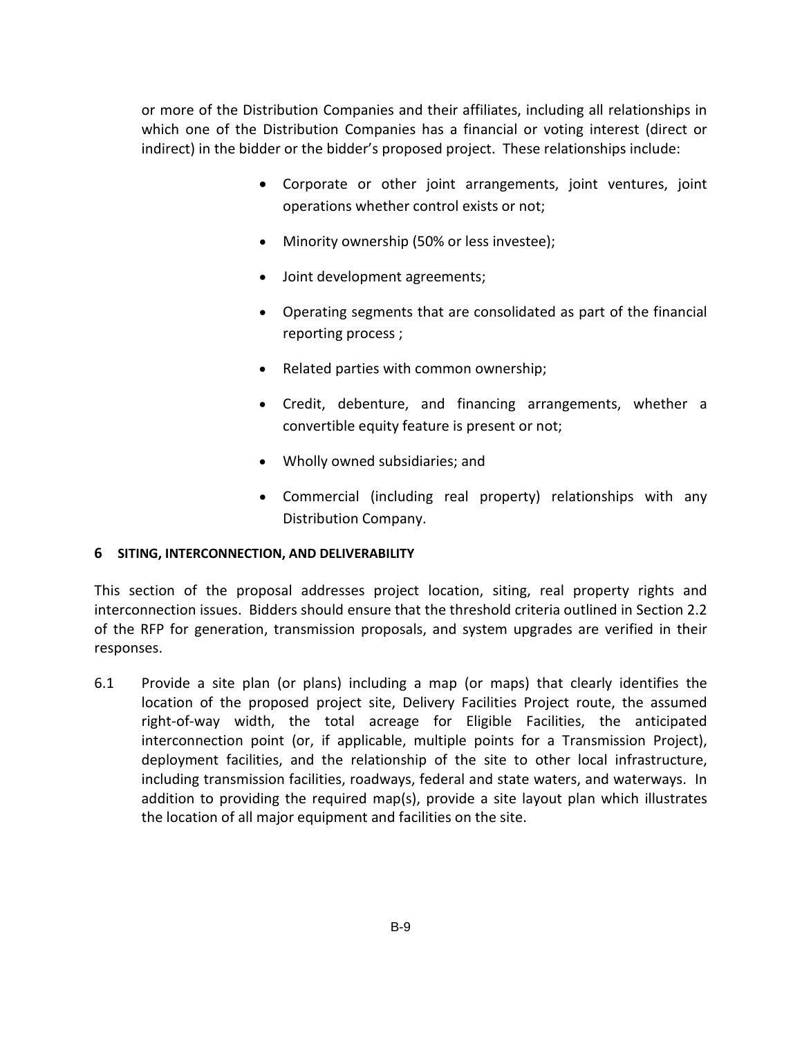or more of the Distribution Companies and their affiliates, including all relationships in which one of the Distribution Companies has a financial or voting interest (direct or indirect) in the bidder or the bidder's proposed project. These relationships include:

- Corporate or other joint arrangements, joint ventures, joint operations whether control exists or not;
- Minority ownership (50% or less investee);
- Joint development agreements;
- Operating segments that are consolidated as part of the financial reporting process ;
- Related parties with common ownership;
- Credit, debenture, and financing arrangements, whether a convertible equity feature is present or not;
- Wholly owned subsidiaries; and
- Commercial (including real property) relationships with any Distribution Company.

## 6 SITING, INTERCONNECTION, AND DELIVERABILITY

This section of the proposal addresses project location, siting, real property rights and interconnection issues. Bidders should ensure that the threshold criteria outlined in Section 2.2 of the RFP for generation, transmission proposals, and system upgrades are verified in their responses.

6.1 Provide a site plan (or plans) including a map (or maps) that clearly identifies the location of the proposed project site, Delivery Facilities Project route, the assumed right-of-way width, the total acreage for Eligible Facilities, the anticipated interconnection point (or, if applicable, multiple points for a Transmission Project), deployment facilities, and the relationship of the site to other local infrastructure, including transmission facilities, roadways, federal and state waters, and waterways. In addition to providing the required map(s), provide a site layout plan which illustrates the location of all major equipment and facilities on the site.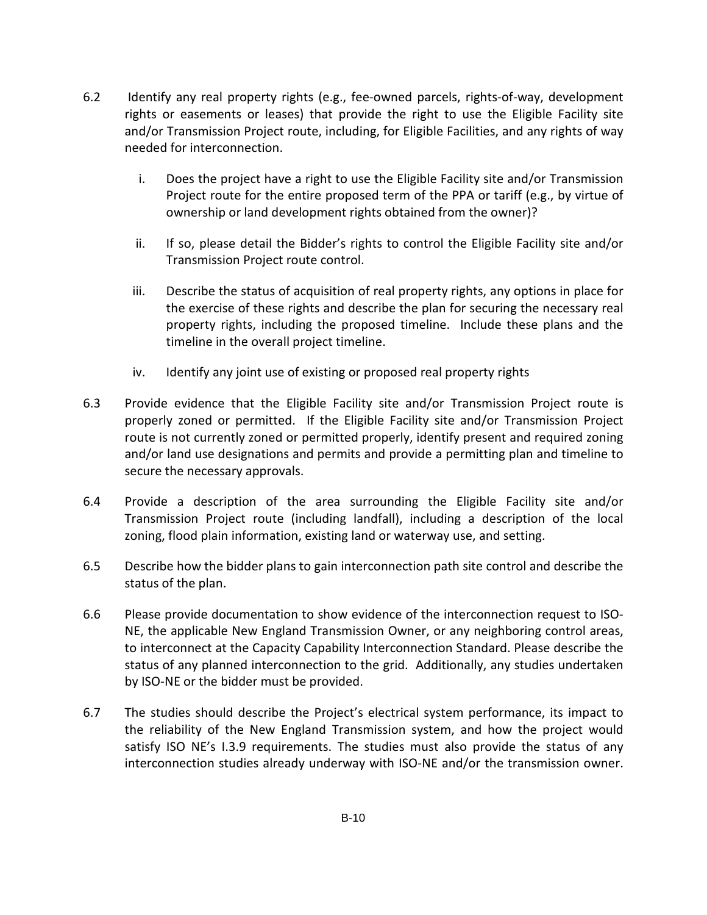6.2 Identify any real property rights (e.g., fee-owned parcels, rights-of-way, development rights or easements or leases) that provide the right to use the Eligible Facility site and/or Transmission Project route, including, for Eligible Facilities, and any rights of way needed for interconnection.

   i. Does the project have a right to use the Eligible Facility site and/or Transmission Project route for the entire proposed term of the PPA or tariff (e.g., by virtue of ownership or land development rights obtained from the owner)?

   ii. If so, please detail the Bidder's rights to control the Eligible Facility site and/or Transmission Project route control.

   iii. Describe the status of acquisition of real property rights, any options in place for the exercise of these rights and describe the plan for securing the necessary real property rights, including the proposed timeline. Include these plans and the timeline in the overall project timeline.

   iv. Identify any joint use of existing or proposed real property rights

6.3 Provide evidence that the Eligible Facility site and/or Transmission Project route is properly zoned or permitted. If the Eligible Facility site and/or Transmission Project route is not currently zoned or permitted properly, identify present and required zoning and/or land use designations and permits and provide a permitting plan and timeline to secure the necessary approvals.

6.4 Provide a description of the area surrounding the Eligible Facility site and/or Transmission Project route (including landfall), including a description of the local zoning, flood plain information, existing land or waterway use, and setting.

6.5 Describe how the bidder plans to gain interconnection path site control and describe the status of the plan.

6.6 Please provide documentation to show evidence of the interconnection request to ISO-NE, the applicable New England Transmission Owner, or any neighboring control areas, to interconnect at the Capacity Capability Interconnection Standard. Please describe the status of any planned interconnection to the grid. Additionally, any studies undertaken by ISO-NE or the bidder must be provided.

6.7 The studies should describe the Project's electrical system performance, its impact to the reliability of the New England Transmission system, and how the project would satisfy ISO NE's I.3.9 requirements. The studies must also provide the status of any interconnection studies already underway with ISO-NE and/or the transmission owner.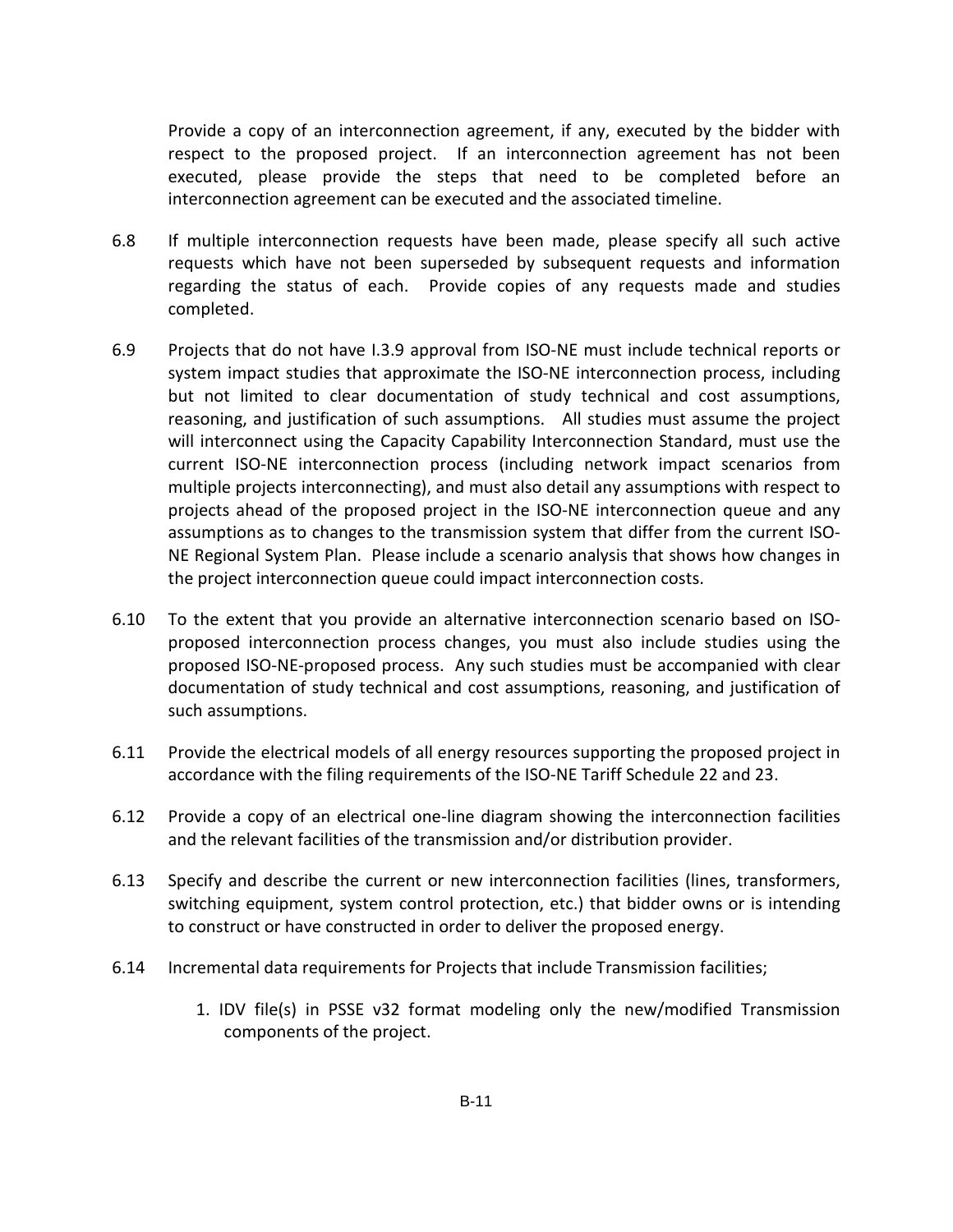Provide a copy of an interconnection agreement, if any, executed by the bidder with respect to the proposed project. If an interconnection agreement has not been executed, please provide the steps that need to be completed before an interconnection agreement can be executed and the associated timeline.

6.8 If multiple interconnection requests have been made, please specify all such active requests which have not been superseded by subsequent requests and information regarding the status of each. Provide copies of any requests made and studies completed.

6.9 Projects that do not have I.3.9 approval from ISO-NE must include technical reports or system impact studies that approximate the ISO-NE interconnection process, including but not limited to clear documentation of study technical and cost assumptions, reasoning, and justification of such assumptions. All studies must assume the project will interconnect using the Capacity Capability Interconnection Standard, must use the current ISO-NE interconnection process (including network impact scenarios from multiple projects interconnecting), and must also detail any assumptions with respect to projects ahead of the proposed project in the ISO-NE interconnection queue and any assumptions as to changes to the transmission system that differ from the current ISO-NE Regional System Plan. Please include a scenario analysis that shows how changes in the project interconnection queue could impact interconnection costs.

6.10 To the extent that you provide an alternative interconnection scenario based on ISO-proposed interconnection process changes, you must also include studies using the proposed ISO-NE-proposed process. Any such studies must be accompanied with clear documentation of study technical and cost assumptions, reasoning, and justification of such assumptions.

6.11 Provide the electrical models of all energy resources supporting the proposed project in accordance with the filing requirements of the ISO-NE Tariff Schedule 22 and 23.

6.12 Provide a copy of an electrical one-line diagram showing the interconnection facilities and the relevant facilities of the transmission and/or distribution provider.

6.13 Specify and describe the current or new interconnection facilities (lines, transformers, switching equipment, system control protection, etc.) that bidder owns or is intending to construct or have constructed in order to deliver the proposed energy.

6.14 Incremental data requirements for Projects that include Transmission facilities;

1. IDV file(s) in PSSE v32 format modeling only the new/modified Transmission components of the project.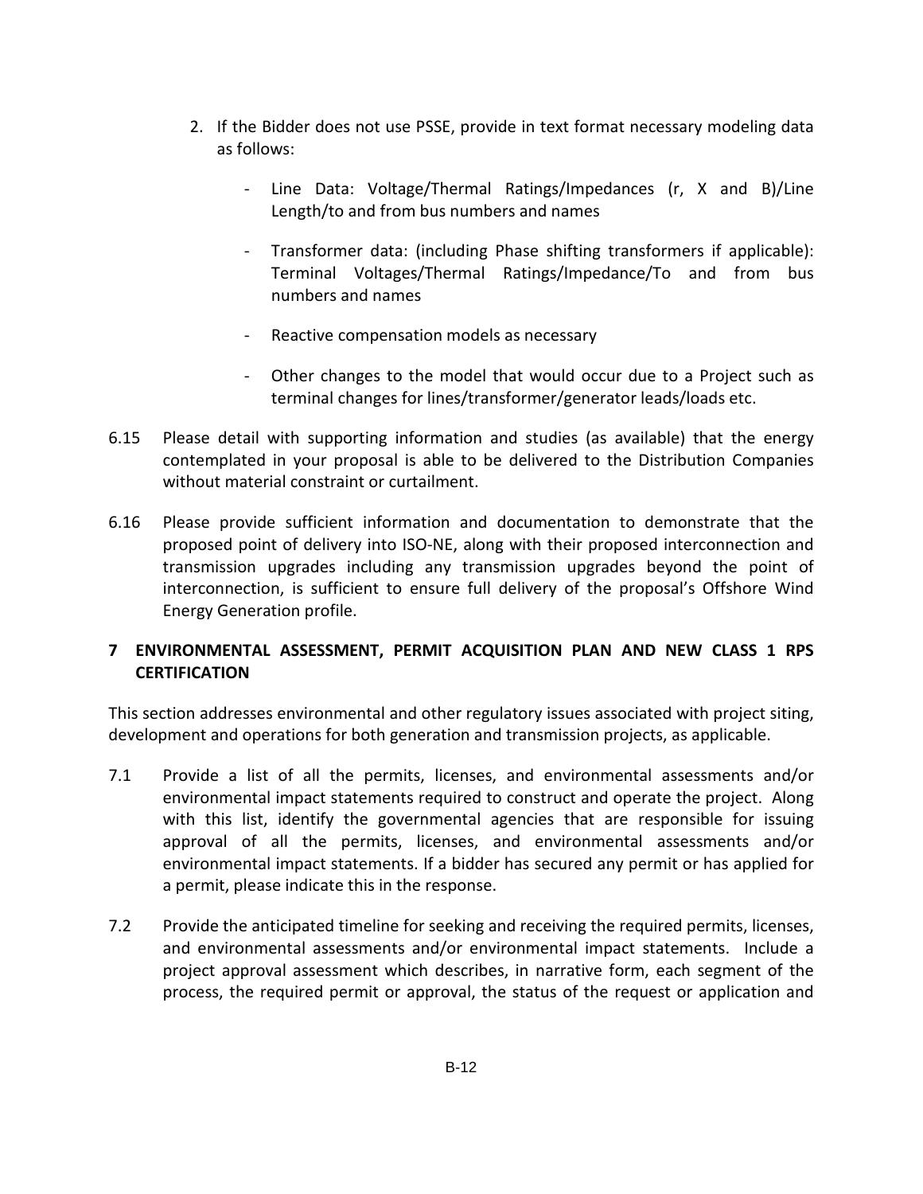2. If the Bidder does not use PSSE, provide in text format necessary modeling data as follows:

   - Line Data: Voltage/Thermal Ratings/Impedances (r, X and B)/Line Length/to and from bus numbers and names

   - Transformer data: (including Phase shifting transformers if applicable): Terminal Voltages/Thermal Ratings/Impedance/To and from bus numbers and names

   - Reactive compensation models as necessary

   - Other changes to the model that would occur due to a Project such as terminal changes for lines/transformer/generator leads/loads etc.

6.15 Please detail with supporting information and studies (as available) that the energy contemplated in your proposal is able to be delivered to the Distribution Companies without material constraint or curtailment.

6.16 Please provide sufficient information and documentation to demonstrate that the proposed point of delivery into ISO-NE, along with their proposed interconnection and transmission upgrades including any transmission upgrades beyond the point of interconnection, is sufficient to ensure full delivery of the proposal's Offshore Wind Energy Generation profile.

## 7 ENVIRONMENTAL ASSESSMENT, PERMIT ACQUISITION PLAN AND NEW CLASS 1 RPS CERTIFICATION

This section addresses environmental and other regulatory issues associated with project siting, development and operations for both generation and transmission projects, as applicable.

7.1 Provide a list of all the permits, licenses, and environmental assessments and/or environmental impact statements required to construct and operate the project. Along with this list, identify the governmental agencies that are responsible for issuing approval of all the permits, licenses, and environmental assessments and/or environmental impact statements. If a bidder has secured any permit or has applied for a permit, please indicate this in the response.

7.2 Provide the anticipated timeline for seeking and receiving the required permits, licenses, and environmental assessments and/or environmental impact statements. Include a project approval assessment which describes, in narrative form, each segment of the process, the required permit or approval, the status of the request or application and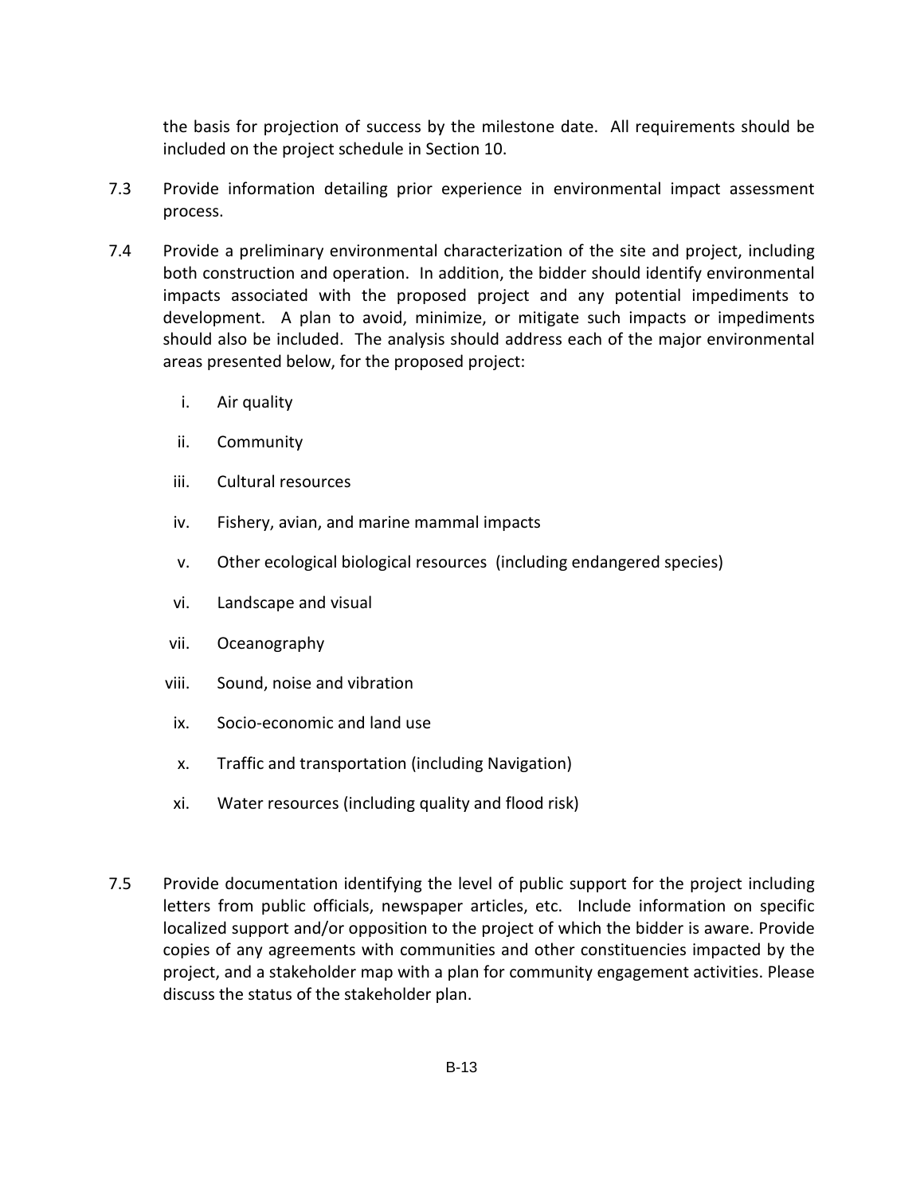the basis for projection of success by the milestone date. All requirements should be included on the project schedule in Section 10.

7.3 Provide information detailing prior experience in environmental impact assessment process.

7.4 Provide a preliminary environmental characterization of the site and project, including both construction and operation. In addition, the bidder should identify environmental impacts associated with the proposed project and any potential impediments to development. A plan to avoid, minimize, or mitigate such impacts or impediments should also be included. The analysis should address each of the major environmental areas presented below, for the proposed project:

i. Air quality

ii. Community

iii. Cultural resources

iv. Fishery, avian, and marine mammal impacts

v. Other ecological biological resources (including endangered species)

vi. Landscape and visual

vii. Oceanography

viii. Sound, noise and vibration

ix. Socio-economic and land use

x. Traffic and transportation (including Navigation)

xi. Water resources (including quality and flood risk)

7.5 Provide documentation identifying the level of public support for the project including letters from public officials, newspaper articles, etc. Include information on specific localized support and/or opposition to the project of which the bidder is aware. Provide copies of any agreements with communities and other constituencies impacted by the project, and a stakeholder map with a plan for community engagement activities. Please discuss the status of the stakeholder plan.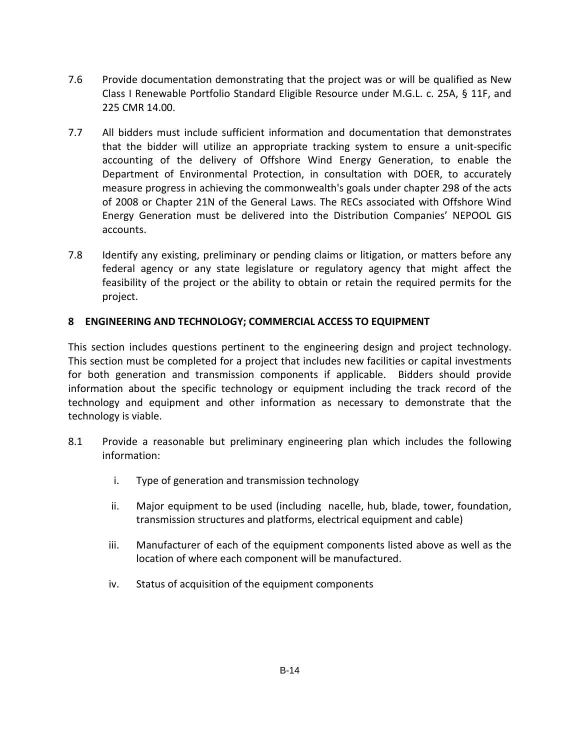7.6 Provide documentation demonstrating that the project was or will be qualified as New Class I Renewable Portfolio Standard Eligible Resource under M.G.L. c. 25A, § 11F, and 225 CMR 14.00.

7.7 All bidders must include sufficient information and documentation that demonstrates that the bidder will utilize an appropriate tracking system to ensure a unit-specific accounting of the delivery of Offshore Wind Energy Generation, to enable the Department of Environmental Protection, in consultation with DOER, to accurately measure progress in achieving the commonwealth's goals under chapter 298 of the acts of 2008 or Chapter 21N of the General Laws. The RECs associated with Offshore Wind Energy Generation must be delivered into the Distribution Companies' NEPOOL GIS accounts.

7.8 Identify any existing, preliminary or pending claims or litigation, or matters before any federal agency or any state legislature or regulatory agency that might affect the feasibility of the project or the ability to obtain or retain the required permits for the project.

## 8 ENGINEERING AND TECHNOLOGY; COMMERCIAL ACCESS TO EQUIPMENT

This section includes questions pertinent to the engineering design and project technology. This section must be completed for a project that includes new facilities or capital investments for both generation and transmission components if applicable. Bidders should provide information about the specific technology or equipment including the track record of the technology and equipment and other information as necessary to demonstrate that the technology is viable.

8.1 Provide a reasonable but preliminary engineering plan which includes the following information:

   i. Type of generation and transmission technology

   ii. Major equipment to be used (including nacelle, hub, blade, tower, foundation, transmission structures and platforms, electrical equipment and cable)

   iii. Manufacturer of each of the equipment components listed above as well as the location of where each component will be manufactured.

   iv. Status of acquisition of the equipment components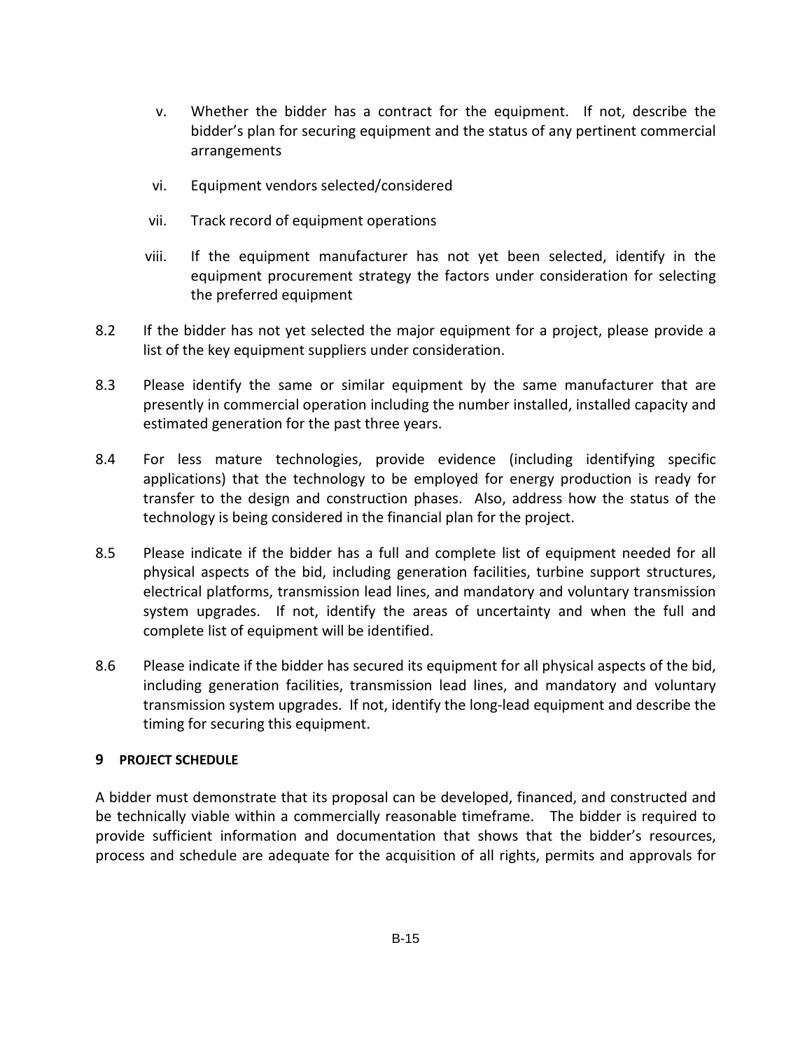v. Whether the bidder has a contract for the equipment. If not, describe the bidder's plan for securing equipment and the status of any pertinent commercial arrangements

vi. Equipment vendors selected/considered

vii. Track record of equipment operations

viii. If the equipment manufacturer has not yet been selected, identify in the equipment procurement strategy the factors under consideration for selecting the preferred equipment

8.2 If the bidder has not yet selected the major equipment for a project, please provide a list of the key equipment suppliers under consideration.

8.3 Please identify the same or similar equipment by the same manufacturer that are presently in commercial operation including the number installed, installed capacity and estimated generation for the past three years.

8.4 For less mature technologies, provide evidence (including identifying specific applications) that the technology to be employed for energy production is ready for transfer to the design and construction phases. Also, address how the status of the technology is being considered in the financial plan for the project.

8.5 Please indicate if the bidder has a full and complete list of equipment needed for all physical aspects of the bid, including generation facilities, turbine support structures, electrical platforms, transmission lead lines, and mandatory and voluntary transmission system upgrades. If not, identify the areas of uncertainty and when the full and complete list of equipment will be identified.

8.6 Please indicate if the bidder has secured its equipment for all physical aspects of the bid, including generation facilities, transmission lead lines, and mandatory and voluntary transmission system upgrades. If not, identify the long-lead equipment and describe the timing for securing this equipment.

## 9 PROJECT SCHEDULE

A bidder must demonstrate that its proposal can be developed, financed, and constructed and be technically viable within a commercially reasonable timeframe. The bidder is required to provide sufficient information and documentation that shows that the bidder's resources, process and schedule are adequate for the acquisition of all rights, permits and approvals for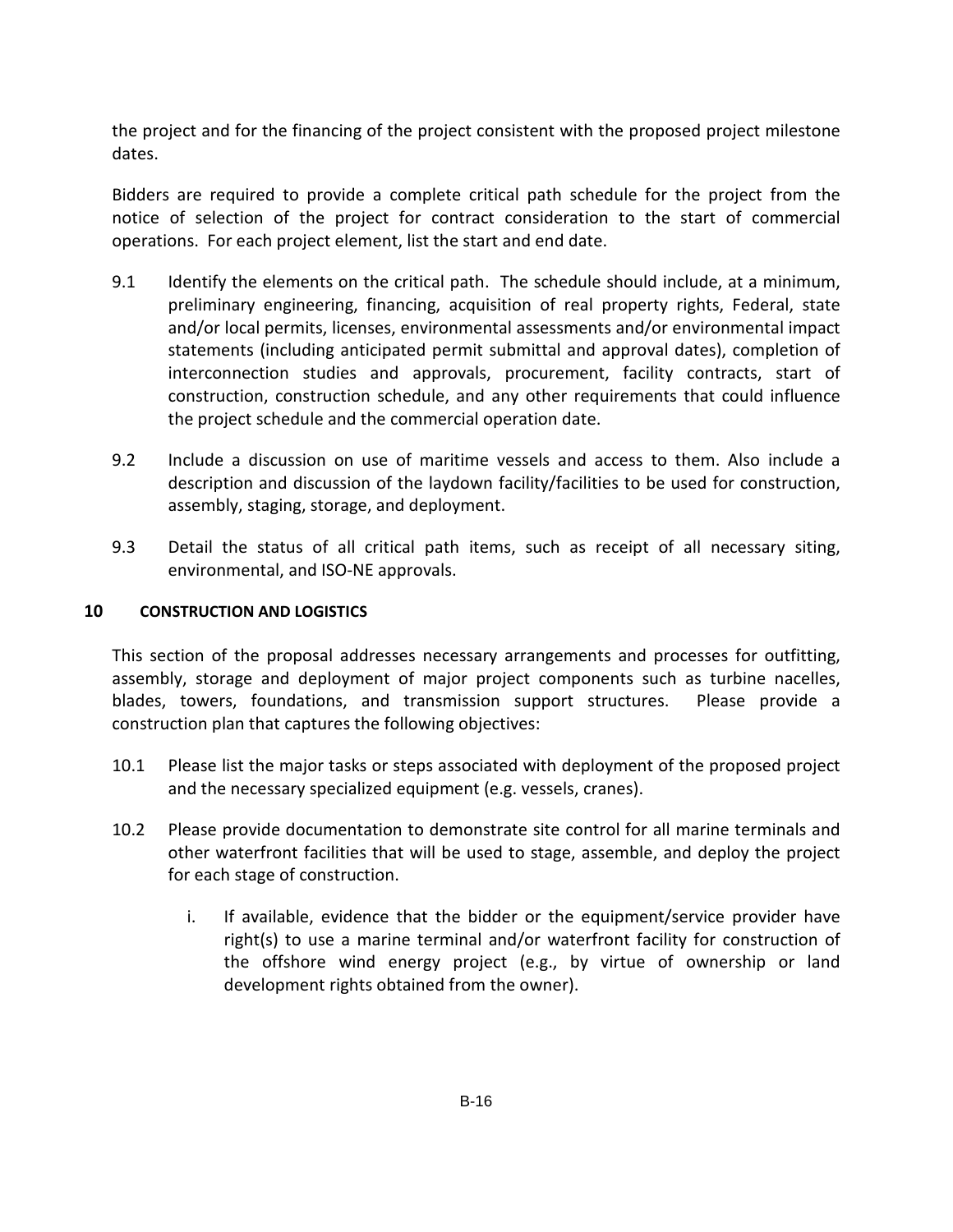the project and for the financing of the project consistent with the proposed project milestone dates.

Bidders are required to provide a complete critical path schedule for the project from the notice of selection of the project for contract consideration to the start of commercial operations. For each project element, list the start and end date.

9.1 Identify the elements on the critical path. The schedule should include, at a minimum, preliminary engineering, financing, acquisition of real property rights, Federal, state and/or local permits, licenses, environmental assessments and/or environmental impact statements (including anticipated permit submittal and approval dates), completion of interconnection studies and approvals, procurement, facility contracts, start of construction, construction schedule, and any other requirements that could influence the project schedule and the commercial operation date.

9.2 Include a discussion on use of maritime vessels and access to them. Also include a description and discussion of the laydown facility/facilities to be used for construction, assembly, staging, storage, and deployment.

9.3 Detail the status of all critical path items, such as receipt of all necessary siting, environmental, and ISO-NE approvals.

## 10 CONSTRUCTION AND LOGISTICS

This section of the proposal addresses necessary arrangements and processes for outfitting, assembly, storage and deployment of major project components such as turbine nacelles, blades, towers, foundations, and transmission support structures. Please provide a construction plan that captures the following objectives:

10.1 Please list the major tasks or steps associated with deployment of the proposed project and the necessary specialized equipment (e.g. vessels, cranes).

10.2 Please provide documentation to demonstrate site control for all marine terminals and other waterfront facilities that will be used to stage, assemble, and deploy the project for each stage of construction.

i. If available, evidence that the bidder or the equipment/service provider have right(s) to use a marine terminal and/or waterfront facility for construction of the offshore wind energy project (e.g., by virtue of ownership or land development rights obtained from the owner).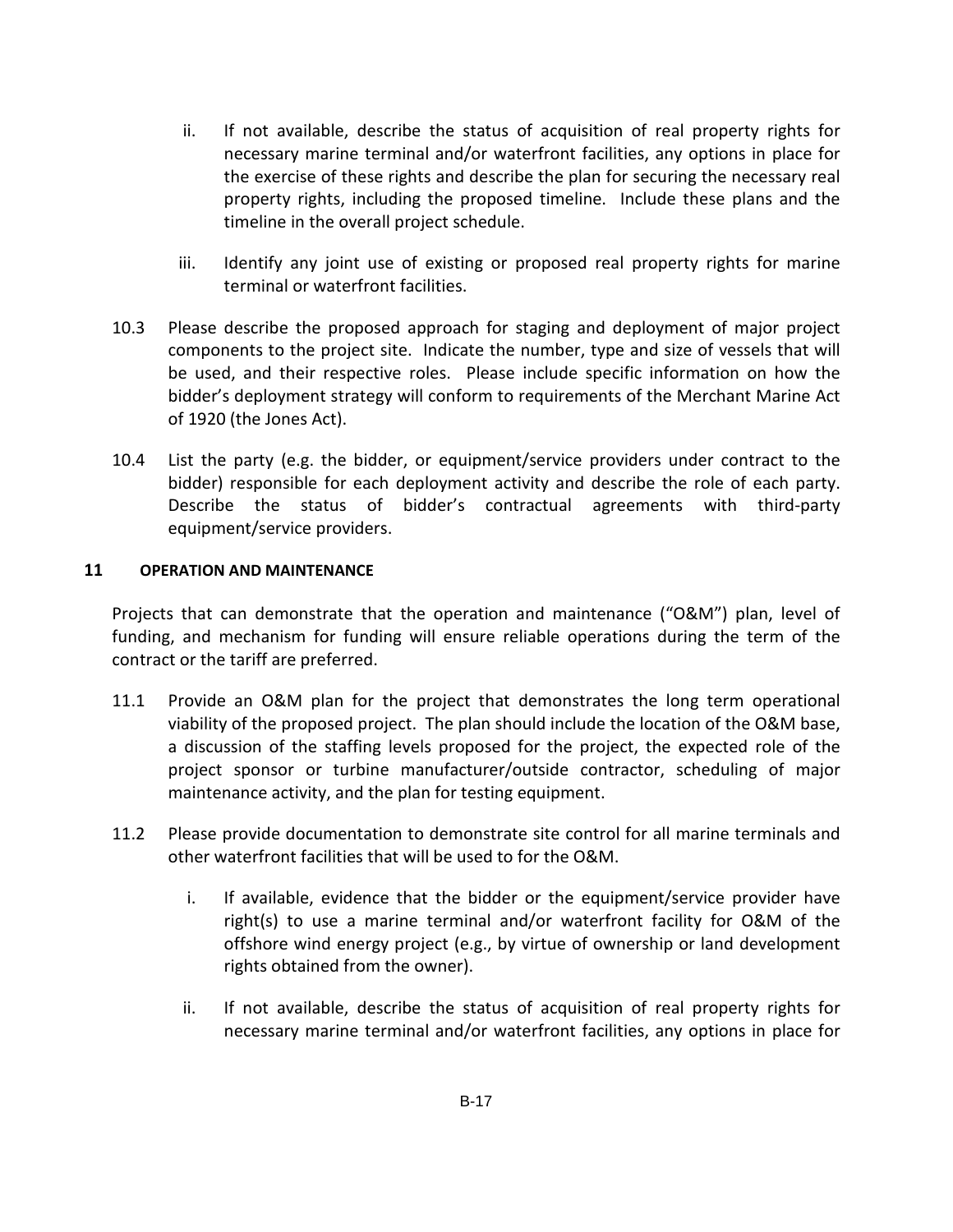ii. If not available, describe the status of acquisition of real property rights for necessary marine terminal and/or waterfront facilities, any options in place for the exercise of these rights and describe the plan for securing the necessary real property rights, including the proposed timeline. Include these plans and the timeline in the overall project schedule.

iii. Identify any joint use of existing or proposed real property rights for marine terminal or waterfront facilities.

10.3 Please describe the proposed approach for staging and deployment of major project components to the project site. Indicate the number, type and size of vessels that will be used, and their respective roles. Please include specific information on how the bidder's deployment strategy will conform to requirements of the Merchant Marine Act of 1920 (the Jones Act).

10.4 List the party (e.g. the bidder, or equipment/service providers under contract to the bidder) responsible for each deployment activity and describe the role of each party. Describe the status of bidder's contractual agreements with third-party equipment/service providers.

## 11 OPERATION AND MAINTENANCE

Projects that can demonstrate that the operation and maintenance ("O&M") plan, level of funding, and mechanism for funding will ensure reliable operations during the term of the contract or the tariff are preferred.

11.1 Provide an O&M plan for the project that demonstrates the long term operational viability of the proposed project. The plan should include the location of the O&M base, a discussion of the staffing levels proposed for the project, the expected role of the project sponsor or turbine manufacturer/outside contractor, scheduling of major maintenance activity, and the plan for testing equipment.

11.2 Please provide documentation to demonstrate site control for all marine terminals and other waterfront facilities that will be used to for the O&M.

i. If available, evidence that the bidder or the equipment/service provider have right(s) to use a marine terminal and/or waterfront facility for O&M of the offshore wind energy project (e.g., by virtue of ownership or land development rights obtained from the owner).

ii. If not available, describe the status of acquisition of real property rights for necessary marine terminal and/or waterfront facilities, any options in place for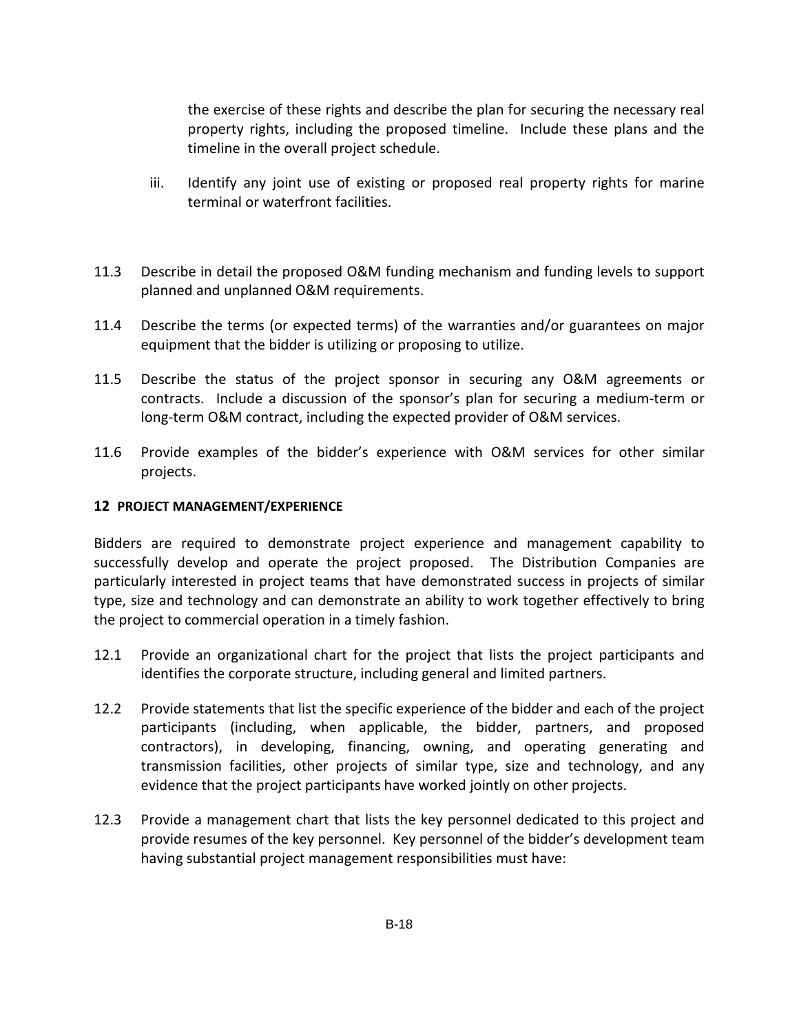the exercise of these rights and describe the plan for securing the necessary real property rights, including the proposed timeline. Include these plans and the timeline in the overall project schedule.

iii. Identify any joint use of existing or proposed real property rights for marine terminal or waterfront facilities.

11.3 Describe in detail the proposed O&M funding mechanism and funding levels to support planned and unplanned O&M requirements.

11.4 Describe the terms (or expected terms) of the warranties and/or guarantees on major equipment that the bidder is utilizing or proposing to utilize.

11.5 Describe the status of the project sponsor in securing any O&M agreements or contracts. Include a discussion of the sponsor's plan for securing a medium-term or long-term O&M contract, including the expected provider of O&M services.

11.6 Provide examples of the bidder's experience with O&M services for other similar projects.

## 12 PROJECT MANAGEMENT/EXPERIENCE

Bidders are required to demonstrate project experience and management capability to successfully develop and operate the project proposed. The Distribution Companies are particularly interested in project teams that have demonstrated success in projects of similar type, size and technology and can demonstrate an ability to work together effectively to bring the project to commercial operation in a timely fashion.

12.1 Provide an organizational chart for the project that lists the project participants and identifies the corporate structure, including general and limited partners.

12.2 Provide statements that list the specific experience of the bidder and each of the project participants (including, when applicable, the bidder, partners, and proposed contractors), in developing, financing, owning, and operating generating and transmission facilities, other projects of similar type, size and technology, and any evidence that the project participants have worked jointly on other projects.

12.3 Provide a management chart that lists the key personnel dedicated to this project and provide resumes of the key personnel. Key personnel of the bidder's development team having substantial project management responsibilities must have: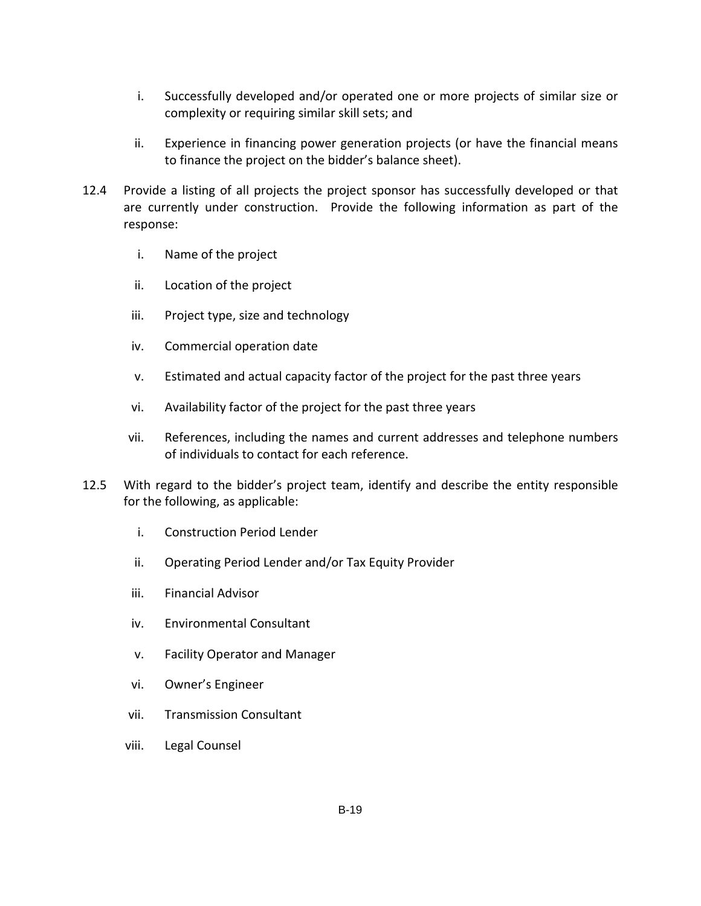i. Successfully developed and/or operated one or more projects of similar size or complexity or requiring similar skill sets; and

ii. Experience in financing power generation projects (or have the financial means to finance the project on the bidder's balance sheet).

12.4 Provide a listing of all projects the project sponsor has successfully developed or that are currently under construction. Provide the following information as part of the response:

i. Name of the project

ii. Location of the project

iii. Project type, size and technology

iv. Commercial operation date

v. Estimated and actual capacity factor of the project for the past three years

vi. Availability factor of the project for the past three years

vii. References, including the names and current addresses and telephone numbers of individuals to contact for each reference.

12.5 With regard to the bidder's project team, identify and describe the entity responsible for the following, as applicable:

i. Construction Period Lender

ii. Operating Period Lender and/or Tax Equity Provider

iii. Financial Advisor

iv. Environmental Consultant

v. Facility Operator and Manager

vi. Owner's Engineer

vii. Transmission Consultant

viii. Legal Counsel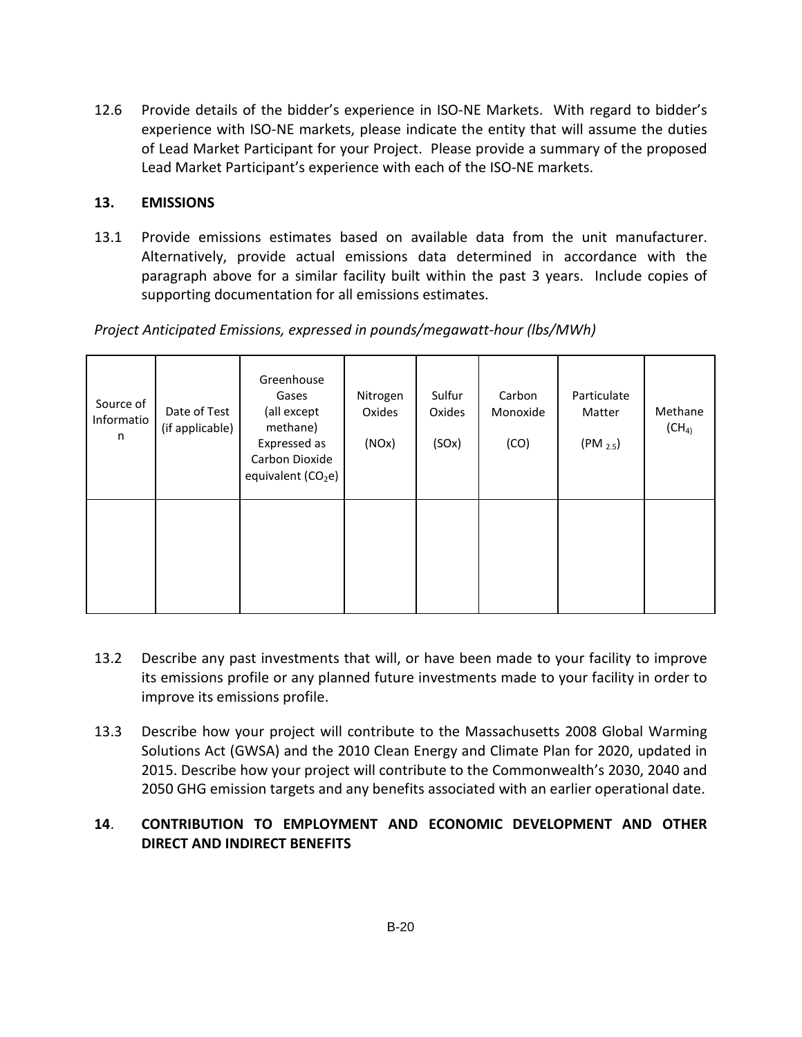12.6 Provide details of the bidder's experience in ISO-NE Markets. With regard to bidder's experience with ISO-NE markets, please indicate the entity that will assume the duties of Lead Market Participant for your Project. Please provide a summary of the proposed Lead Market Participant's experience with each of the ISO-NE markets.

## 13. EMISSIONS

13.1 Provide emissions estimates based on available data from the unit manufacturer. Alternatively, provide actual emissions data determined in accordance with the paragraph above for a similar facility built within the past 3 years. Include copies of supporting documentation for all emissions estimates.

*Project Anticipated Emissions, expressed in pounds/megawatt-hour (lbs/MWh)*

| Source of Information | Date of Test (if applicable) | Greenhouse Gases (all except methane) Expressed as Carbon Dioxide equivalent ($CO_2e$) | Nitrogen Oxides (NOx) | Sulfur Oxides (SOx) | Carbon Monoxide (CO) | Particulate Matter ($PM_{2.5}$) | Methane ($CH_4$) |
|---|---|---|---|---|---|---|---|
| | | | | | | | |

13.2 Describe any past investments that will, or have been made to your facility to improve its emissions profile or any planned future investments made to your facility in order to improve its emissions profile.

13.3 Describe how your project will contribute to the Massachusetts 2008 Global Warming Solutions Act (GWSA) and the 2010 Clean Energy and Climate Plan for 2020, updated in 2015. Describe how your project will contribute to the Commonwealth's 2030, 2040 and 2050 GHG emission targets and any benefits associated with an earlier operational date.

## 14. CONTRIBUTION TO EMPLOYMENT AND ECONOMIC DEVELOPMENT AND OTHER DIRECT AND INDIRECT BENEFITS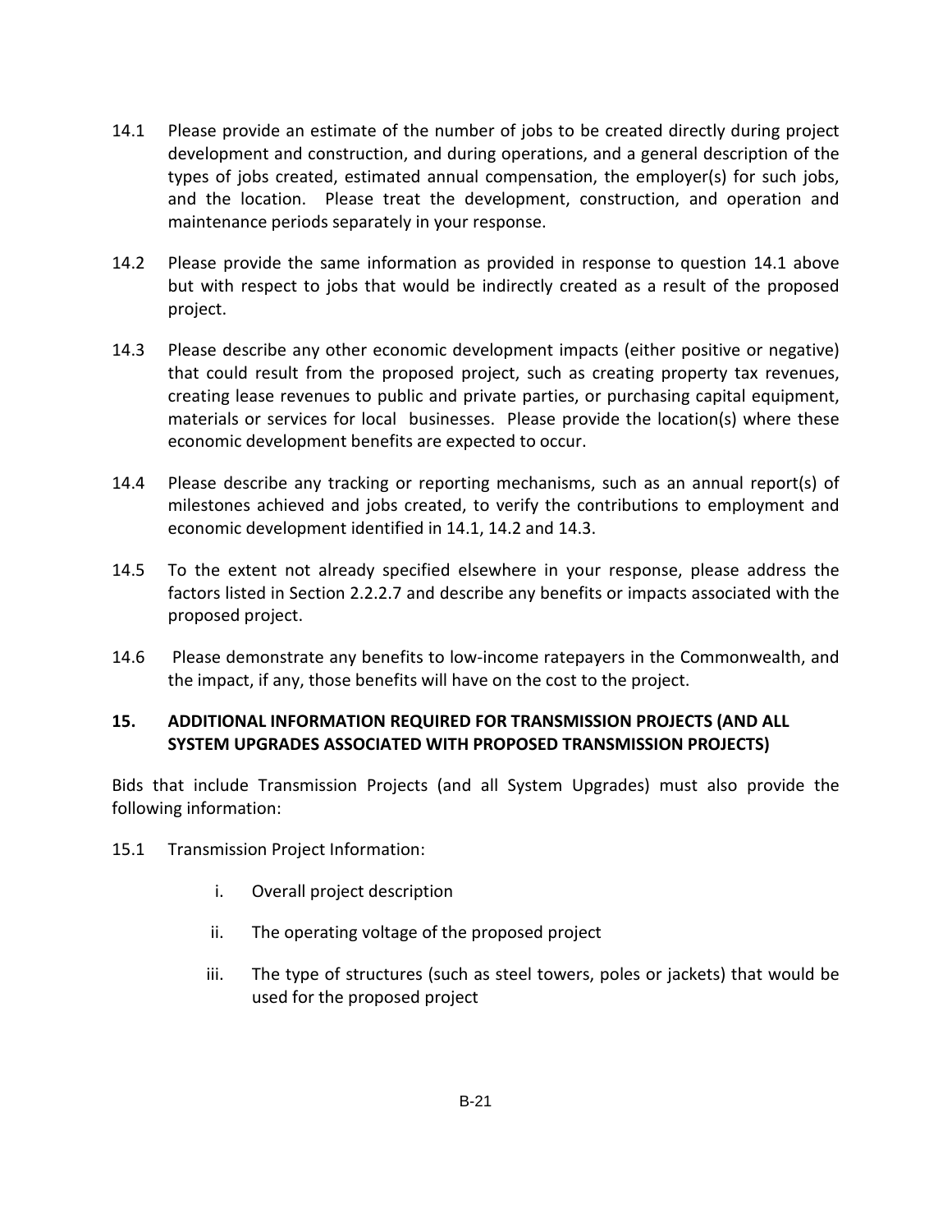14.1 Please provide an estimate of the number of jobs to be created directly during project development and construction, and during operations, and a general description of the types of jobs created, estimated annual compensation, the employer(s) for such jobs, and the location. Please treat the development, construction, and operation and maintenance periods separately in your response.

14.2 Please provide the same information as provided in response to question 14.1 above but with respect to jobs that would be indirectly created as a result of the proposed project.

14.3 Please describe any other economic development impacts (either positive or negative) that could result from the proposed project, such as creating property tax revenues, creating lease revenues to public and private parties, or purchasing capital equipment, materials or services for local businesses. Please provide the location(s) where these economic development benefits are expected to occur.

14.4 Please describe any tracking or reporting mechanisms, such as an annual report(s) of milestones achieved and jobs created, to verify the contributions to employment and economic development identified in 14.1, 14.2 and 14.3.

14.5 To the extent not already specified elsewhere in your response, please address the factors listed in Section 2.2.2.7 and describe any benefits or impacts associated with the proposed project.

14.6 Please demonstrate any benefits to low-income ratepayers in the Commonwealth, and the impact, if any, those benefits will have on the cost to the project.

## 15. ADDITIONAL INFORMATION REQUIRED FOR TRANSMISSION PROJECTS (AND ALL SYSTEM UPGRADES ASSOCIATED WITH PROPOSED TRANSMISSION PROJECTS)

Bids that include Transmission Projects (and all System Upgrades) must also provide the following information:

15.1 Transmission Project Information:

i. Overall project description

ii. The operating voltage of the proposed project

iii. The type of structures (such as steel towers, poles or jackets) that would be used for the proposed project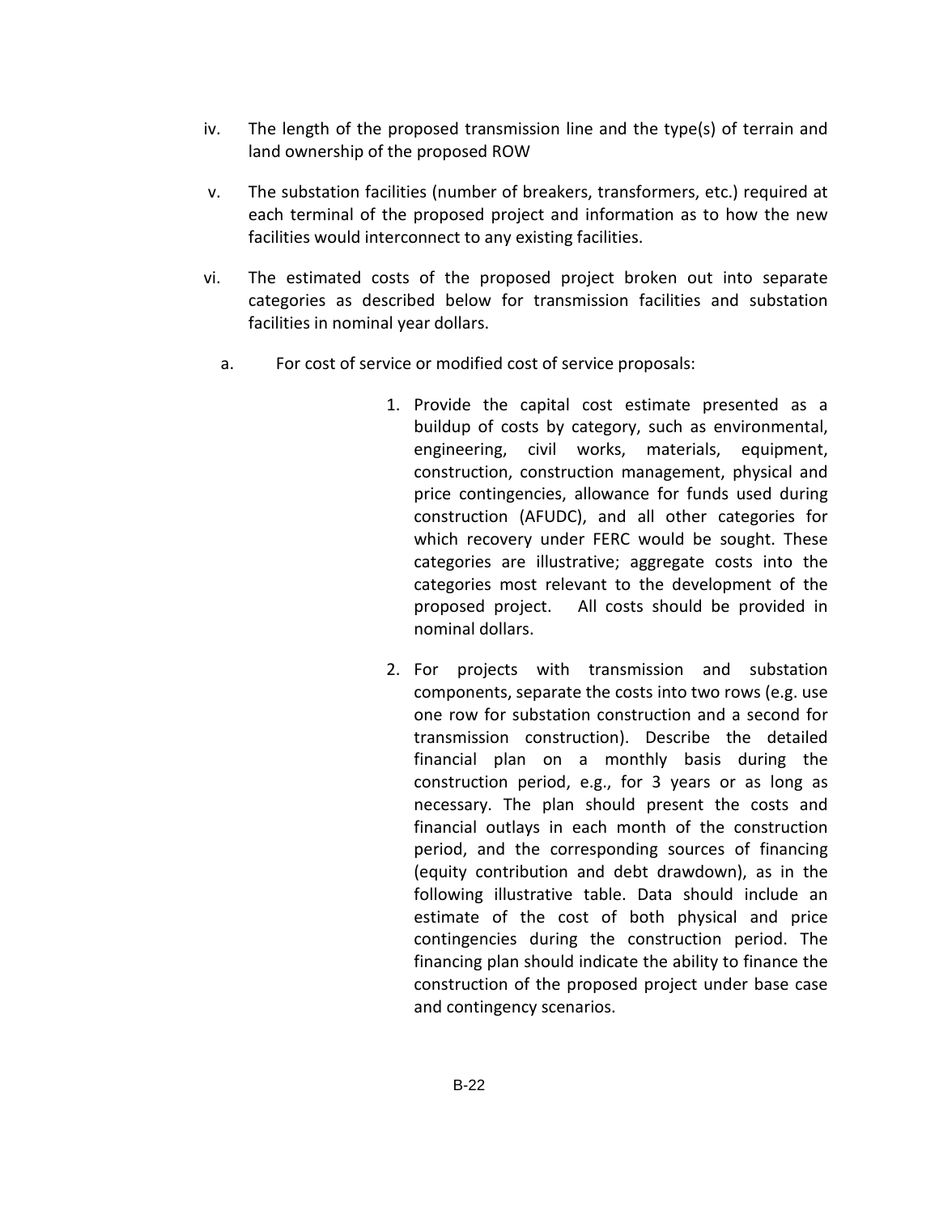iv. The length of the proposed transmission line and the type(s) of terrain and land ownership of the proposed ROW

v. The substation facilities (number of breakers, transformers, etc.) required at each terminal of the proposed project and information as to how the new facilities would interconnect to any existing facilities.

vi. The estimated costs of the proposed project broken out into separate categories as described below for transmission facilities and substation facilities in nominal year dollars.

   a. For cost of service or modified cost of service proposals:

      1. Provide the capital cost estimate presented as a buildup of costs by category, such as environmental, engineering, civil works, materials, equipment, construction, construction management, physical and price contingencies, allowance for funds used during construction (AFUDC), and all other categories for which recovery under FERC would be sought. These categories are illustrative; aggregate costs into the categories most relevant to the development of the proposed project. All costs should be provided in nominal dollars.

      2. For projects with transmission and substation components, separate the costs into two rows (e.g. use one row for substation construction and a second for transmission construction). Describe the detailed financial plan on a monthly basis during the construction period, e.g., for 3 years or as long as necessary. The plan should present the costs and financial outlays in each month of the construction period, and the corresponding sources of financing (equity contribution and debt drawdown), as in the following illustrative table. Data should include an estimate of the cost of both physical and price contingencies during the construction period. The financing plan should indicate the ability to finance the construction of the proposed project under base case and contingency scenarios.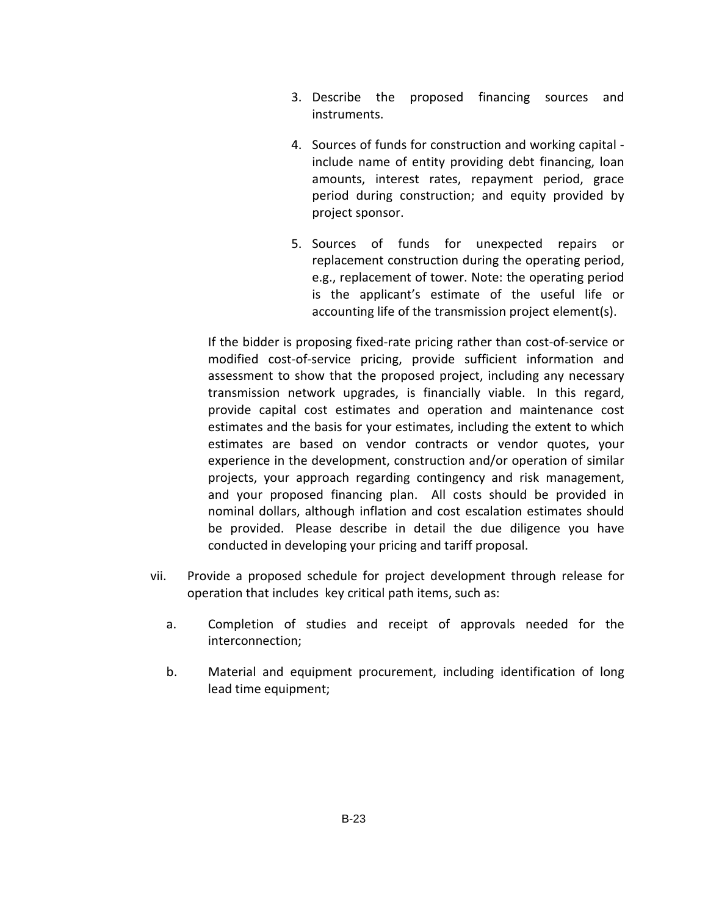3. Describe the proposed financing sources and instruments.

4. Sources of funds for construction and working capital - include name of entity providing debt financing, loan amounts, interest rates, repayment period, grace period during construction; and equity provided by project sponsor.

5. Sources of funds for unexpected repairs or replacement construction during the operating period, e.g., replacement of tower. Note: the operating period is the applicant's estimate of the useful life or accounting life of the transmission project element(s).

If the bidder is proposing fixed-rate pricing rather than cost-of-service or modified cost-of-service pricing, provide sufficient information and assessment to show that the proposed project, including any necessary transmission network upgrades, is financially viable. In this regard, provide capital cost estimates and operation and maintenance cost estimates and the basis for your estimates, including the extent to which estimates are based on vendor contracts or vendor quotes, your experience in the development, construction and/or operation of similar projects, your approach regarding contingency and risk management, and your proposed financing plan. All costs should be provided in nominal dollars, although inflation and cost escalation estimates should be provided. Please describe in detail the due diligence you have conducted in developing your pricing and tariff proposal.

vii. Provide a proposed schedule for project development through release for operation that includes key critical path items, such as:

a. Completion of studies and receipt of approvals needed for the interconnection;

b. Material and equipment procurement, including identification of long lead time equipment;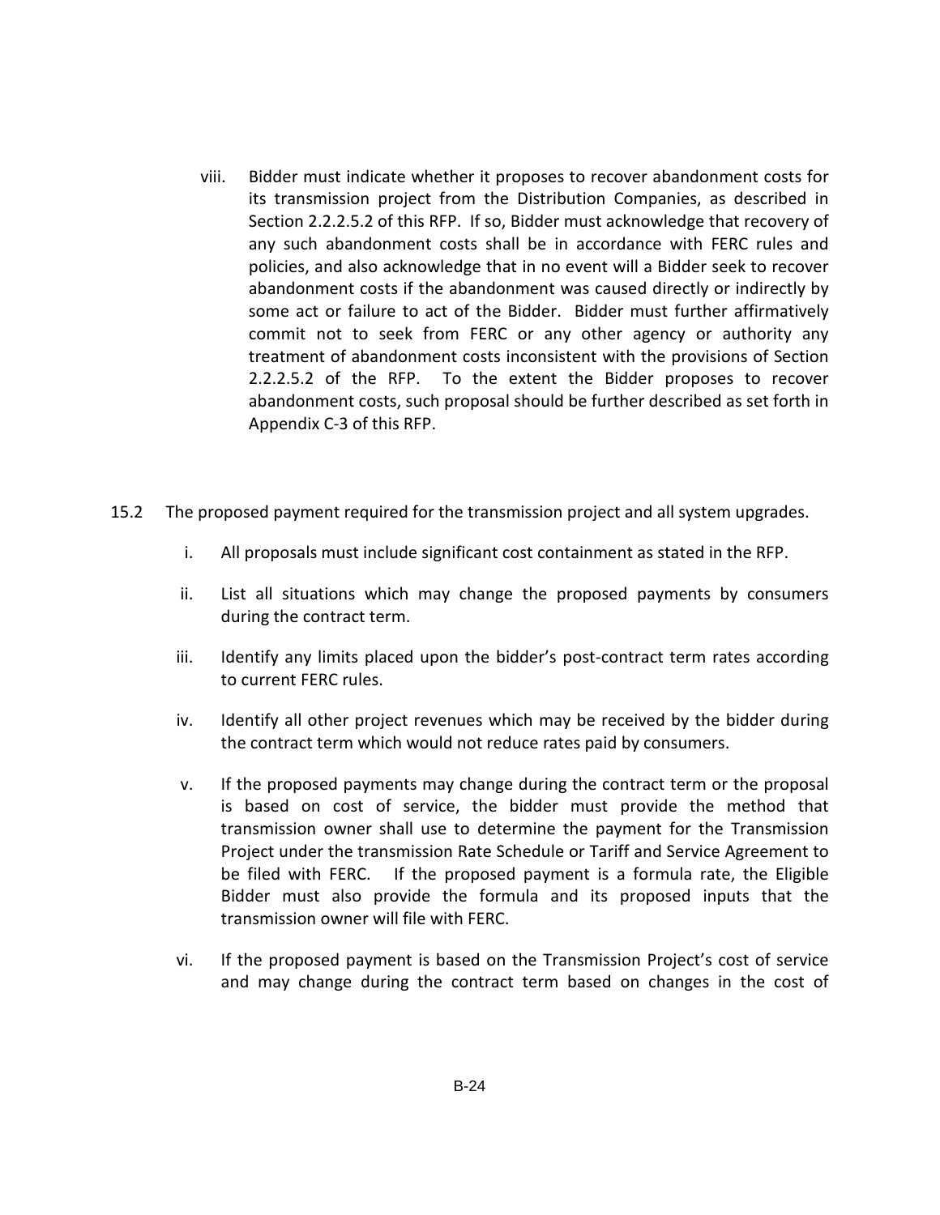viii. Bidder must indicate whether it proposes to recover abandonment costs for its transmission project from the Distribution Companies, as described in Section 2.2.2.5.2 of this RFP. If so, Bidder must acknowledge that recovery of any such abandonment costs shall be in accordance with FERC rules and policies, and also acknowledge that in no event will a Bidder seek to recover abandonment costs if the abandonment was caused directly or indirectly by some act or failure to act of the Bidder. Bidder must further affirmatively commit not to seek from FERC or any other agency or authority any treatment of abandonment costs inconsistent with the provisions of Section 2.2.2.5.2 of the RFP. To the extent the Bidder proposes to recover abandonment costs, such proposal should be further described as set forth in Appendix C-3 of this RFP.

15.2 The proposed payment required for the transmission project and all system upgrades.

i. All proposals must include significant cost containment as stated in the RFP.

ii. List all situations which may change the proposed payments by consumers during the contract term.

iii. Identify any limits placed upon the bidder's post-contract term rates according to current FERC rules.

iv. Identify all other project revenues which may be received by the bidder during the contract term which would not reduce rates paid by consumers.

v. If the proposed payments may change during the contract term or the proposal is based on cost of service, the bidder must provide the method that transmission owner shall use to determine the payment for the Transmission Project under the transmission Rate Schedule or Tariff and Service Agreement to be filed with FERC. If the proposed payment is a formula rate, the Eligible Bidder must also provide the formula and its proposed inputs that the transmission owner will file with FERC.

vi. If the proposed payment is based on the Transmission Project's cost of service and may change during the contract term based on changes in the cost of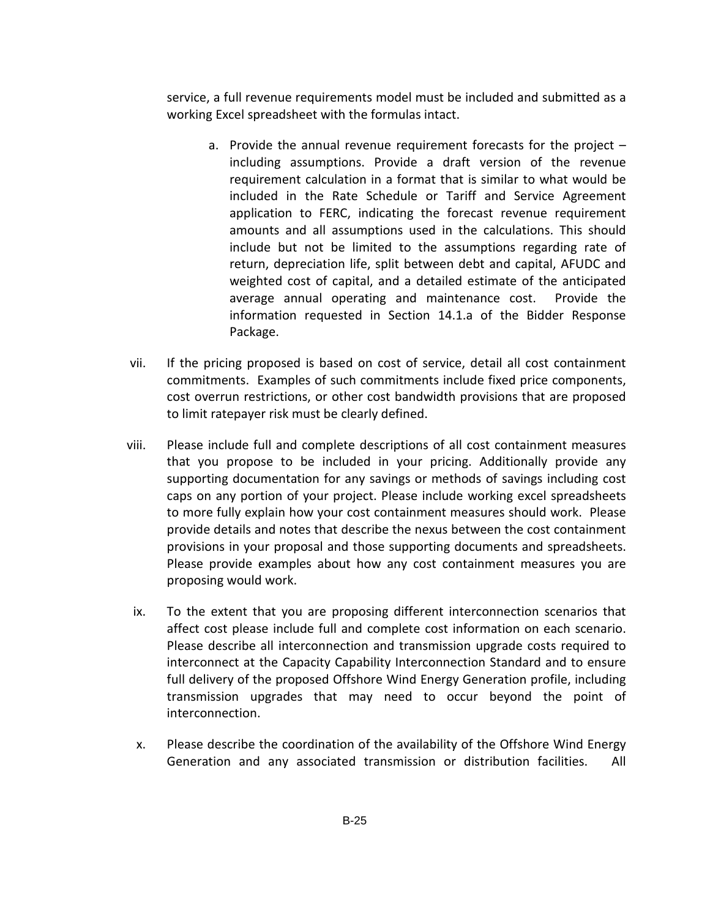service, a full revenue requirements model must be included and submitted as a working Excel spreadsheet with the formulas intact.

a. Provide the annual revenue requirement forecasts for the project – including assumptions. Provide a draft version of the revenue requirement calculation in a format that is similar to what would be included in the Rate Schedule or Tariff and Service Agreement application to FERC, indicating the forecast revenue requirement amounts and all assumptions used in the calculations. This should include but not be limited to the assumptions regarding rate of return, depreciation life, split between debt and capital, AFUDC and weighted cost of capital, and a detailed estimate of the anticipated average annual operating and maintenance cost. Provide the information requested in Section 14.1.a of the Bidder Response Package.

vii. If the pricing proposed is based on cost of service, detail all cost containment commitments. Examples of such commitments include fixed price components, cost overrun restrictions, or other cost bandwidth provisions that are proposed to limit ratepayer risk must be clearly defined.

viii. Please include full and complete descriptions of all cost containment measures that you propose to be included in your pricing. Additionally provide any supporting documentation for any savings or methods of savings including cost caps on any portion of your project. Please include working excel spreadsheets to more fully explain how your cost containment measures should work. Please provide details and notes that describe the nexus between the cost containment provisions in your proposal and those supporting documents and spreadsheets. Please provide examples about how any cost containment measures you are proposing would work.

ix. To the extent that you are proposing different interconnection scenarios that affect cost please include full and complete cost information on each scenario. Please describe all interconnection and transmission upgrade costs required to interconnect at the Capacity Capability Interconnection Standard and to ensure full delivery of the proposed Offshore Wind Energy Generation profile, including transmission upgrades that may need to occur beyond the point of interconnection.

x. Please describe the coordination of the availability of the Offshore Wind Energy Generation and any associated transmission or distribution facilities. All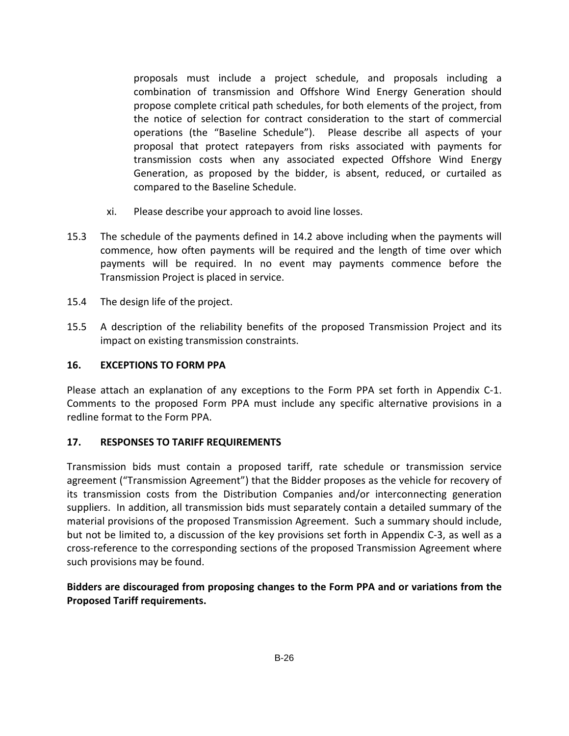proposals must include a project schedule, and proposals including a combination of transmission and Offshore Wind Energy Generation should propose complete critical path schedules, for both elements of the project, from the notice of selection for contract consideration to the start of commercial operations (the "Baseline Schedule"). Please describe all aspects of your proposal that protect ratepayers from risks associated with payments for transmission costs when any associated expected Offshore Wind Energy Generation, as proposed by the bidder, is absent, reduced, or curtailed as compared to the Baseline Schedule.

xi. Please describe your approach to avoid line losses.

15.3 The schedule of the payments defined in 14.2 above including when the payments will commence, how often payments will be required and the length of time over which payments will be required. In no event may payments commence before the Transmission Project is placed in service.

15.4 The design life of the project.

15.5 A description of the reliability benefits of the proposed Transmission Project and its impact on existing transmission constraints.

## 16. EXCEPTIONS TO FORM PPA

Please attach an explanation of any exceptions to the Form PPA set forth in Appendix C-1. Comments to the proposed Form PPA must include any specific alternative provisions in a redline format to the Form PPA.

## 17. RESPONSES TO TARIFF REQUIREMENTS

Transmission bids must contain a proposed tariff, rate schedule or transmission service agreement ("Transmission Agreement") that the Bidder proposes as the vehicle for recovery of its transmission costs from the Distribution Companies and/or interconnecting generation suppliers. In addition, all transmission bids must separately contain a detailed summary of the material provisions of the proposed Transmission Agreement. Such a summary should include, but not be limited to, a discussion of the key provisions set forth in Appendix C-3, as well as a cross-reference to the corresponding sections of the proposed Transmission Agreement where such provisions may be found.

**Bidders are discouraged from proposing changes to the Form PPA and or variations from the Proposed Tariff requirements.**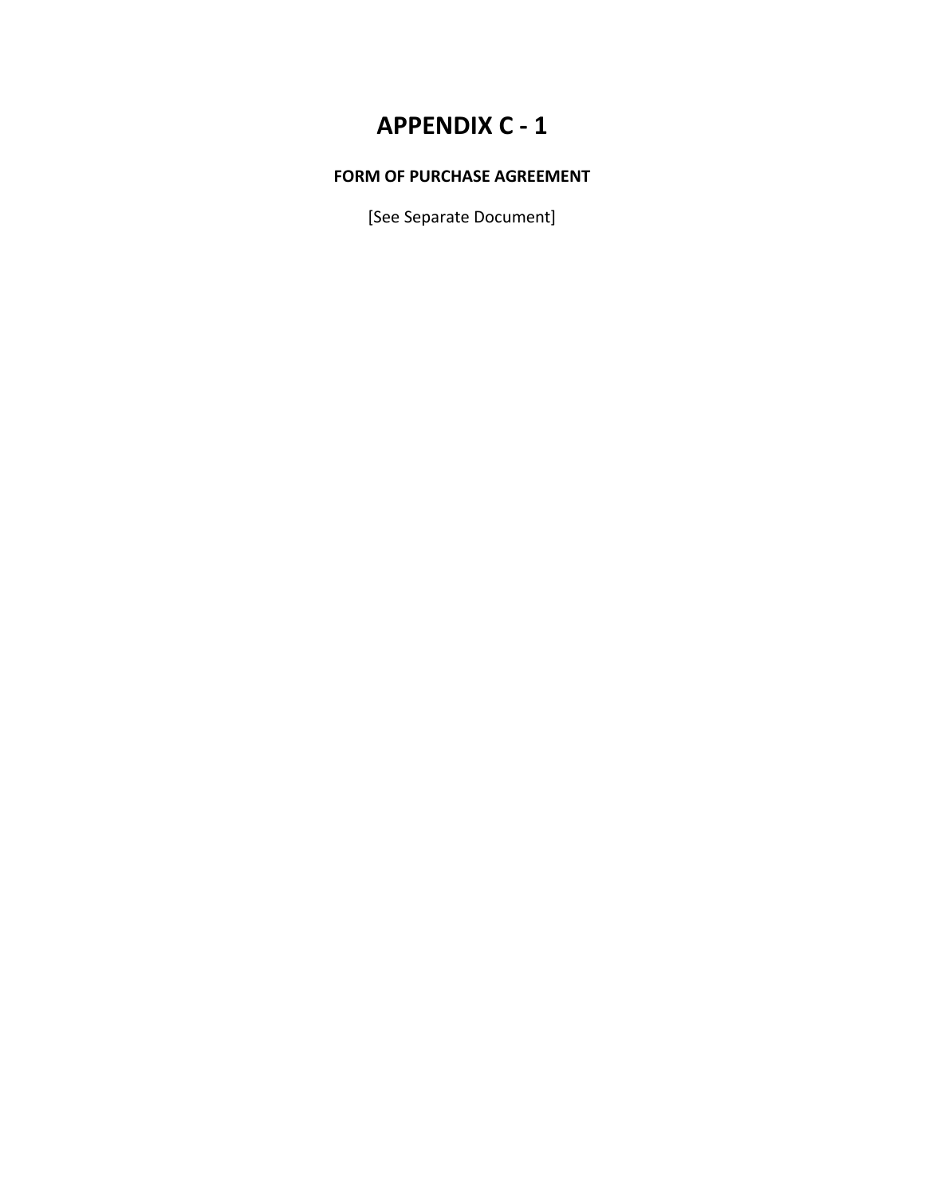# APPENDIX C - 1

**FORM OF PURCHASE AGREEMENT**

[See Separate Document]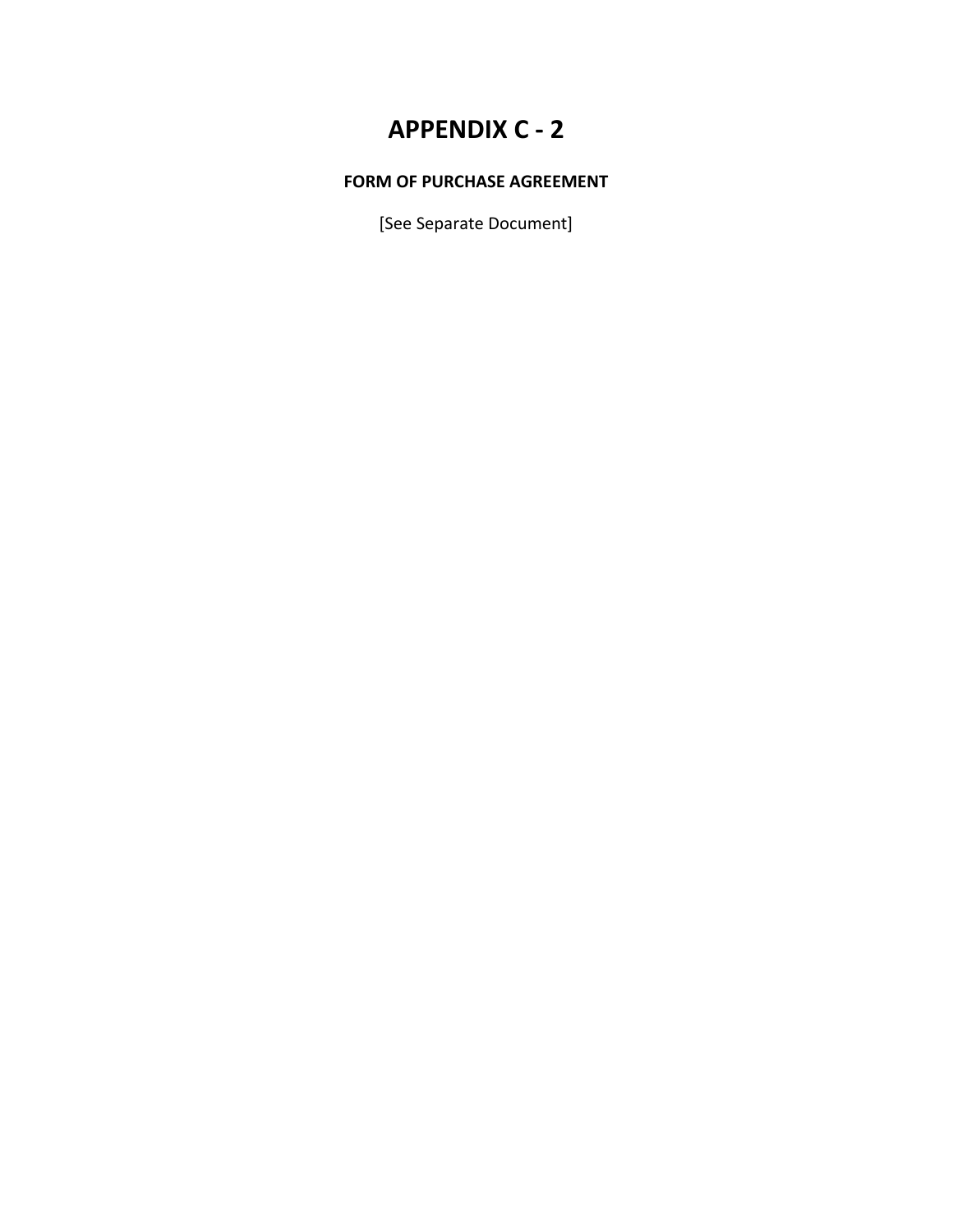# APPENDIX C - 2

**FORM OF PURCHASE AGREEMENT**

[See Separate Document]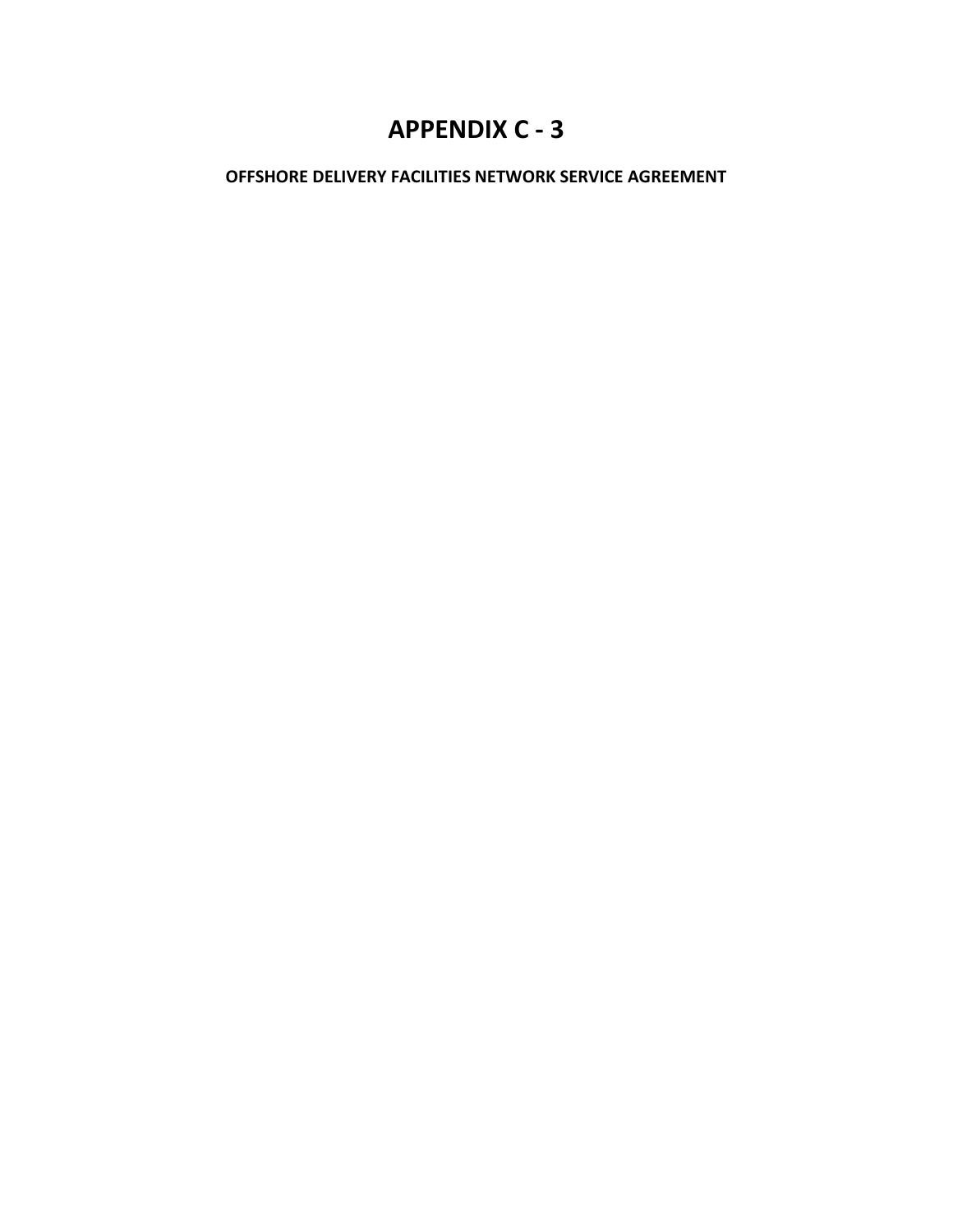# APPENDIX C - 3

**OFFSHORE DELIVERY FACILITIES NETWORK SERVICE AGREEMENT**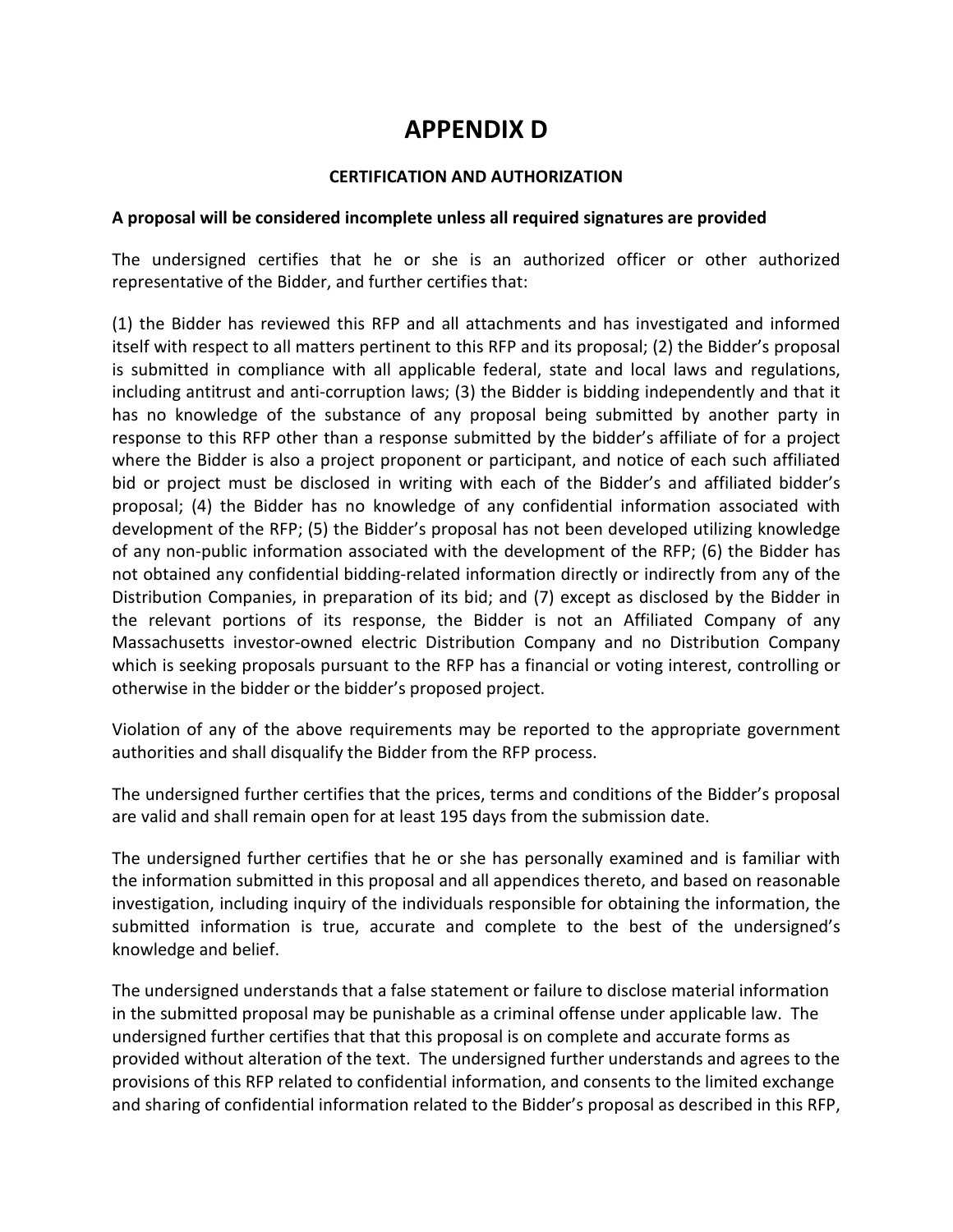# APPENDIX D

### CERTIFICATION AND AUTHORIZATION

**A proposal will be considered incomplete unless all required signatures are provided**

The undersigned certifies that he or she is an authorized officer or other authorized representative of the Bidder, and further certifies that:

(1) the Bidder has reviewed this RFP and all attachments and has investigated and informed itself with respect to all matters pertinent to this RFP and its proposal; (2) the Bidder's proposal is submitted in compliance with all applicable federal, state and local laws and regulations, including antitrust and anti-corruption laws; (3) the Bidder is bidding independently and that it has no knowledge of the substance of any proposal being submitted by another party in response to this RFP other than a response submitted by the bidder's affiliate of for a project where the Bidder is also a project proponent or participant, and notice of each such affiliated bid or project must be disclosed in writing with each of the Bidder's and affiliated bidder's proposal; (4) the Bidder has no knowledge of any confidential information associated with development of the RFP; (5) the Bidder's proposal has not been developed utilizing knowledge of any non-public information associated with the development of the RFP; (6) the Bidder has not obtained any confidential bidding-related information directly or indirectly from any of the Distribution Companies, in preparation of its bid; and (7) except as disclosed by the Bidder in the relevant portions of its response, the Bidder is not an Affiliated Company of any Massachusetts investor-owned electric Distribution Company and no Distribution Company which is seeking proposals pursuant to the RFP has a financial or voting interest, controlling or otherwise in the bidder or the bidder's proposed project.

Violation of any of the above requirements may be reported to the appropriate government authorities and shall disqualify the Bidder from the RFP process.

The undersigned further certifies that the prices, terms and conditions of the Bidder's proposal are valid and shall remain open for at least 195 days from the submission date.

The undersigned further certifies that he or she has personally examined and is familiar with the information submitted in this proposal and all appendices thereto, and based on reasonable investigation, including inquiry of the individuals responsible for obtaining the information, the submitted information is true, accurate and complete to the best of the undersigned's knowledge and belief.

The undersigned understands that a false statement or failure to disclose material information in the submitted proposal may be punishable as a criminal offense under applicable law. The undersigned further certifies that that this proposal is on complete and accurate forms as provided without alteration of the text. The undersigned further understands and agrees to the provisions of this RFP related to confidential information, and consents to the limited exchange and sharing of confidential information related to the Bidder's proposal as described in this RFP,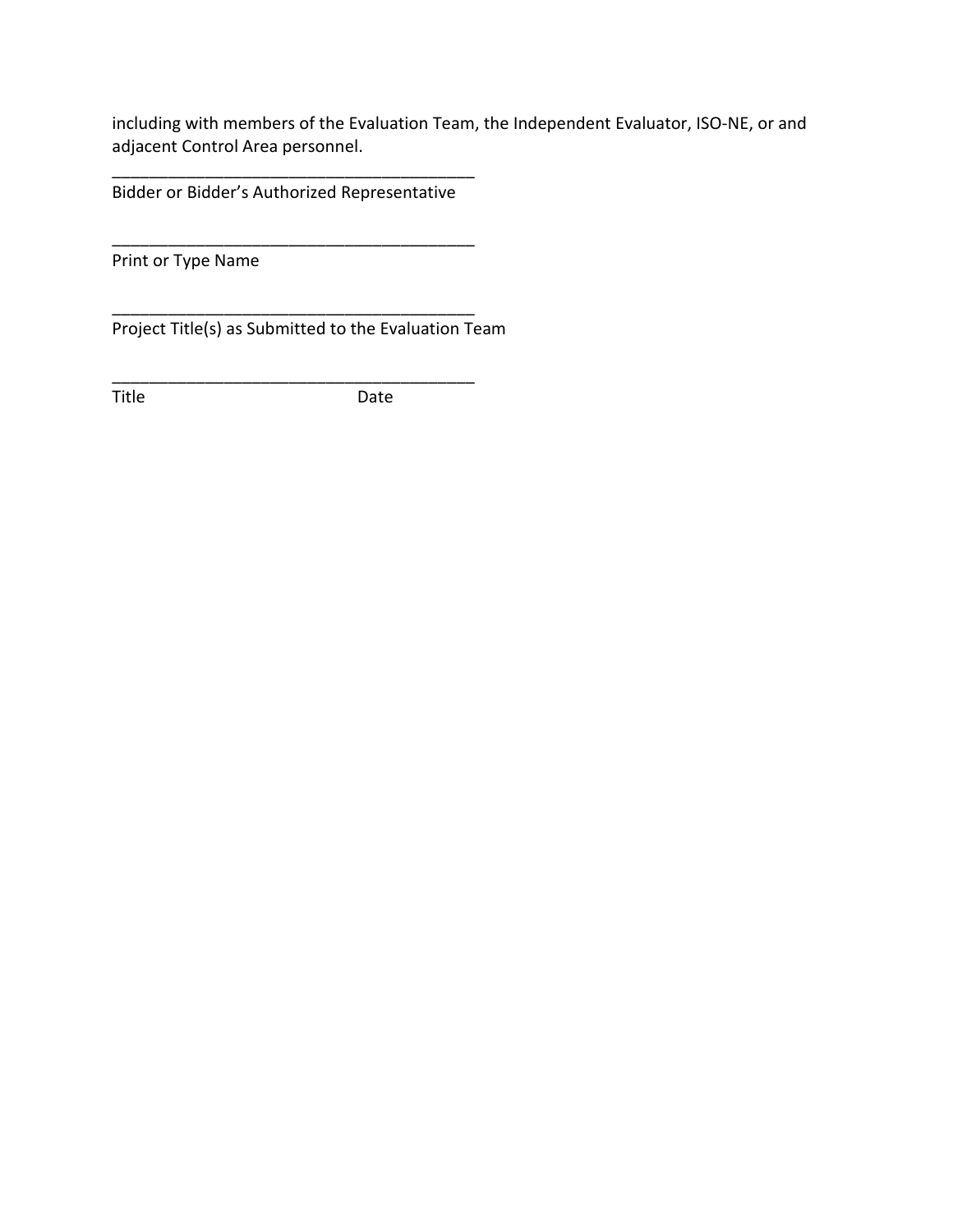including with members of the Evaluation Team, the Independent Evaluator, ISO-NE, or and adjacent Control Area personnel.

________________________________________
Bidder or Bidder's Authorized Representative

________________________________________
Print or Type Name

________________________________________
Project Title(s) as Submitted to the Evaluation Team

________________________________________
Title                                        Date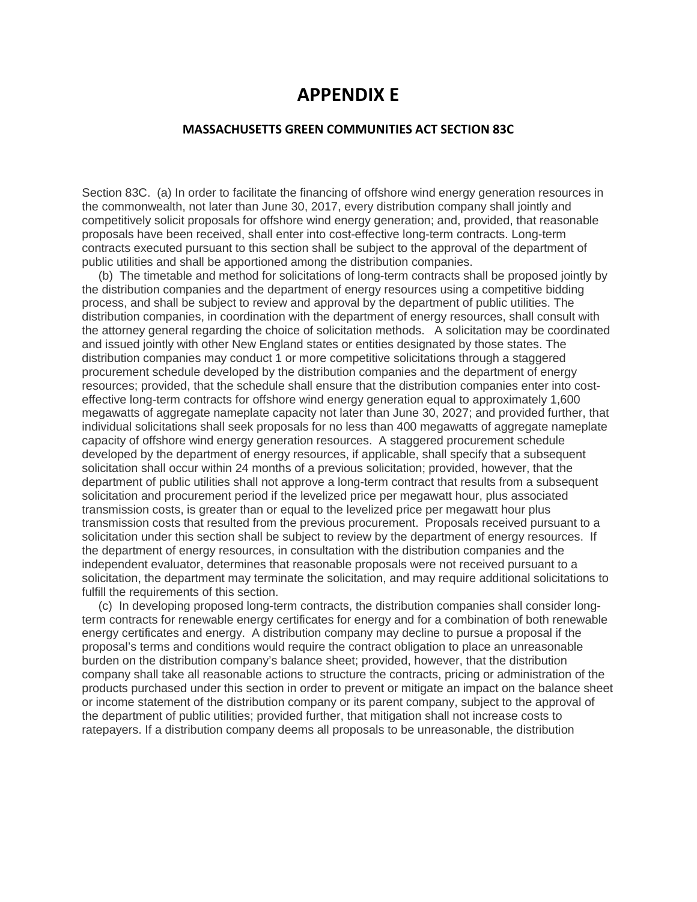# APPENDIX E

## MASSACHUSETTS GREEN COMMUNITIES ACT SECTION 83C

Section 83C. (a) In order to facilitate the financing of offshore wind energy generation resources in the commonwealth, not later than June 30, 2017, every distribution company shall jointly and competitively solicit proposals for offshore wind energy generation; and, provided, that reasonable proposals have been received, shall enter into cost-effective long-term contracts. Long-term contracts executed pursuant to this section shall be subject to the approval of the department of public utilities and shall be apportioned among the distribution companies.

(b) The timetable and method for solicitations of long-term contracts shall be proposed jointly by the distribution companies and the department of energy resources using a competitive bidding process, and shall be subject to review and approval by the department of public utilities. The distribution companies, in coordination with the department of energy resources, shall consult with the attorney general regarding the choice of solicitation methods. A solicitation may be coordinated and issued jointly with other New England states or entities designated by those states. The distribution companies may conduct 1 or more competitive solicitations through a staggered procurement schedule developed by the distribution companies and the department of energy resources; provided, that the schedule shall ensure that the distribution companies enter into cost-effective long-term contracts for offshore wind energy generation equal to approximately 1,600 megawatts of aggregate nameplate capacity not later than June 30, 2027; and provided further, that individual solicitations shall seek proposals for no less than 400 megawatts of aggregate nameplate capacity of offshore wind energy generation resources. A staggered procurement schedule developed by the department of energy resources, if applicable, shall specify that a subsequent solicitation shall occur within 24 months of a previous solicitation; provided, however, that the department of public utilities shall not approve a long-term contract that results from a subsequent solicitation and procurement period if the levelized price per megawatt hour, plus associated transmission costs, is greater than or equal to the levelized price per megawatt hour plus transmission costs that resulted from the previous procurement. Proposals received pursuant to a solicitation under this section shall be subject to review by the department of energy resources. If the department of energy resources, in consultation with the distribution companies and the independent evaluator, determines that reasonable proposals were not received pursuant to a solicitation, the department may terminate the solicitation, and may require additional solicitations to fulfill the requirements of this section.

(c) In developing proposed long-term contracts, the distribution companies shall consider long-term contracts for renewable energy certificates for energy and for a combination of both renewable energy certificates and energy. A distribution company may decline to pursue a proposal if the proposal's terms and conditions would require the contract obligation to place an unreasonable burden on the distribution company's balance sheet; provided, however, that the distribution company shall take all reasonable actions to structure the contracts, pricing or administration of the products purchased under this section in order to prevent or mitigate an impact on the balance sheet or income statement of the distribution company or its parent company, subject to the approval of the department of public utilities; provided further, that mitigation shall not increase costs to ratepayers. If a distribution company deems all proposals to be unreasonable, the distribution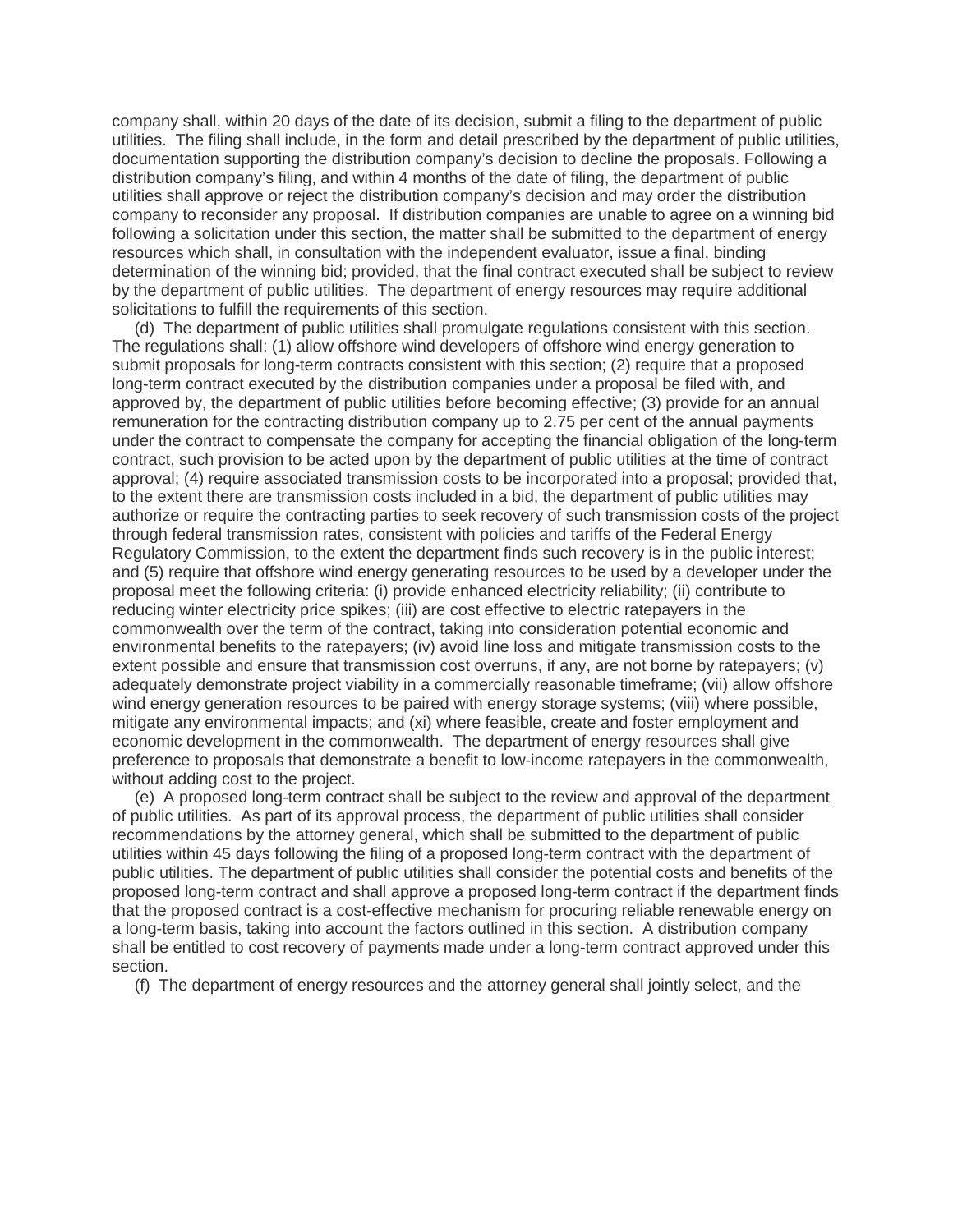company shall, within 20 days of the date of its decision, submit a filing to the department of public utilities. The filing shall include, in the form and detail prescribed by the department of public utilities, documentation supporting the distribution company's decision to decline the proposals. Following a distribution company's filing, and within 4 months of the date of filing, the department of public utilities shall approve or reject the distribution company's decision and may order the distribution company to reconsider any proposal. If distribution companies are unable to agree on a winning bid following a solicitation under this section, the matter shall be submitted to the department of energy resources which shall, in consultation with the independent evaluator, issue a final, binding determination of the winning bid; provided, that the final contract executed shall be subject to review by the department of public utilities. The department of energy resources may require additional solicitations to fulfill the requirements of this section.

(d) The department of public utilities shall promulgate regulations consistent with this section. The regulations shall: (1) allow offshore wind developers of offshore wind energy generation to submit proposals for long-term contracts consistent with this section; (2) require that a proposed long-term contract executed by the distribution companies under a proposal be filed with, and approved by, the department of public utilities before becoming effective; (3) provide for an annual remuneration for the contracting distribution company up to 2.75 per cent of the annual payments under the contract to compensate the company for accepting the financial obligation of the long-term contract, such provision to be acted upon by the department of public utilities at the time of contract approval; (4) require associated transmission costs to be incorporated into a proposal; provided that, to the extent there are transmission costs included in a bid, the department of public utilities may authorize or require the contracting parties to seek recovery of such transmission costs of the project through federal transmission rates, consistent with policies and tariffs of the Federal Energy Regulatory Commission, to the extent the department finds such recovery is in the public interest; and (5) require that offshore wind energy generating resources to be used by a developer under the proposal meet the following criteria: (i) provide enhanced electricity reliability; (ii) contribute to reducing winter electricity price spikes; (iii) are cost effective to electric ratepayers in the commonwealth over the term of the contract, taking into consideration potential economic and environmental benefits to the ratepayers; (iv) avoid line loss and mitigate transmission costs to the extent possible and ensure that transmission cost overruns, if any, are not borne by ratepayers; (v) adequately demonstrate project viability in a commercially reasonable timeframe; (vii) allow offshore wind energy generation resources to be paired with energy storage systems; (viii) where possible, mitigate any environmental impacts; and (xi) where feasible, create and foster employment and economic development in the commonwealth. The department of energy resources shall give preference to proposals that demonstrate a benefit to low-income ratepayers in the commonwealth, without adding cost to the project.

(e) A proposed long-term contract shall be subject to the review and approval of the department of public utilities. As part of its approval process, the department of public utilities shall consider recommendations by the attorney general, which shall be submitted to the department of public utilities within 45 days following the filing of a proposed long-term contract with the department of public utilities. The department of public utilities shall consider the potential costs and benefits of the proposed long-term contract and shall approve a proposed long-term contract if the department finds that the proposed contract is a cost-effective mechanism for procuring reliable renewable energy on a long-term basis, taking into account the factors outlined in this section. A distribution company shall be entitled to cost recovery of payments made under a long-term contract approved under this section.

(f) The department of energy resources and the attorney general shall jointly select, and the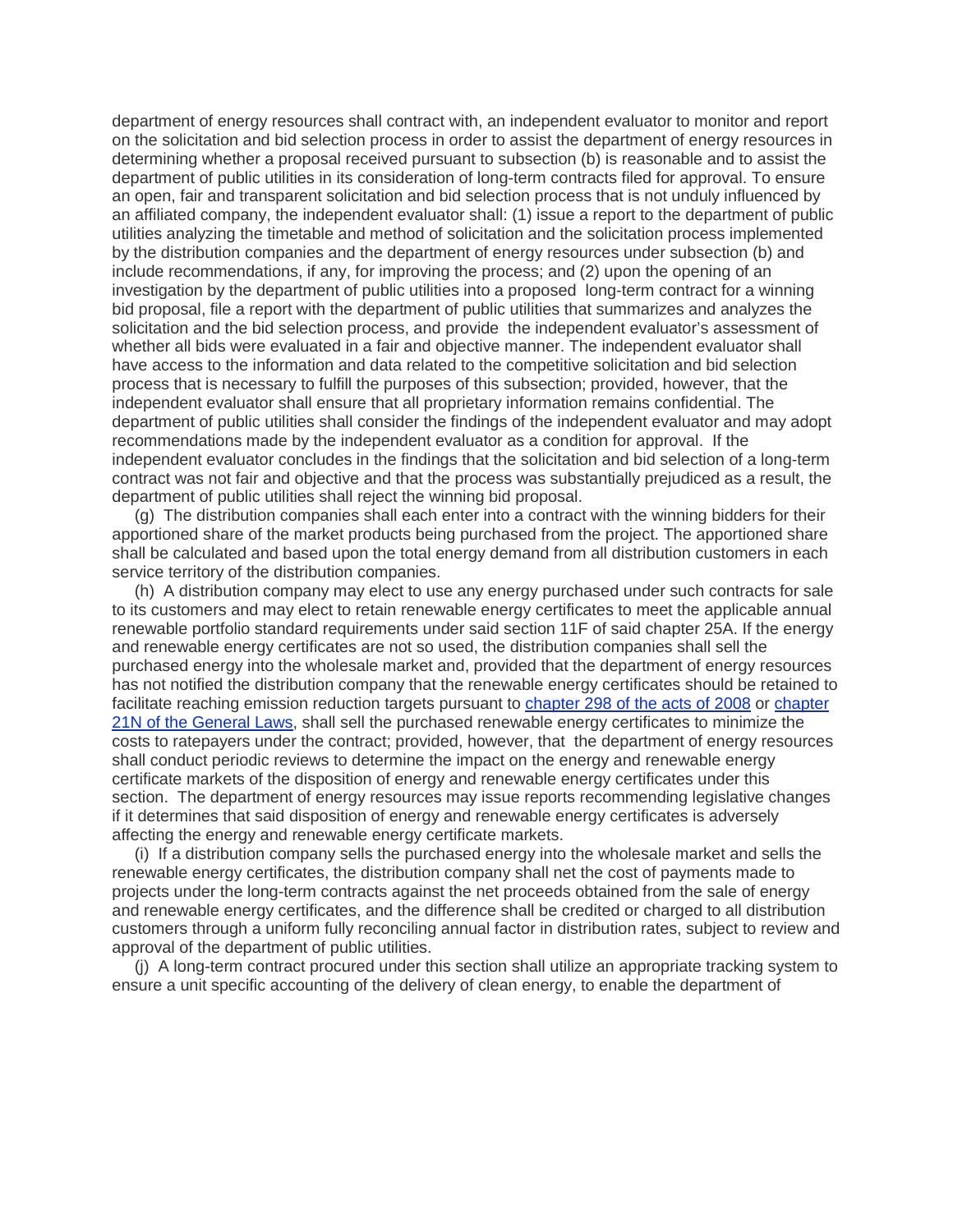department of energy resources shall contract with, an independent evaluator to monitor and report on the solicitation and bid selection process in order to assist the department of energy resources in determining whether a proposal received pursuant to subsection (b) is reasonable and to assist the department of public utilities in its consideration of long-term contracts filed for approval. To ensure an open, fair and transparent solicitation and bid selection process that is not unduly influenced by an affiliated company, the independent evaluator shall: (1) issue a report to the department of public utilities analyzing the timetable and method of solicitation and the solicitation process implemented by the distribution companies and the department of energy resources under subsection (b) and include recommendations, if any, for improving the process; and (2) upon the opening of an investigation by the department of public utilities into a proposed long-term contract for a winning bid proposal, file a report with the department of public utilities that summarizes and analyzes the solicitation and the bid selection process, and provide the independent evaluator's assessment of whether all bids were evaluated in a fair and objective manner. The independent evaluator shall have access to the information and data related to the competitive solicitation and bid selection process that is necessary to fulfill the purposes of this subsection; provided, however, that the independent evaluator shall ensure that all proprietary information remains confidential. The department of public utilities shall consider the findings of the independent evaluator and may adopt recommendations made by the independent evaluator as a condition for approval. If the independent evaluator concludes in the findings that the solicitation and bid selection of a long-term contract was not fair and objective and that the process was substantially prejudiced as a result, the department of public utilities shall reject the winning bid proposal.

(g) The distribution companies shall each enter into a contract with the winning bidders for their apportioned share of the market products being purchased from the project. The apportioned share shall be calculated and based upon the total energy demand from all distribution customers in each service territory of the distribution companies.

(h) A distribution company may elect to use any energy purchased under such contracts for sale to its customers and may elect to retain renewable energy certificates to meet the applicable annual renewable portfolio standard requirements under said section 11F of said chapter 25A. If the energy and renewable energy certificates are not so used, the distribution companies shall sell the purchased energy into the wholesale market and, provided that the department of energy resources has not notified the distribution company that the renewable energy certificates should be retained to facilitate reaching emission reduction targets pursuant to [chapter 298 of the acts of 2008] or [chapter 21N of the General Laws], shall sell the purchased renewable energy certificates to minimize the costs to ratepayers under the contract; provided, however, that the department of energy resources shall conduct periodic reviews to determine the impact on the energy and renewable energy certificate markets of the disposition of energy and renewable energy certificates under this section. The department of energy resources may issue reports recommending legislative changes if it determines that said disposition of energy and renewable energy certificates is adversely affecting the energy and renewable energy certificate markets.

(i) If a distribution company sells the purchased energy into the wholesale market and sells the renewable energy certificates, the distribution company shall net the cost of payments made to projects under the long-term contracts against the net proceeds obtained from the sale of energy and renewable energy certificates, and the difference shall be credited or charged to all distribution customers through a uniform fully reconciling annual factor in distribution rates, subject to review and approval of the department of public utilities.

(j) A long-term contract procured under this section shall utilize an appropriate tracking system to ensure a unit specific accounting of the delivery of clean energy, to enable the department of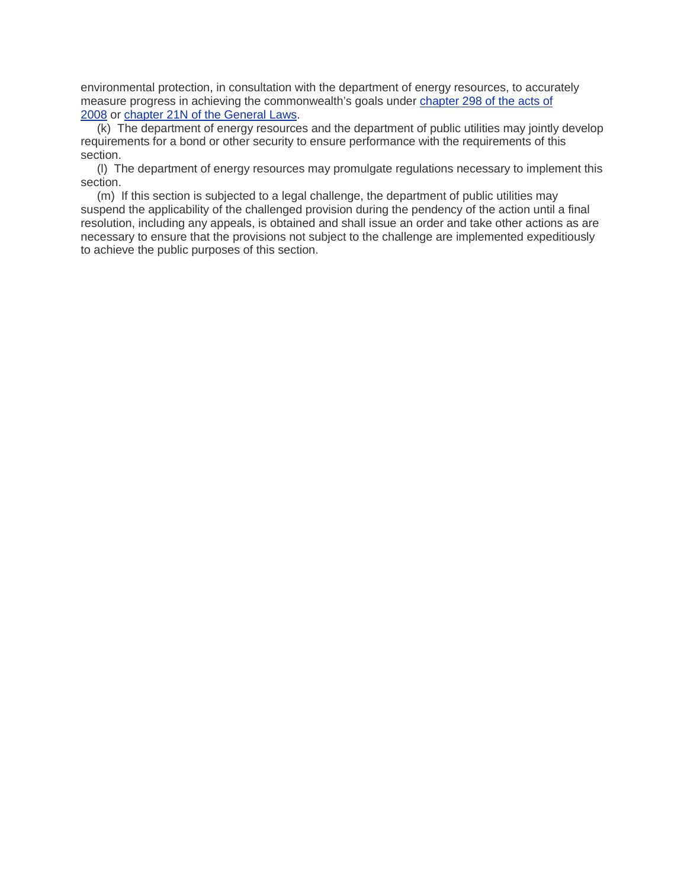environmental protection, in consultation with the department of energy resources, to accurately measure progress in achieving the commonwealth's goals under chapter 298 of the acts of 2008 or chapter 21N of the General Laws.

(k) The department of energy resources and the department of public utilities may jointly develop requirements for a bond or other security to ensure performance with the requirements of this section.

(l) The department of energy resources may promulgate regulations necessary to implement this section.

(m) If this section is subjected to a legal challenge, the department of public utilities may suspend the applicability of the challenged provision during the pendency of the action until a final resolution, including any appeals, is obtained and shall issue an order and take other actions as are necessary to ensure that the provisions not subject to the challenge are implemented expeditiously to achieve the public purposes of this section.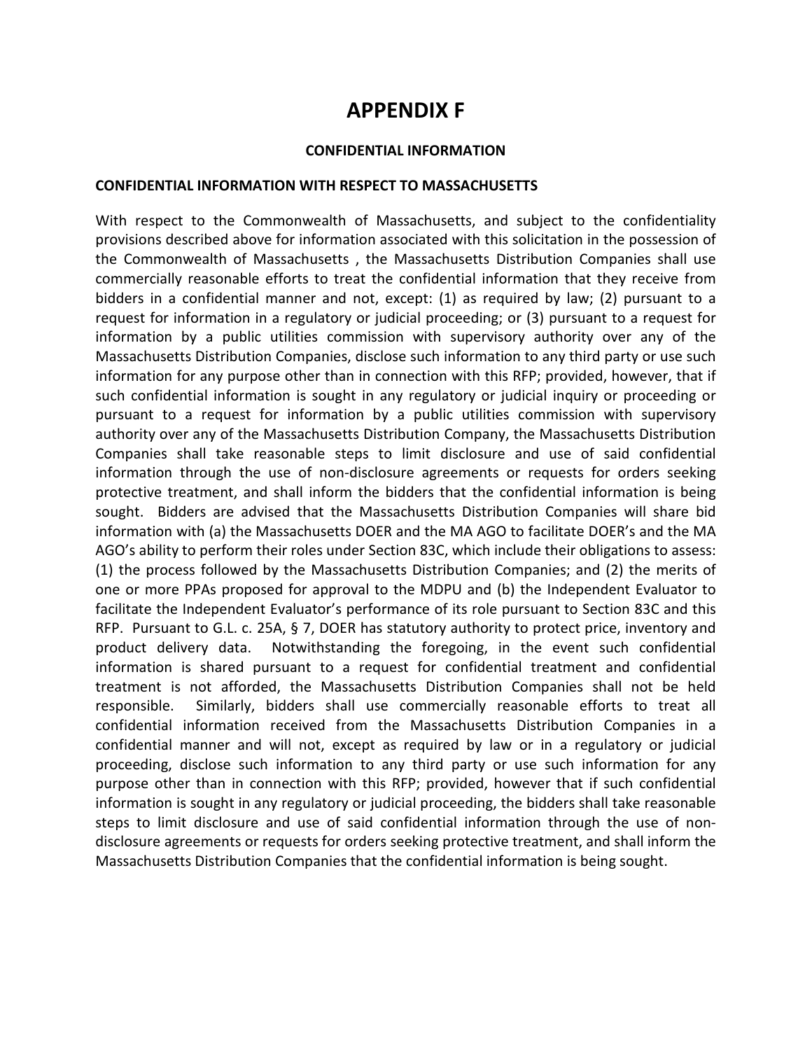# APPENDIX F

### CONFIDENTIAL INFORMATION

### CONFIDENTIAL INFORMATION WITH RESPECT TO MASSACHUSETTS

With respect to the Commonwealth of Massachusetts, and subject to the confidentiality provisions described above for information associated with this solicitation in the possession of the Commonwealth of Massachusetts , the Massachusetts Distribution Companies shall use commercially reasonable efforts to treat the confidential information that they receive from bidders in a confidential manner and not, except: (1) as required by law; (2) pursuant to a request for information in a regulatory or judicial proceeding; or (3) pursuant to a request for information by a public utilities commission with supervisory authority over any of the Massachusetts Distribution Companies, disclose such information to any third party or use such information for any purpose other than in connection with this RFP; provided, however, that if such confidential information is sought in any regulatory or judicial inquiry or proceeding or pursuant to a request for information by a public utilities commission with supervisory authority over any of the Massachusetts Distribution Company, the Massachusetts Distribution Companies shall take reasonable steps to limit disclosure and use of said confidential information through the use of non-disclosure agreements or requests for orders seeking protective treatment, and shall inform the bidders that the confidential information is being sought. Bidders are advised that the Massachusetts Distribution Companies will share bid information with (a) the Massachusetts DOER and the MA AGO to facilitate DOER's and the MA AGO's ability to perform their roles under Section 83C, which include their obligations to assess: (1) the process followed by the Massachusetts Distribution Companies; and (2) the merits of one or more PPAs proposed for approval to the MDPU and (b) the Independent Evaluator to facilitate the Independent Evaluator's performance of its role pursuant to Section 83C and this RFP. Pursuant to G.L. c. 25A, § 7, DOER has statutory authority to protect price, inventory and product delivery data. Notwithstanding the foregoing, in the event such confidential information is shared pursuant to a request for confidential treatment and confidential treatment is not afforded, the Massachusetts Distribution Companies shall not be held responsible. Similarly, bidders shall use commercially reasonable efforts to treat all confidential information received from the Massachusetts Distribution Companies in a confidential manner and will not, except as required by law or in a regulatory or judicial proceeding, disclose such information to any third party or use such information for any purpose other than in connection with this RFP; provided, however that if such confidential information is sought in any regulatory or judicial proceeding, the bidders shall take reasonable steps to limit disclosure and use of said confidential information through the use of non-disclosure agreements or requests for orders seeking protective treatment, and shall inform the Massachusetts Distribution Companies that the confidential information is being sought.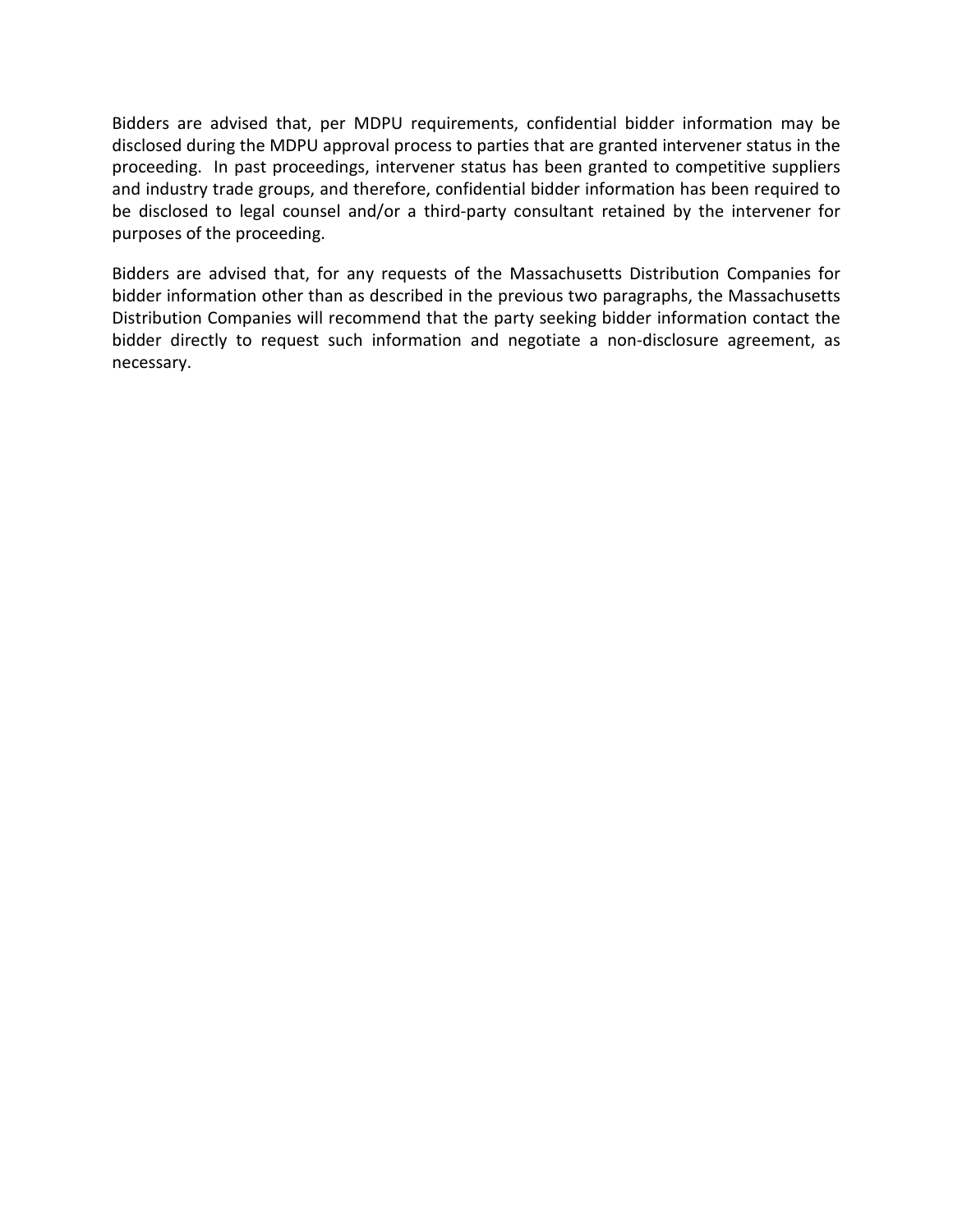Bidders are advised that, per MDPU requirements, confidential bidder information may be disclosed during the MDPU approval process to parties that are granted intervener status in the proceeding. In past proceedings, intervener status has been granted to competitive suppliers and industry trade groups, and therefore, confidential bidder information has been required to be disclosed to legal counsel and/or a third-party consultant retained by the intervener for purposes of the proceeding.

Bidders are advised that, for any requests of the Massachusetts Distribution Companies for bidder information other than as described in the previous two paragraphs, the Massachusetts Distribution Companies will recommend that the party seeking bidder information contact the bidder directly to request such information and negotiate a non-disclosure agreement, as necessary.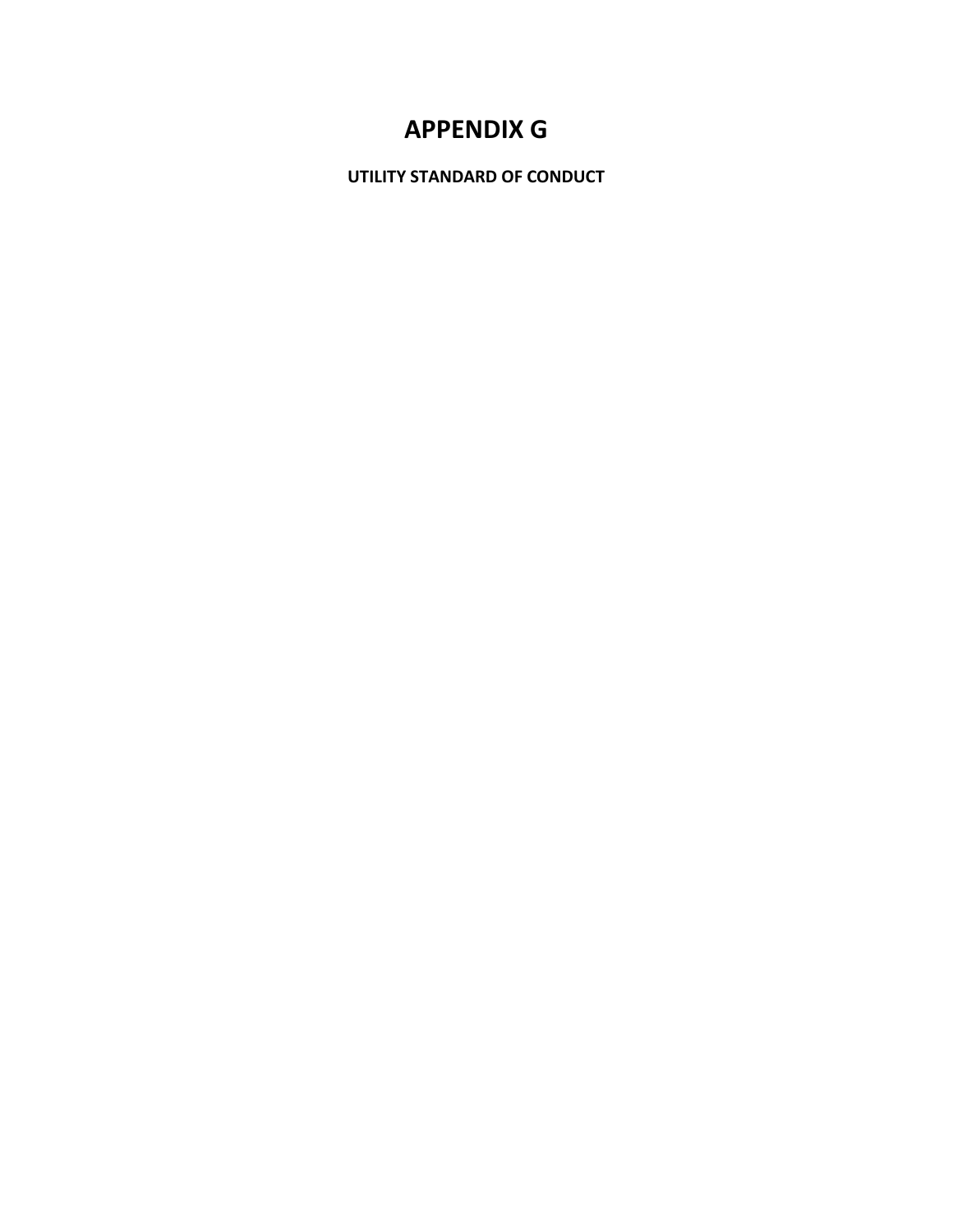# APPENDIX G

**UTILITY STANDARD OF CONDUCT**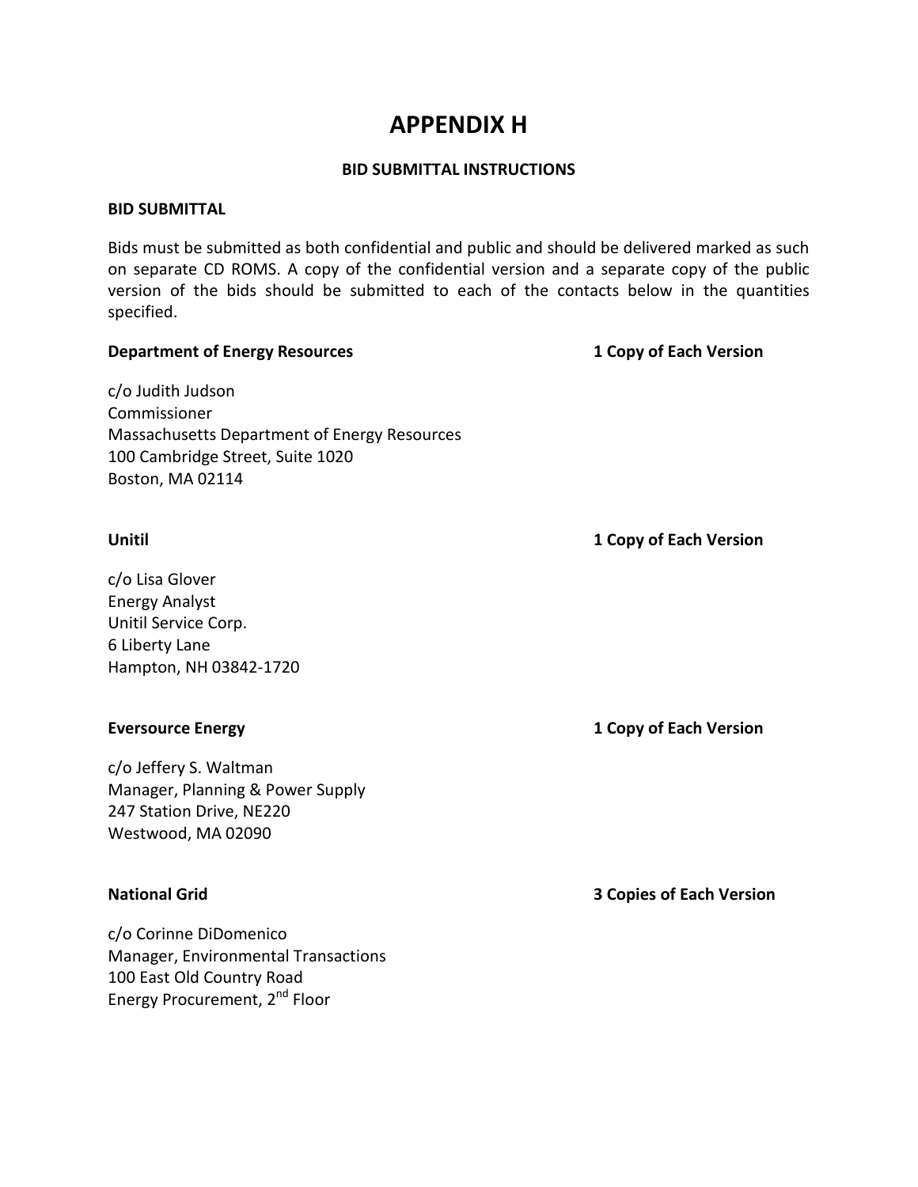# APPENDIX H

## BID SUBMITTAL INSTRUCTIONS

### BID SUBMITTAL

Bids must be submitted as both confidential and public and should be delivered marked as such on separate CD ROMS. A copy of the confidential version and a separate copy of the public version of the bids should be submitted to each of the contacts below in the quantities specified.

**Department of Energy Resources** — **1 Copy of Each Version**

c/o Judith Judson
Commissioner
Massachusetts Department of Energy Resources
100 Cambridge Street, Suite 1020
Boston, MA 02114

**Unitil** — **1 Copy of Each Version**

c/o Lisa Glover
Energy Analyst
Unitil Service Corp.
6 Liberty Lane
Hampton, NH 03842-1720

**Eversource Energy** — **1 Copy of Each Version**

c/o Jeffery S. Waltman
Manager, Planning & Power Supply
247 Station Drive, NE220
Westwood, MA 02090

**National Grid** — **3 Copies of Each Version**

c/o Corinne DiDomenico
Manager, Environmental Transactions
100 East Old Country Road
Energy Procurement, 2nd Floor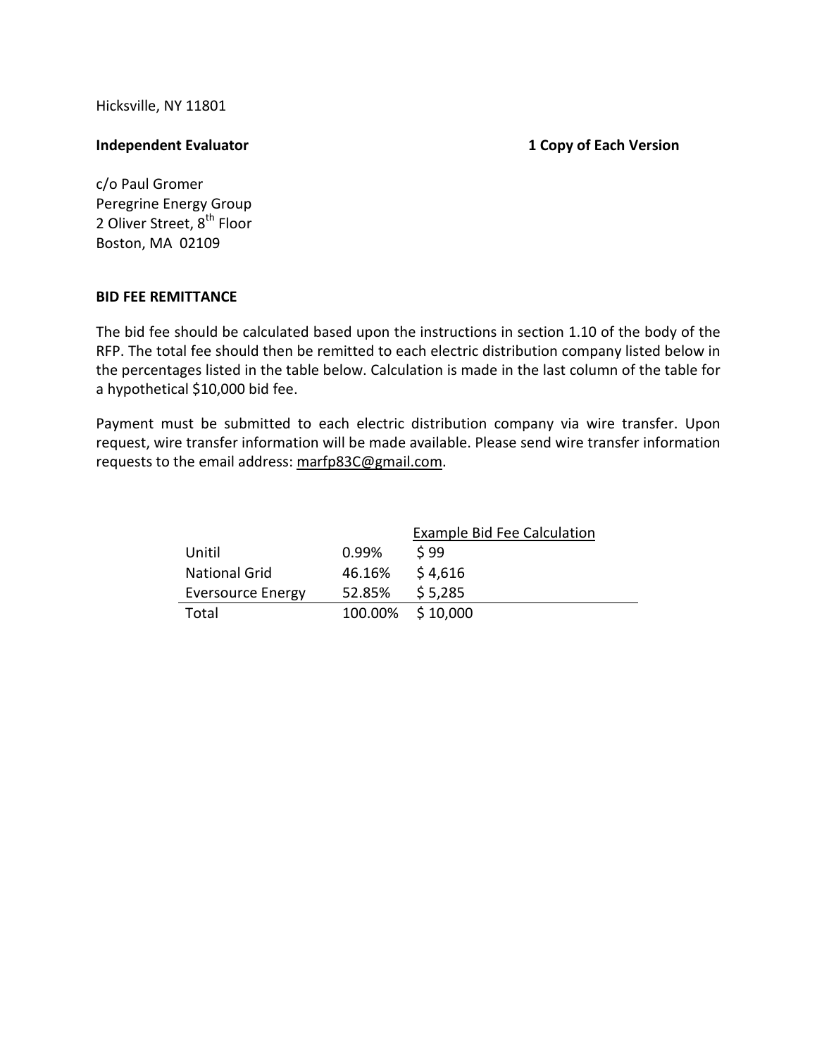Hicksville, NY 11801

**Independent Evaluator** **1 Copy of Each Version**

c/o Paul Gromer
Peregrine Energy Group
2 Oliver Street, 8th Floor
Boston, MA 02109

**BID FEE REMITTANCE**

The bid fee should be calculated based upon the instructions in section 1.10 of the body of the RFP. The total fee should then be remitted to each electric distribution company listed below in the percentages listed in the table below. Calculation is made in the last column of the table for a hypothetical $10,000 bid fee.

Payment must be submitted to each electric distribution company via wire transfer. Upon request, wire transfer information will be made available. Please send wire transfer information requests to the email address: marfp83C@gmail.com.

| | | Example Bid Fee Calculation |
|---|---|---|
| Unitil | 0.99% | $ 99 |
| National Grid | 46.16% | $ 4,616 |
| Eversource Energy | 52.85% | $ 5,285 |
| Total | 100.00% | $ 10,000 |